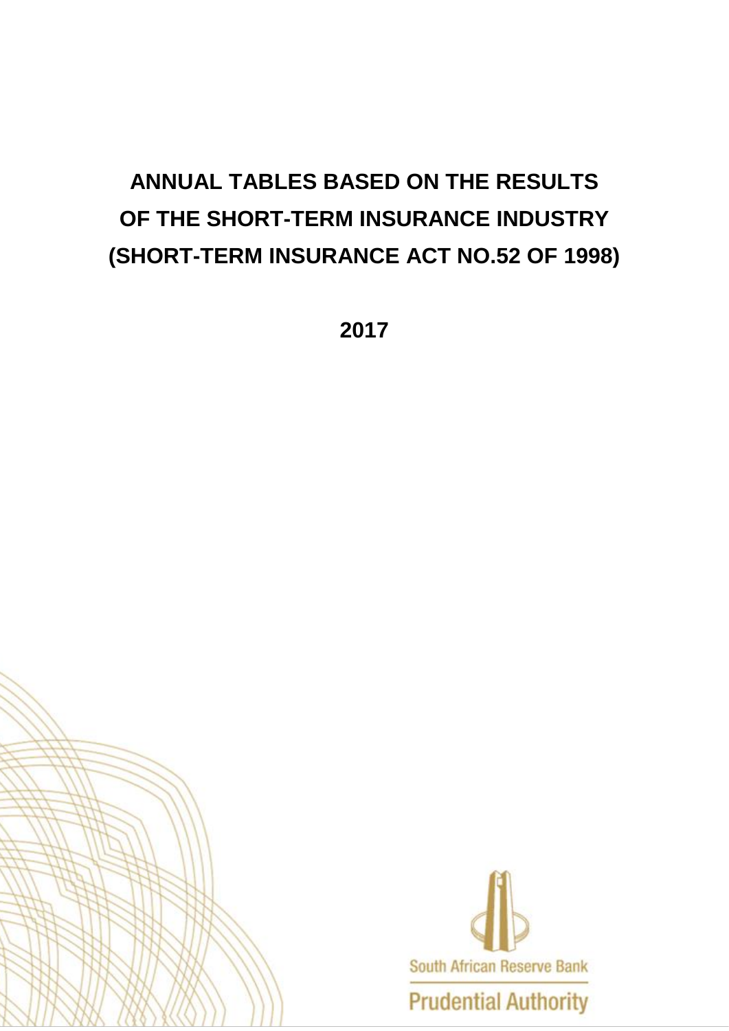# ANNUAL TABLES BASED ON THE RESULTS OF THE SHORT-TERM INSURANCE INDUSTRY (SHORT-TERM INSURANCE ACT NO.52 OF 1998)

## 2017

South African Reserve Bank

Prudential Authority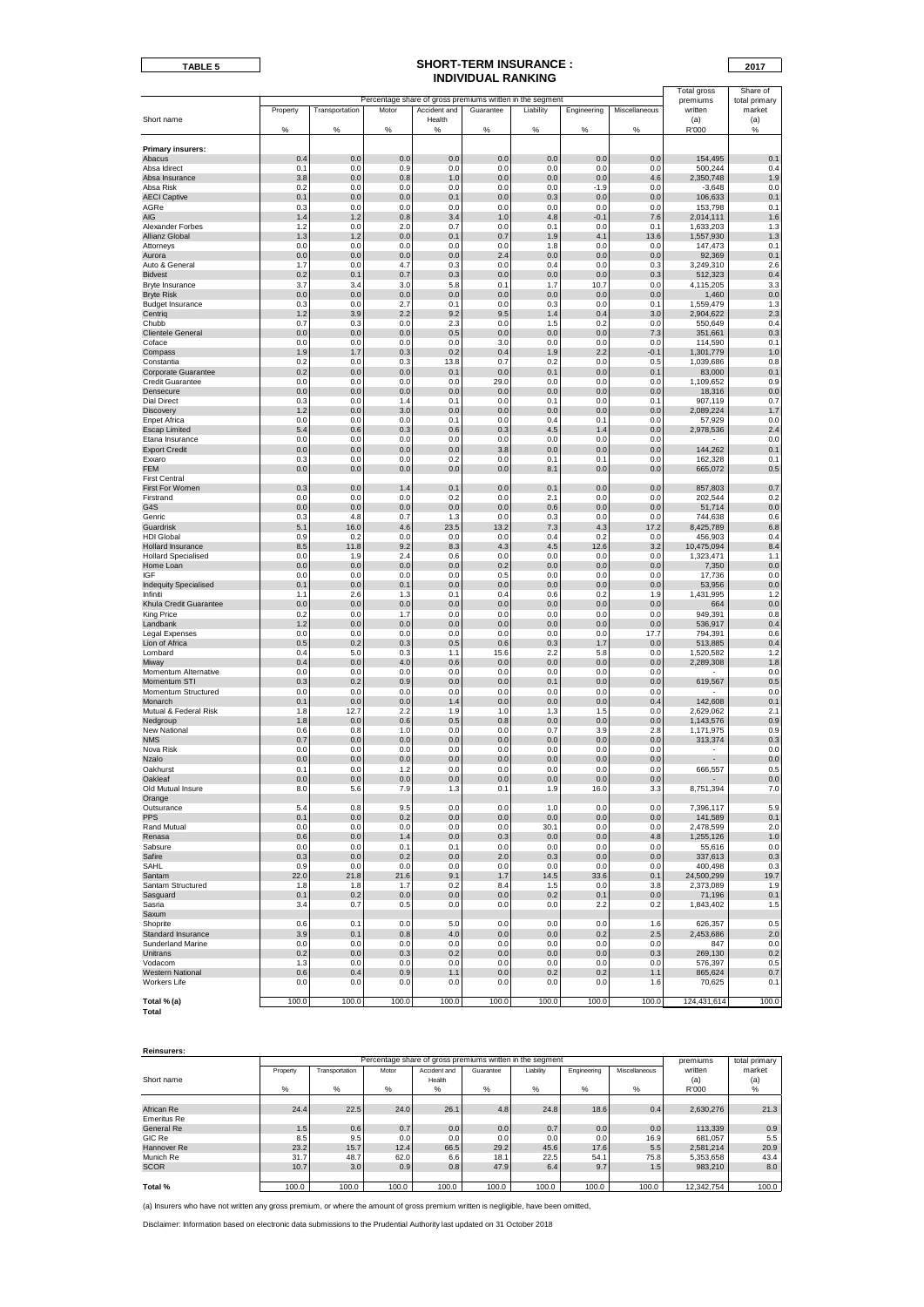**TABLE 5**

# SHORT-TERM INSURANCE : INDIVIDUAL RANKING

**2017**

| Short name | Property % | Transportation % | Motor % | Accident and Health % | Guarantee % | Liability % | Engineering % | Miscellaneous % | Total gross premiums written (a) R'000 | Share of total primary market (a) % |
|---|---|---|---|---|---|---|---|---|---|---|
| | Percentage share of gross premiums written in the segment | | | | | | | | | |
| **Primary insurers:** | | | | | | | | | | |
| Abacus | 0.4 | 0.0 | 0.0 | 0.0 | 0.0 | 0.0 | 0.0 | 0.0 | 154,495 | 0.1 |
| Absa Idirect | 0.1 | 0.0 | 0.9 | 0.0 | 0.0 | 0.0 | 0.0 | 0.0 | 500,244 | 0.4 |
| Absa Insurance | 3.8 | 0.0 | 0.8 | 1.0 | 0.0 | 0.0 | 0.0 | 4.6 | 2,350,748 | 1.9 |
| Absa Risk | 0.2 | 0.0 | 0.0 | 0.0 | 0.0 | 0.0 | -1.9 | 0.0 | -3,648 | 0.0 |
| AECI Captive | 0.1 | 0.0 | 0.0 | 0.1 | 0.0 | 0.3 | 0.0 | 0.0 | 106,633 | 0.1 |
| AGRe | 0.3 | 0.0 | 0.0 | 0.0 | 0.0 | 0.0 | 0.0 | 0.0 | 153,798 | 0.1 |
| AIG | 1.4 | 1.2 | 0.8 | 3.4 | 1.0 | 4.8 | -0.1 | 7.6 | 2,014,111 | 1.6 |
| Alexander Forbes | 1.2 | 0.0 | 2.0 | 0.7 | 0.0 | 0.1 | 0.0 | 0.1 | 1,633,203 | 1.3 |
| Allianz Global | 1.3 | 1.2 | 0.0 | 0.1 | 0.7 | 1.9 | 4.1 | 13.6 | 1,557,930 | 1.3 |
| Attorneys | 0.0 | 0.0 | 0.0 | 0.0 | 0.0 | 1.8 | 0.0 | 0.0 | 147,473 | 0.1 |
| Aurora | 0.0 | 0.0 | 0.0 | 0.0 | 2.4 | 0.0 | 0.0 | 0.0 | 92,369 | 0.1 |
| Auto & General | 1.7 | 0.0 | 4.7 | 0.3 | 0.0 | 0.4 | 0.0 | 0.3 | 3,249,310 | 2.6 |
| Bidvest | 0.2 | 0.1 | 0.7 | 0.3 | 0.0 | 0.0 | 0.0 | 0.3 | 512,323 | 0.4 |
| Bryte Insurance | 3.7 | 3.4 | 3.0 | 5.8 | 0.1 | 1.7 | 10.7 | 0.0 | 4,115,205 | 3.3 |
| Bryte Risk | 0.0 | 0.0 | 0.0 | 0.0 | 0.0 | 0.0 | 0.0 | 0.0 | 1,460 | 0.0 |
| Budget Insurance | 0.3 | 0.0 | 2.7 | 0.1 | 0.0 | 0.3 | 0.0 | 0.1 | 1,559,479 | 1.3 |
| Centriq | 1.2 | 3.9 | 2.2 | 9.2 | 9.5 | 1.4 | 0.4 | 3.0 | 2,904,622 | 2.3 |
| Chubb | 0.7 | 0.3 | 0.0 | 2.3 | 0.0 | 1.5 | 0.2 | 0.0 | 550,649 | 0.4 |
| Clientele General | 0.0 | 0.0 | 0.0 | 0.5 | 0.0 | 0.0 | 0.0 | 7.3 | 351,661 | 0.3 |
| Coface | 0.0 | 0.0 | 0.0 | 0.0 | 3.0 | 0.0 | 0.0 | 0.0 | 114,590 | 0.1 |
| Compass | 1.9 | 1.7 | 0.3 | 0.2 | 0.4 | 1.9 | 2.2 | -0.1 | 1,301,779 | 1.0 |
| Constantia | 0.2 | 0.0 | 0.3 | 13.8 | 0.7 | 0.2 | 0.0 | 0.5 | 1,039,686 | 0.8 |
| Corporate Guarantee | 0.2 | 0.0 | 0.0 | 0.1 | 0.0 | 0.1 | 0.0 | 0.1 | 83,000 | 0.1 |
| Credit Guarantee | 0.0 | 0.0 | 0.0 | 0.0 | 29.0 | 0.0 | 0.0 | 0.0 | 1,109,652 | 0.9 |
| Densecure | 0.0 | 0.0 | 0.0 | 0.0 | 0.0 | 0.0 | 0.0 | 0.0 | 18,316 | 0.0 |
| Dial Direct | 0.3 | 0.0 | 1.4 | 0.1 | 0.0 | 0.1 | 0.0 | 0.1 | 907,119 | 0.7 |
| Discovery | 1.2 | 0.0 | 3.0 | 0.0 | 0.0 | 0.0 | 0.0 | 0.0 | 2,089,224 | 1.7 |
| Enpet Africa | 0.0 | 0.0 | 0.0 | 0.1 | 0.0 | 0.4 | 0.1 | 0.0 | 57,929 | 0.0 |
| Escap Limited | 5.4 | 0.6 | 0.3 | 0.6 | 0.3 | 4.5 | 1.4 | 0.0 | 2,978,536 | 2.4 |
| Etana Insurance | 0.0 | 0.0 | 0.0 | 0.0 | 0.0 | 0.0 | 0.0 | 0.0 | - | 0.0 |
| Export Credit | 0.0 | 0.0 | 0.0 | 0.0 | 3.8 | 0.0 | 0.0 | 0.0 | 144,262 | 0.1 |
| Exxaro | 0.3 | 0.0 | 0.0 | 0.2 | 0.0 | 0.1 | 0.1 | 0.0 | 162,328 | 0.1 |
| FEM | 0.0 | 0.0 | 0.0 | 0.0 | 0.0 | 8.1 | 0.0 | 0.0 | 665,072 | 0.5 |
| First Central | | | | | | | | | | |
| First For Women | 0.3 | 0.0 | 1.4 | 0.1 | 0.0 | 0.1 | 0.0 | 0.0 | 857,803 | 0.7 |
| Firstrand | 0.0 | 0.0 | 0.0 | 0.2 | 0.0 | 2.1 | 0.0 | 0.0 | 202,544 | 0.2 |
| G4S | 0.0 | 0.0 | 0.0 | 0.0 | 0.0 | 0.6 | 0.0 | 0.0 | 51,714 | 0.0 |
| Genric | 0.3 | 4.8 | 0.7 | 1.3 | 0.0 | 0.3 | 0.0 | 0.0 | 744,638 | 0.6 |
| Guardrisk | 5.1 | 16.0 | 4.6 | 23.5 | 13.2 | 7.3 | 4.3 | 17.2 | 8,425,789 | 6.8 |
| HDI Global | 0.9 | 0.2 | 0.0 | 0.0 | 0.0 | 0.4 | 0.2 | 0.0 | 456,903 | 0.4 |
| Hollard Insurance | 8.5 | 11.8 | 9.2 | 8.3 | 4.3 | 4.5 | 12.6 | 3.2 | 10,475,094 | 8.4 |
| Hollard Specialised | 0.0 | 1.9 | 2.4 | 0.6 | 0.0 | 0.0 | 0.0 | 0.0 | 1,323,471 | 1.1 |
| Home Loan | 0.0 | 0.0 | 0.0 | 0.0 | 0.2 | 0.0 | 0.0 | 0.0 | 7,350 | 0.0 |
| IGF | 0.0 | 0.0 | 0.0 | 0.0 | 0.5 | 0.0 | 0.0 | 0.0 | 17,736 | 0.0 |
| Indequity Specialised | 0.1 | 0.0 | 0.1 | 0.0 | 0.0 | 0.0 | 0.0 | 0.0 | 53,956 | 0.0 |
| Infiniti | 1.1 | 2.6 | 1.3 | 0.1 | 0.4 | 0.6 | 0.2 | 1.9 | 1,431,995 | 1.2 |
| Khula Credit Guarantee | 0.0 | 0.0 | 0.0 | 0.0 | 0.0 | 0.0 | 0.0 | 0.0 | 664 | 0.0 |
| King Price | 0.2 | 0.0 | 1.7 | 0.0 | 0.0 | 0.0 | 0.0 | 0.0 | 949,391 | 0.8 |
| Landbank | 1.2 | 0.0 | 0.0 | 0.0 | 0.0 | 0.0 | 0.0 | 0.0 | 536,917 | 0.4 |
| Legal Expenses | 0.0 | 0.0 | 0.0 | 0.0 | 0.0 | 0.0 | 0.0 | 17.7 | 794,391 | 0.6 |
| Lion of Africa | 0.5 | 0.2 | 0.3 | 0.5 | 0.6 | 0.3 | 1.7 | 0.0 | 513,885 | 0.4 |
| Lombard | 0.4 | 5.0 | 0.3 | 1.1 | 15.6 | 2.2 | 5.8 | 0.0 | 1,520,582 | 1.2 |
| Miway | 0.4 | 0.0 | 4.0 | 0.6 | 0.0 | 0.0 | 0.0 | 0.0 | 2,289,308 | 1.8 |
| Momentum Alternative | 0.0 | 0.0 | 0.0 | 0.0 | 0.0 | 0.0 | 0.0 | 0.0 | - | 0.0 |
| Momentum STI | 0.3 | 0.2 | 0.9 | 0.0 | 0.0 | 0.1 | 0.0 | 0.0 | 619,567 | 0.5 |
| Momentum Structured | 0.0 | 0.0 | 0.0 | 0.0 | 0.0 | 0.0 | 0.0 | 0.0 | - | 0.0 |
| Monarch | 0.1 | 0.0 | 0.0 | 1.4 | 0.0 | 0.0 | 0.0 | 0.4 | 142,608 | 0.1 |
| Mutual & Federal Risk | 1.8 | 12.7 | 2.2 | 1.9 | 1.0 | 1.3 | 1.5 | 0.0 | 2,629,062 | 2.1 |
| Nedgroup | 1.8 | 0.0 | 0.6 | 0.5 | 0.8 | 0.0 | 0.0 | 0.0 | 1,143,576 | 0.9 |
| New National | 0.6 | 0.8 | 1.0 | 0.0 | 0.0 | 0.7 | 3.9 | 2.8 | 1,171,975 | 0.9 |
| NMS | 0.7 | 0.0 | 0.0 | 0.0 | 0.0 | 0.0 | 0.0 | 0.0 | 313,374 | 0.3 |
| Nova Risk | 0.0 | 0.0 | 0.0 | 0.0 | 0.0 | 0.0 | 0.0 | 0.0 | - | 0.0 |
| Nzalo | 0.0 | 0.0 | 0.0 | 0.0 | 0.0 | 0.0 | 0.0 | 0.0 | - | 0.0 |
| Oakhurst | 0.1 | 0.0 | 1.2 | 0.0 | 0.0 | 0.0 | 0.0 | 0.0 | 666,557 | 0.5 |
| Oakleaf | 0.0 | 0.0 | 0.0 | 0.0 | 0.0 | 0.0 | 0.0 | 0.0 | - | 0.0 |
| Old Mutual Insure | 8.0 | 5.6 | 7.9 | 1.3 | 0.1 | 1.9 | 16.0 | 3.3 | 8,751,394 | 7.0 |
| Orange | | | | | | | | | | |
| Outsurance | 5.4 | 0.8 | 9.5 | 0.0 | 0.0 | 1.0 | 0.0 | 0.0 | 7,396,117 | 5.9 |
| PPS | 0.1 | 0.0 | 0.2 | 0.0 | 0.0 | 0.0 | 0.0 | 0.0 | 141,589 | 0.1 |
| Rand Mutual | 0.0 | 0.0 | 0.0 | 0.0 | 0.0 | 30.1 | 0.0 | 0.0 | 2,478,599 | 2.0 |
| Renasa | 0.6 | 0.0 | 1.4 | 0.0 | 0.3 | 0.0 | 0.0 | 4.8 | 1,255,126 | 1.0 |
| Sabsure | 0.0 | 0.0 | 0.1 | 0.1 | 0.0 | 0.0 | 0.0 | 0.0 | 55,616 | 0.0 |
| Safire | 0.3 | 0.0 | 0.2 | 0.0 | 2.0 | 0.3 | 0.0 | 0.0 | 337,613 | 0.3 |
| SAHL | 0.9 | 0.0 | 0.0 | 0.0 | 0.0 | 0.0 | 0.0 | 0.0 | 400,498 | 0.3 |
| Santam | 22.0 | 21.8 | 21.6 | 9.1 | 1.7 | 14.5 | 33.6 | 0.1 | 24,500,299 | 19.7 |
| Santam Structured | 1.8 | 1.8 | 1.7 | 0.2 | 8.4 | 1.5 | 0.0 | 3.8 | 2,373,089 | 1.9 |
| Sasguard | 0.1 | 0.2 | 0.0 | 0.0 | 0.0 | 0.2 | 0.1 | 0.0 | 71,196 | 0.1 |
| Sasria | 3.4 | 0.7 | 0.5 | 0.0 | 0.0 | 0.0 | 2.2 | 0.2 | 1,843,402 | 1.5 |
| Saxum | | | | | | | | | | |
| Shoprite | 0.6 | 0.1 | 0.0 | 5.0 | 0.0 | 0.0 | 0.0 | 1.6 | 626,357 | 0.5 |
| Standard Insurance | 3.9 | 0.1 | 0.8 | 4.0 | 0.0 | 0.0 | 0.2 | 2.5 | 2,453,686 | 2.0 |
| Sunderland Marine | 0.0 | 0.0 | 0.0 | 0.0 | 0.0 | 0.0 | 0.0 | 0.0 | 847 | 0.0 |
| Unitrans | 0.2 | 0.0 | 0.3 | 0.2 | 0.0 | 0.0 | 0.0 | 0.3 | 269,130 | 0.2 |
| Vodacom | 1.3 | 0.0 | 0.0 | 0.0 | 0.0 | 0.0 | 0.0 | 0.0 | 576,397 | 0.5 |
| Western National | 0.6 | 0.4 | 0.9 | 1.1 | 0.0 | 0.2 | 0.2 | 1.1 | 865,624 | 0.7 |
| Workers Life | 0.0 | 0.0 | 0.0 | 0.0 | 0.0 | 0.0 | 0.0 | 1.6 | 70,625 | 0.1 |
| **Total % (a)** | 100.0 | 100.0 | 100.0 | 100.0 | 100.0 | 100.0 | 100.0 | 100.0 | 124,431,614 | 100.0 |
| **Total** | | | | | | | | | | |

**Reinsurers:**

| Short name | Property % | Transportation % | Motor % | Accident and Health % | Guarantee % | Liability % | Engineering % | Miscellaneous % | premiums written (a) R'000 | total primary market (a) % |
|---|---|---|---|---|---|---|---|---|---|---|
| | Percentage share of gross premiums written in the segment | | | | | | | | | |
| African Re | 24.4 | 22.5 | 24.0 | 26.1 | 4.8 | 24.8 | 18.6 | 0.4 | 2,630,276 | 21.3 |
| Emeritus Re | | | | | | | | | | |
| General Re | 1.5 | 0.6 | 0.7 | 0.0 | 0.0 | 0.7 | 0.0 | 0.0 | 113,339 | 0.9 |
| GIC Re | 8.5 | 9.5 | 0.0 | 0.0 | 0.0 | 0.0 | 0.0 | 16.9 | 681,057 | 5.5 |
| Hannover Re | 23.2 | 15.7 | 12.4 | 66.5 | 29.2 | 45.6 | 17.6 | 5.5 | 2,581,214 | 20.9 |
| Munich Re | 31.7 | 48.7 | 62.0 | 6.6 | 18.1 | 22.5 | 54.1 | 75.8 | 5,353,658 | 43.4 |
| SCOR | 10.7 | 3.0 | 0.9 | 0.8 | 47.9 | 6.4 | 9.7 | 1.5 | 983,210 | 8.0 |
| **Total %** | 100.0 | 100.0 | 100.0 | 100.0 | 100.0 | 100.0 | 100.0 | 100.0 | 12,342,754 | 100.0 |

(a) Insurers who have not written any gross premium, or where the amount of gross premium written is negligible, have been omitted,

Disclaimer: Information based on electronic data submissions to the Prudential Authority last updated on 31 October 2018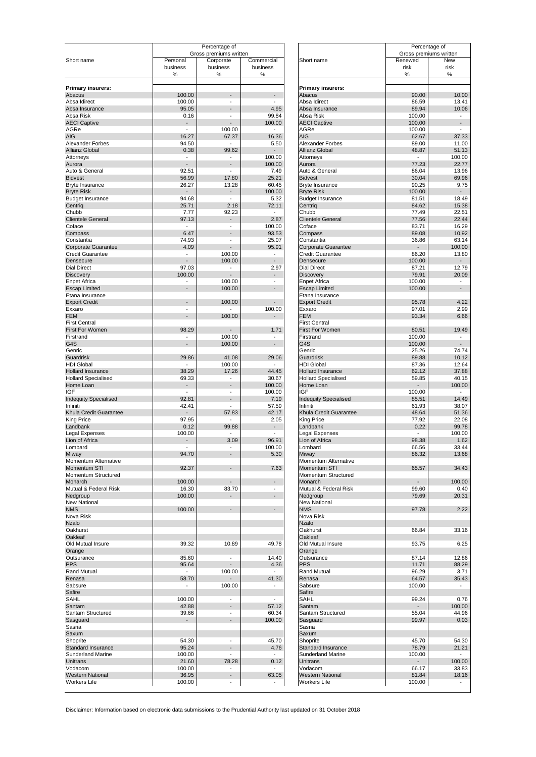| Short name | Percentage of Gross premiums written | | |
|---|---|---|---|
| | Personal business % | Corporate business % | Commercial business % |
| **Primary insurers:** | | | |
| Abacus | 100.00 | - | - |
| Absa Idirect | 100.00 | - | - |
| Absa Insurance | 95.05 | - | 4.95 |
| Absa Risk | 0.16 | - | 99.84 |
| AECI Captive | - | - | 100.00 |
| AGRe | - | 100.00 | - |
| AIG | 16.27 | 67.37 | 16.36 |
| Alexander Forbes | 94.50 | - | 5.50 |
| Allianz Global | 0.38 | 99.62 | - |
| Attorneys | - | - | 100.00 |
| Aurora | - | - | 100.00 |
| Auto & General | 92.51 | - | 7.49 |
| Bidvest | 56.99 | 17.80 | 25.21 |
| Bryte Insurance | 26.27 | 13.28 | 60.45 |
| Bryte Risk | - | - | 100.00 |
| Budget Insurance | 94.68 | - | 5.32 |
| Centriq | 25.71 | 2.18 | 72.11 |
| Chubb | 7.77 | 92.23 | - |
| Clientele General | 97.13 | - | 2.87 |
| Coface | - | - | 100.00 |
| Compass | 6.47 | - | 93.53 |
| Constantia | 74.93 | - | 25.07 |
| Corporate Guarantee | 4.09 | - | 95.91 |
| Credit Guarantee | - | 100.00 | - |
| Densecure | - | 100.00 | - |
| Dial Direct | 97.03 | - | 2.97 |
| Discovery | 100.00 | - | - |
| Enpet Africa | - | 100.00 | - |
| Escap Limited | - | 100.00 | - |
| Etana Insurance | | | |
| Export Credit | - | 100.00 | - |
| Exxaro | - | - | 100.00 |
| FEM | - | 100.00 | - |
| First Central | | | |
| First For Women | 98.29 | - | 1.71 |
| Firstrand | - | 100.00 | - |
| G4S | - | 100.00 | - |
| Genric | | | |
| Guardrisk | 29.86 | 41.08 | 29.06 |
| HDI Global | - | 100.00 | - |
| Hollard Insurance | 38.29 | 17.26 | 44.45 |
| Hollard Specialised | 69.33 | - | 30.67 |
| Home Loan | - | - | 100.00 |
| IGF | - | - | 100.00 |
| Indequity Specialised | 92.81 | - | 7.19 |
| Infiniti | 42.41 | - | 57.59 |
| Khula Credit Guarantee | - | 57.83 | 42.17 |
| King Price | 97.95 | - | 2.05 |
| Landbank | 0.12 | 99.88 | - |
| Legal Expenses | 100.00 | - | - |
| Lion of Africa | - | 3.09 | 96.91 |
| Lombard | - | - | 100.00 |
| Miway | 94.70 | - | 5.30 |
| Momentum Alternative | | | |
| Momentum STI | 92.37 | - | 7.63 |
| Momentum Structured | | | |
| Monarch | 100.00 | - | - |
| Mutual & Federal Risk | 16.30 | 83.70 | - |
| Nedgroup | 100.00 | - | - |
| New National | | | |
| NMS | 100.00 | - | - |
| Nova Risk | | | |
| Nzalo | | | |
| Oakhurst | | | |
| Oakleaf | | | |
| Old Mutual Insure | 39.32 | 10.89 | 49.78 |
| Orange | | | |
| Outsurance | 85.60 | - | 14.40 |
| PPS | 95.64 | - | 4.36 |
| Rand Mutual | - | 100.00 | - |
| Renasa | 58.70 | - | 41.30 |
| Sabsure | - | 100.00 | - |
| Safire | | | |
| SAHL | 100.00 | - | - |
| Santam | 42.88 | - | 57.12 |
| Santam Structured | 39.66 | - | 60.34 |
| Sasguard | - | - | 100.00 |
| Sasria | | | |
| Saxum | | | |
| Shoprite | 54.30 | - | 45.70 |
| Standard Insurance | 95.24 | - | 4.76 |
| Sunderland Marine | 100.00 | - | - |
| Unitrans | 21.60 | 78.28 | 0.12 |
| Vodacom | 100.00 | - | - |
| Western National | 36.95 | - | 63.05 |
| Workers Life | 100.00 | - | - |

| Short name | Percentage of Gross premiums written | |
|---|---|---|
| | Renewed risk % | New risk % |
| **Primary insurers:** | | |
| Abacus | 90.00 | 10.00 |
| Absa Idirect | 86.59 | 13.41 |
| Absa Insurance | 89.94 | 10.06 |
| Absa Risk | 100.00 | - |
| AECI Captive | 100.00 | - |
| AGRe | 100.00 | - |
| AIG | 62.67 | 37.33 |
| Alexander Forbes | 89.00 | 11.00 |
| Allianz Global | 48.87 | 51.13 |
| Attorneys | - | 100.00 |
| Aurora | 77.23 | 22.77 |
| Auto & General | 86.04 | 13.96 |
| Bidvest | 30.04 | 69.96 |
| Bryte Insurance | 90.25 | 9.75 |
| Bryte Risk | 100.00 | - |
| Budget Insurance | 81.51 | 18.49 |
| Centriq | 84.62 | 15.38 |
| Chubb | 77.49 | 22.51 |
| Clientele General | 77.56 | 22.44 |
| Coface | 83.71 | 16.29 |
| Compass | 89.08 | 10.92 |
| Constantia | 36.86 | 63.14 |
| Corporate Guarantee | - | 100.00 |
| Credit Guarantee | 86.20 | 13.80 |
| Densecure | 100.00 | - |
| Dial Direct | 87.21 | 12.79 |
| Discovery | 79.91 | 20.09 |
| Enpet Africa | 100.00 | - |
| Escap Limited | 100.00 | - |
| Etana Insurance | | |
| Export Credit | 95.78 | 4.22 |
| Exxaro | 97.01 | 2.99 |
| FEM | 93.34 | 6.66 |
| First Central | | |
| First For Women | 80.51 | 19.49 |
| Firstrand | 100.00 | - |
| G4S | 100.00 | - |
| Genric | 25.26 | 74.74 |
| Guardrisk | 89.88 | 10.12 |
| HDI Global | 87.36 | 12.64 |
| Hollard Insurance | 62.12 | 37.88 |
| Hollard Specialised | 59.85 | 40.15 |
| Home Loan | - | 100.00 |
| IGF | 100.00 | - |
| Indequity Specialised | 85.51 | 14.49 |
| Infiniti | 61.93 | 38.07 |
| Khula Credit Guarantee | 48.64 | 51.36 |
| King Price | 77.92 | 22.08 |
| Landbank | 0.22 | 99.78 |
| Legal Expenses | - | 100.00 |
| Lion of Africa | 98.38 | 1.62 |
| Lombard | 66.56 | 33.44 |
| Miway | 86.32 | 13.68 |
| Momentum Alternative | | |
| Momentum STI | 65.57 | 34.43 |
| Momentum Structured | | |
| Monarch | - | 100.00 |
| Mutual & Federal Risk | 99.60 | 0.40 |
| Nedgroup | 79.69 | 20.31 |
| New National | | |
| NMS | 97.78 | 2.22 |
| Nova Risk | | |
| Nzalo | | |
| Oakhurst | 66.84 | 33.16 |
| Oakleaf | | |
| Old Mutual Insure | 93.75 | 6.25 |
| Orange | | |
| Outsurance | 87.14 | 12.86 |
| PPS | 11.71 | 88.29 |
| Rand Mutual | 96.29 | 3.71 |
| Renasa | 64.57 | 35.43 |
| Sabsure | 100.00 | - |
| Safire | | |
| SAHL | 99.24 | 0.76 |
| Santam | - | 100.00 |
| Santam Structured | 55.04 | 44.96 |
| Sasguard | 99.97 | 0.03 |
| Sasria | | |
| Saxum | | |
| Shoprite | 45.70 | 54.30 |
| Standard Insurance | 78.79 | 21.21 |
| Sunderland Marine | 100.00 | - |
| Unitrans | - | 100.00 |
| Vodacom | 66.17 | 33.83 |
| Western National | 81.84 | 18.16 |
| Workers Life | 100.00 | - |

Disclaimer: Information based on electronic data submissions to the Prudential Authority last updated on 31 October 2018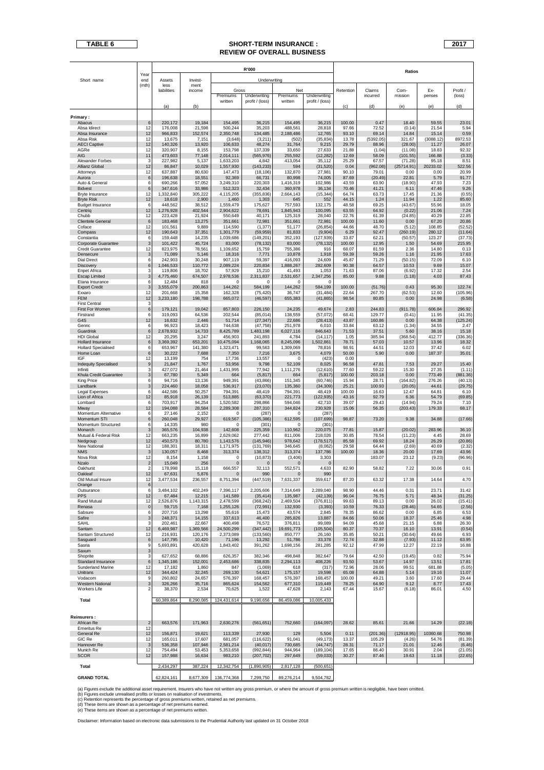**TABLE 6**

# SHORT-TERM INSURANCE : REVIEW OF OVERALL BUSINESS

**2017**

| Short name | Year end (mth) | R'000 Assets less liabilities (a) | Invest-ment income (b) | Underwriting Gross Premiums written | Gross Underwriting profit / (loss) | Net Premiums written | Net Underwriting profit / (loss) | Ratios Retention (c) | Claims incurred (d) | Com-mission (e) | Ex-penses (e) | Profit / (loss) (d) |
|---|---|---|---|---|---|---|---|---|---|---|---|---|
| **Primary :** | | | | | | | | | | | | |
| Abacus | 6 | 220,172 | 19,184 | 154,495 | 36,215 | 154,495 | 36,215 | 100.00 | 0.47 | 18.40 | 59.55 | 23.01 |
| Absa Idirect | 12 | 176,008 | 21,598 | 500,244 | 35,203 | 488,561 | 28,818 | 97.66 | 72.52 | (0.14) | 21.54 | 5.94 |
| Absa Insurance | 12 | 966,833 | 152,574 | 2,350,748 | 134,485 | 2,188,486 | 12,765 | 93.10 | 69.14 | 14.84 | 15.14 | 0.59 |
| Absa Risk | 12 | 13,675 | 7,151 | (3,648) | (3,211) | (502) | (35,834) | 13.78 | (5392.05) | 321.67 | (3088.12) | 8972.53 |
| AECI Captive | 12 | 140,326 | 13,920 | 106,633 | 48,274 | 31,764 | 9,215 | 29.79 | 88.96 | (28.00) | 11.27 | 26.07 |
| AGRe | 12 | 320,907 | 8,155 | 153,798 | 137,339 | 33,650 | 27,633 | 21.88 | (1.04) | (11.08) | 18.83 | 92.32 |
| AIG | 11 | 473,603 | 77,148 | 2,014,111 | (565,976) | 255,592 | (12,282) | 12.69 | 58.09 | (101.55) | 166.88 | (3.33) |
| Alexander Forbes | 3 | 227,982 | 5,137 | 1,633,203 | 4,842 | 413,054 | 35,112 | 25.29 | 67.57 | (71.28) | 95.18 | 8.51 |
| Allianz Global | 12 | 86,847 | 10,029 | 1,557,930 | (143,233) | 594 | (31,520) | 0.04 | (962.08) | (25714.91) | 20233.02 | 522.56 |
| Attorneys | 12 | 637,887 | 80,630 | 147,473 | (18,106) | 132,870 | 27,981 | 90.10 | 79.01 | 0.00 | 0.00 | 20.99 |
| Aurora | 6 | 196,638 | 18,551 | 92,369 | 66,731 | 80,998 | 74,005 | 87.69 | (20.49) | 22.81 | 5.79 | 91.77 |
| Auto & General | 6 | 690,266 | 57,052 | 3,249,310 | 220,303 | 1,416,319 | 102,986 | 43.59 | 63.90 | (18.90) | 47.93 | 7.23 |
| Bidvest | 6 | 347,616 | 33,986 | 512,323 | 32,434 | 360,978 | 36,134 | 70.46 | 41.21 | 6.11 | 47.46 | 9.26 |
| Bryte Insurance | 12 | 1,332,840 | 305,222 | 4,115,205 | (355,836) | 2,664,143 | (15,344) | 64.74 | 63.73 | 17.45 | 21.36 | (0.55) |
| Bryte Risk | 12 | 18,618 | 2,900 | 1,460 | 1,303 | 645 | 552 | 44.15 | 1.24 | 11.94 | 1.22 | 85.60 |
| Budget Insurance | 6 | 448,562 | 38,512 | 1,559,479 | 175,627 | 757,593 | 132,175 | 48.58 | 69.25 | (43.67) | 55.96 | 18.05 |
| Centriq | 12 | 1,276,928 | 402,544 | 2,904,622 | 78,691 | 1,845,943 | 100,095 | 63.55 | 64.92 | (0.22) | 21.06 | 7.24 |
| Chubb | 12 | 223,428 | 21,924 | 550,649 | 40,171 | 125,319 | 28,040 | 22.76 | 61.39 | (24.85) | 40.29 | 22.85 |
| Clientele General | 6 | 183,468 | 13,275 | 351,661 | 72,981 | 351,661 | 72,981 | 100.00 | 11.60 | 0.00 | 67.20 | 20.86 |
| Coface | 12 | 101,561 | 9,889 | 114,590 | (1,377) | 51,177 | (26,854) | 44.66 | 48.70 | (5.12) | 108.85 | (52.52) |
| Compass | 12 | 190,643 | 37,351 | 1,301,779 | (59,959) | 81,833 | (9,904) | 6.29 | 92.47 | (260.19) | 280.12 | (11.64) |
| Constantia | 6 | 159,448 | 14,235 | 1,039,686 | (149,201) | 352,193 | (127,939) | 33.87 | 62.21 | (50.57) | 123.27 | (37.73) |
| Corporate Guarantee | 3 | 101,422 | 45,724 | 83,000 | (78,132) | 83,000 | (78,132) | 100.00 | 12.95 | 1.50 | 54.69 | 215.95 |
| Credit Guarantee | 12 | 823,975 | 78,561 | 1,109,652 | 15,759 | 755,386 | 916 | 68.07 | 81.59 | 2.36 | 14.80 | 0.13 |
| Densecure | 3 | 71,089 | 5,146 | 18,316 | 7,771 | 10,878 | 1,918 | 59.39 | 59.26 | 1.16 | 21.95 | 17.63 |
| Dial Direct | 6 | 242,903 | 30,248 | 907,119 | 59,397 | 416,093 | 24,609 | 45.87 | 71.29 | (50.15) | 72.09 | 6.10 |
| Discovery | 6 | 1,046,533 | 110,772 | 2,089,224 | 220,834 | 1,888,267 | 282,609 | 90.38 | 64.57 | 10.53 | 9.69 | 15.07 |
| Enpet Africa | 3 | 119,806 | 18,702 | 57,929 | 15,210 | 41,493 | 1,053 | 71.63 | 87.06 | (6.92) | 17.32 | 2.54 |
| Escap Limited | 3 | 4,775,460 | 674,507 | 2,978,536 | 2,311,837 | 2,531,657 | 2,347,256 | 85.00 | 9.88 | (1.18) | 4.03 | 87.43 |
| Etana Insurance | 6 | 12,484 | 818 | 0 | 0 | 0 | 0 | | | | | |
| Export Credit | 3 | 3,555,079 | 200,863 | 144,262 | 584,199 | 144,262 | 584,199 | 100.00 | (51.76) | 0.43 | 95.30 | 122.74 |
| Exxaro | 12 | 201,668 | 15,358 | 162,328 | (75,420) | 36,747 | (31,484) | 22.64 | 267.70 | (62.53) | 12.60 | (105.96) |
| FEM | 12 | 3,233,180 | 198,788 | 665,072 | (46,597) | 655,383 | (41,865) | 98.54 | 80.85 | 0.00 | 24.98 | (6.58) |
| First Central | 3 | | | | | | | | | | | |
| First For Women | 6 | 179,121 | 19,042 | 857,803 | 226,150 | 24,235 | 49,674 | 2.83 | 244.83 | (911.78) | 606.84 | 296.92 |
| Firstrand | 6 | 319,093 | 64,536 | 202,544 | (85,014) | 138,559 | (57,072) | 68.41 | 129.77 | (0.41) | 11.95 | (41.35) |
| G4S | 12 | 16,632 | 2,446 | 51,714 | (27,347) | 22,686 | (28,413) | 43.87 | 160.86 | 0.00 | 64.38 | (125.24) |
| Genric | 6 | 96,923 | 18,423 | 744,638 | (47,758) | 251,978 | 6,010 | 33.84 | 63.12 | (1.34) | 34.55 | 2.47 |
| Guardrisk | 6 | 2,678,932 | 14,733 | 8,425,789 | 1,483,198 | 6,027,116 | 846,643 | 71.53 | 37.51 | 5.60 | 38.16 | 15.18 |
| HDI Global | 12 | 20,295 | 3,247 | 456,903 | 241,893 | 4,784 | (14,117) | 1.05 | 385.94 | (368.54) | 412.77 | (336.36) |
| Hollard Insurance | 6 | 3,369,392 | 653,201 | 10,475,094 | 1,168,065 | 8,245,096 | 1,502,861 | 78.71 | 57.03 | 10.57 | 13.96 | 18.32 |
| Hollard Specialised | 6 | 653,967 | 141,380 | 1,323,471 | 99,563 | 1,309,069 | 78,816 | 98.91 | 44.51 | 12.03 | 37.42 | 6.02 |
| Home Loan | 6 | 30,222 | 7,688 | 7,350 | 7,216 | 3,675 | 4,079 | 50.00 | 5.90 | 0.00 | 187.37 | 35.01 |
| IGF | 12 | 13,199 | 754 | 17,736 | 13,557 | 0 | (423) | 0.00 | | | | |
| Indequity Specialised | 9 | 21,847 | 1,767 | 53,956 | 9,798 | 52,109 | 8,025 | 96.58 | 47.81 | 7.53 | 29.27 | 15.40 |
| Infiniti | 3 | 427,072 | 21,464 | 1,431,995 | 77,942 | 1,111,276 | (12,610) | 77.60 | 59.22 | 15.30 | 27.35 | (1.11) |
| Khula Credit Guarantee | 3 | 67,780 | 5,349 | 664 | (5,817) | 664 | (5,817) | 100.00 | 203.18 | 0.00 | 773.49 | (881.36) |
| King Price | 6 | 94,716 | 13,136 | 949,391 | (43,866) | 151,345 | (60,746) | 15.94 | 28.71 | (164.82) | 276.26 | (40.13) |
| Landbank | 3 | 224,460 | 18,058 | 536,917 | (23,070) | 135,360 | (34,309) | 25.21 | 100.93 | (20.05) | 44.61 | (29.75) |
| Legal Expenses | 6 | 442,586 | 50,257 | 794,391 | 48,419 | 794,391 | 48,419 | 100.00 | 16.63 | 12.47 | 64.81 | 6.10 |
| Lion of Africa | 12 | 85,918 | 26,139 | 513,885 | (63,370) | 221,773 | (122,935) | 43.16 | 92.79 | 6.36 | 54.79 | (69.85) |
| Lombard | 6 | 703,917 | 94,254 | 1,520,582 | 298,866 | 594,046 | 42,710 | 39.07 | 29.43 | (14.94) | 79.24 | 7.10 |
| Miway | 12 | 194,088 | 28,584 | 2,289,308 | 287,310 | 344,824 | 230,926 | 15.06 | 56.35 | (203.43) | 179.33 | 68.17 |
| Momentum Alternative | 6 | 27,146 | 2,152 | 0 | (287) | 0 | (287) | | | | | |
| Momentum STI | 6 | 260,048 | 29,927 | 619,567 | (105,386) | 612,595 | (107,699) | 98.87 | 73.20 | 9.38 | 34.88 | (17.66) |
| Momentum Structured | 6 | 14,335 | 980 | 0 | (301) | 0 | (301) | | | | | |
| Monarch | 3 | 365,576 | 104,938 | 142,608 | 225,359 | 110,962 | 220,075 | 77.81 | 15.87 | (20.02) | 283.96 | 36.10 |
| Mutual & Federal Risk | 12 | 663,235 | 16,899 | 2,629,062 | 277,442 | 811,006 | 218,026 | 30.85 | 78.54 | (11.23) | 4.45 | 28.69 |
| Nedgroup | 12 | 450,573 | 80,780 | 1,143,576 | (145,946) | 978,642 | (178,517) | 85.58 | 69.92 | 18.24 | 26.29 | (20.86) |
| New National | 12 | 188,301 | 18,311 | 1,171,975 | (131,769) | 346,645 | (8,062) | 29.58 | 64.44 | (2.69) | 40.69 | (2.32) |
| NMS | 3 | 130,057 | 8,468 | 313,374 | 138,312 | 313,374 | 137,786 | 100.00 | 18.36 | 20.00 | 17.69 | 43.96 |
| Nova Risk | 12 | 8,154 | 1,158 | 0 | (10,873) | (3,406) | 3,303 | | 183.07 | 23.12 | (9.23) | (96.96) |
| Nzalo | 2 | 15,049 | 256 | 0 | 0 | 0 | 0 | | | | | |
| Oakhurst | 2 | 178,998 | 15,118 | 666,557 | 32,113 | 552,571 | 4,633 | 82.90 | 58.82 | 7.22 | 30.06 | 0.91 |
| Oakleaf | 12 | 67,631 | 5,876 | 0 | 990 | 0 | 990 | | | | | |
| Old Mutual Insure | 12 | 3,477,534 | 236,557 | 8,751,394 | (447,519) | 7,631,337 | 359,617 | 87.20 | 63.32 | 17.38 | 14.64 | 4.70 |
| Orange | 6 | | | | | | | | | | | |
| Outsurance | 6 | 3,484,102 | 402,249 | 7,396,117 | 2,205,606 | 7,314,649 | 2,289,040 | 98.90 | 44.46 | 0.31 | 23.71 | 31.42 |
| PPS | 12 | 67,484 | 12,215 | 141,589 | (35,414) | 135,987 | (42,139) | 96.04 | 76.75 | 5.71 | 48.34 | (31.25) |
| Rand Mutual | 12 | 2,526,876 | 1,143,315 | 2,478,599 | (368,242) | 2,469,504 | (376,811) | 99.63 | 89.13 | 0.00 | 26.02 | (15.41) |
| Renasa | 0 | 59,715 | 7,168 | 1,255,126 | (72,991) | 132,930 | (3,393) | 10.59 | 76.33 | (28.46) | 54.65 | (2.56) |
| Sabsure | 6 | 207,716 | 13,298 | 55,616 | 15,473 | 43,574 | 2,845 | 78.35 | 86.62 | 0.00 | 6.85 | 6.53 |
| Safire | 3 | 248,371 | 14,155 | 337,613 | 46,400 | 285,826 | 13,887 | 84.66 | 50.06 | 18.37 | 25.46 | 4.98 |
| SAHL | 3 | 202,461 | 22,667 | 400,498 | 76,572 | 376,811 | 99,089 | 94.09 | 45.68 | 21.15 | 6.88 | 26.30 |
| Santam | 12 | 6,469,987 | 1,369,566 | 24,500,299 | (347,442) | 19,691,773 | (105,504) | 80.37 | 70.37 | 16.10 | 13.91 | (0.54) |
| Santam Structured | 12 | 216,931 | 120,176 | 2,373,089 | (133,560) | 850,777 | 26,160 | 35.85 | 50.21 | (30.64) | 49.66 | 6.93 |
| Sasguard | 6 | 147,795 | 10,420 | 71,196 | 13,292 | 51,786 | 33,378 | 72.74 | 32.88 | (7.93) | 11.12 | 63.95 |
| Sasria | 9 | 5,693,891 | 420,628 | 1,843,402 | 391,262 | 1,698,156 | 281,285 | 92.12 | 47.99 | 12.27 | 22.19 | 16.88 |
| Saxum | 3 | | | | | | | | | | | |
| Shoprite | 3 | 627,652 | 68,886 | 626,357 | 382,346 | 498,848 | 382,647 | 79.64 | 42.50 | (19.45) | 0.82 | 75.94 |
| Standard Insurance | 6 | 1,345,186 | 152,001 | 2,453,686 | 338,835 | 2,294,113 | 408,226 | 93.50 | 53.67 | 14.97 | 13.51 | 17.81 |
| Sunderland Marine | 12 | 17,182 | 1,860 | 847 | (1,069) | 618 | (317) | 72.96 | 28.06 | 99.51 | 681.88 | (5.05) |
| Unitrans | 12 | 344,424 | 32,245 | 269,130 | 54,621 | 175,157 | 19,596 | 65.08 | 64.88 | 5.14 | 19.16 | 11.07 |
| Vodacom | 9 | 260,802 | 24,657 | 576,397 | 168,457 | 576,397 | 168,457 | 100.00 | 49.21 | 3.60 | 17.60 | 29.44 |
| Western National | 3 | 326,266 | 35,716 | 865,624 | 154,562 | 677,310 | 119,449 | 78.25 | 64.90 | 9.12 | 8.77 | 17.43 |
| Workers Life | 2 | 38,370 | 2,534 | 70,625 | 1,522 | 47,628 | 2,143 | 67.44 | 15.67 | (6.18) | 86.01 | 4.50 |
| **Total** | | 60,389,864 | 8,290,085 | 124,431,614 | 9,190,656 | 86,459,086 | 10,005,433 | | | | | |
| **Reinsurers :** | | | | | | | | | | | | |
| African Re | 2 | 663,576 | 171,963 | 2,630,276 | (561,651) | 752,660 | (164,097) | 28.62 | 85.61 | 21.66 | 14.29 | (22.18) |
| Emeritus Re | 12 | | | | | | | | | | | |
| General Re | 12 | 156,871 | 19,621 | 113,339 | 27,930 | 129 | 5,504 | 0.11 | (201.36) | (12918.95) | 10360.68 | 750.98 |
| GIC Re | 12 | 165,011 | 17,607 | 681,057 | (116,622) | 91,041 | (49,173) | 13.37 | 105.29 | (4.26) | 54.76 | (81.39) |
| Hannover Re | 3 | 536,358 | 107,946 | 2,581,214 | (40,017) | 730,685 | (44,747) | 28.31 | 71.17 | 21.01 | 12.46 | (6.46) |
| Munich Re | 12 | 754,494 | 53,453 | 5,353,658 | (992,844) | 944,964 | (189,104) | 17.65 | 86.40 | 30.91 | 2.04 | (21.05) |
| SCOR | 12 | 157,988 | 16,634 | 983,210 | (207,702) | 297,649 | (59,033) | 30.27 | 87.46 | 19.63 | 11.18 | (22.65) |
| **Total** | | 2,434,297 | 387,224 | 12,342,754 | (1,890,905) | 2,817,128 | (500,651) | | | | | |
| **GRAND TOTAL** | | 62,824,161 | 8,677,309 | 136,774,368 | 7,299,750 | 89,276,214 | 9,504,782 | | | | | |

(a) Figures exclude the additional asset requirement. Insurers who have not written any gross premium, or where the amount of gross premium written is negligible, have been omitted.
(b) Figures exclude unrealised profits or losses on realisation of investments.
(c) Retention represents the percentage of gross premiums written, retained as net premiums.
(d) These items are shown as a percentage of net premiums earned.
(e) These items are shown as a percentage of net premiums written.

Disclaimer: Information based on electronic data submissions to the Prudential Authority last updated on 31 October 2018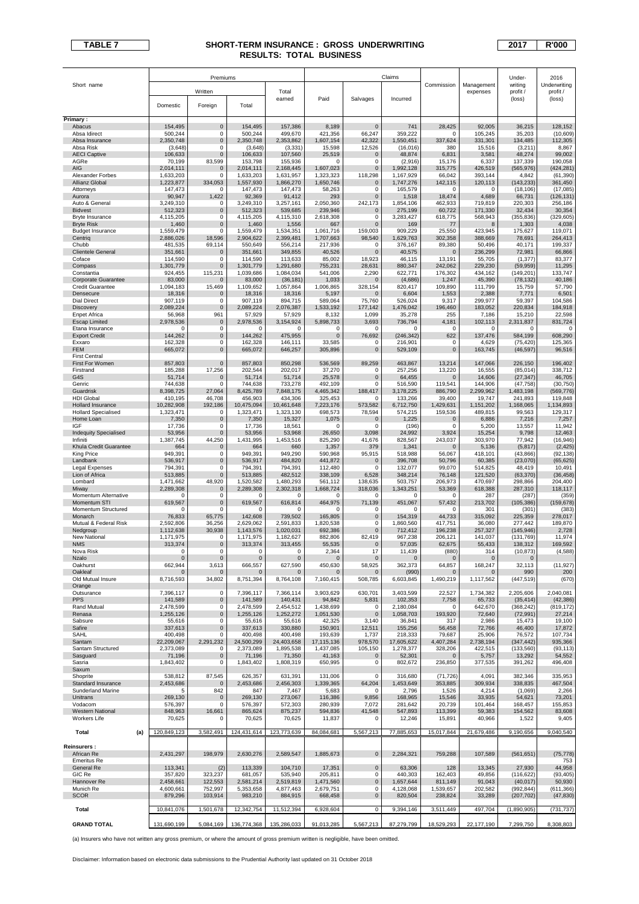**TABLE 7**

## SHORT-TERM INSURANCE : GROSS UNDERWRITING RESULTS: TOTAL BUSINESS

**2017** **R'000**

| Short name | Premiums Written Domestic | Premiums Written Foreign | Premiums Written Total | Premiums Total earned | Claims Paid | Claims Salvages | Claims Incurred | Commission | Management expenses | Under-writing profit / (loss) | 2016 Underwriting profit / (loss) |
|---|---|---|---|---|---|---|---|---|---|---|---|
| **Primary :** | | | | | | | | | | | |
| Abacus | 154,495 | 0 | 154,495 | 157,386 | 8,189 | 0 | 741 | 28,425 | 92,005 | 36,215 | 128,152 |
| Absa Idirect | 500,244 | 0 | 500,244 | 499,670 | 421,356 | 66,247 | 359,222 | 0 | 105,245 | 35,203 | (10,609) |
| Absa Insurance | 2,350,748 | 0 | 2,350,748 | 2,353,862 | 1,607,154 | 42,322 | 1,550,451 | 337,624 | 331,301 | 134,485 | 112,305 |
| Absa Risk | (3,648) | 0 | (3,648) | (3,331) | 15,598 | 12,526 | (16,016) | 380 | 15,516 | (3,211) | 8,867 |
| AECI Captive | 106,633 | 0 | 106,633 | 107,560 | 25,519 | 0 | 48,874 | 6,831 | 3,581 | 48,274 | 99,002 |
| AGRe | 70,199 | 83,599 | 153,798 | 155,936 | 0 | 0 | (2,916) | 15,176 | 6,337 | 137,339 | 190,058 |
| AIG | 2,014,111 | 0 | 2,014,111 | 2,168,445 | 1,607,023 | 0 | 1,992,128 | 315,775 | 426,519 | (565,976) | (424,281) |
| Alexander Forbes | 1,633,203 | 0 | 1,633,203 | 1,631,957 | 1,323,323 | 118,298 | 1,167,929 | 66,042 | 393,144 | 4,842 | (61,390) |
| Allianz Global | 1,223,877 | 334,053 | 1,557,930 | 1,866,270 | 1,650,746 | 0 | 1,747,276 | 142,115 | 120,113 | (143,233) | 361,450 |
| Attorneys | 147,473 | 0 | 147,473 | 147,473 | 58,263 | 0 | 165,579 | 0 | 0 | (18,106) | (17,085) |
| Aurora | 90,947 | 1,422 | 92,369 | 91,412 | 293 | 0 | 1,518 | 18,474 | 4,689 | 66,731 | (126,131) |
| Auto & General | 3,249,310 | 0 | 3,249,310 | 3,257,161 | 2,050,360 | 242,173 | 1,854,106 | 462,933 | 719,819 | 220,303 | 256,186 |
| Bidvest | 512,323 | 0 | 512,323 | 539,685 | 239,946 | 0 | 275,199 | 60,722 | 171,330 | 32,434 | 30,354 |
| Bryte Insurance | 4,115,205 | 0 | 4,115,205 | 4,115,310 | 2,618,308 | 0 | 3,283,427 | 618,775 | 568,943 | (355,836) | (329,605) |
| Bryte Risk | 1,460 | 0 | 1,460 | 1,556 | 667 | 0 | 169 | 77 | 8 | 1,303 | 4,038 |
| Budget Insurance | 1,559,479 | 0 | 1,559,479 | 1,534,351 | 1,061,716 | 159,003 | 909,229 | 25,550 | 423,945 | 175,627 | 119,071 |
| Centriq | 2,886,026 | 18,596 | 2,904,622 | 2,399,481 | 1,707,663 | 98,540 | 1,629,763 | 302,358 | 388,669 | 78,691 | 264,413 |
| Chubb | 481,535 | 69,114 | 550,649 | 556,214 | 217,936 | 0 | 376,167 | 89,380 | 50,496 | 40,171 | 199,337 |
| Clientele General | 351,661 | 0 | 351,661 | 349,855 | 40,526 | 0 | 40,575 | 0 | 236,299 | 72,981 | 66,866 |
| Coface | 114,590 | 0 | 114,590 | 113,633 | 85,002 | 18,923 | 46,115 | 13,191 | 55,705 | (1,377) | 83,377 |
| Compass | 1,301,779 | 0 | 1,301,779 | 1,291,680 | 755,231 | 28,631 | 880,347 | 242,062 | 229,230 | (59,959) | 11,295 |
| Constantia | 924,455 | 115,231 | 1,039,686 | 1,084,034 | 541,006 | 2,290 | 622,771 | 176,302 | 434,162 | (149,201) | 133,747 |
| Corporate Guarantee | 83,000 | 0 | 83,000 | (36,181) | 1,033 | 0 | (4,686) | 1,247 | 45,390 | (78,132) | 40,186 |
| Credit Guarantee | 1,094,183 | 15,469 | 1,109,652 | 1,057,864 | 1,006,865 | 328,154 | 820,417 | 109,890 | 111,799 | 15,759 | 57,790 |
| Densecure | 18,316 | 0 | 18,316 | 18,316 | 5,197 | 0 | 6,604 | 1,553 | 2,388 | 7,771 | 6,501 |
| Dial Direct | 907,119 | 0 | 907,119 | 894,715 | 589,064 | 75,760 | 526,024 | 9,317 | 299,977 | 59,397 | 104,586 |
| Discovery | 2,089,224 | 0 | 2,089,224 | 2,076,387 | 1,533,192 | 177,142 | 1,476,042 | 196,460 | 183,052 | 220,834 | 184,918 |
| Enpet Africa | 56,968 | 961 | 57,929 | 57,929 | 8,132 | 1,099 | 35,278 | 255 | 7,186 | 15,210 | 22,598 |
| Escap Limited | 2,978,536 | 0 | 2,978,536 | 3,154,924 | 5,898,733 | 3,693 | 736,794 | 4,181 | 102,113 | 2,311,837 | 831,724 |
| Etana Insurance | 0 | 0 | 0 | 0 | 0 | 0 | 0 | 0 | 0 | 0 | 0 |
| Export Credit | 144,262 | 0 | 144,262 | 475,955 | 0 | 76,692 | (246,342) | 622 | 137,476 | 584,199 | 608,290 |
| Exxaro | 162,328 | 0 | 162,328 | 146,111 | 33,585 | 0 | 216,901 | 0 | 4,629 | (75,420) | 125,365 |
| FEM | 665,072 | 0 | 665,072 | 646,257 | 305,896 | 0 | 529,109 | 0 | 163,745 | (46,597) | 96,516 |
| First Central | | | | | | | | | | | |
| First For Women | 857,803 | 0 | 857,803 | 850,298 | 536,569 | 89,259 | 463,867 | 13,214 | 147,066 | 226,150 | 196,402 |
| Firstrand | 185,288 | 17,256 | 202,544 | 202,017 | 37,270 | 0 | 257,256 | 13,220 | 16,555 | (85,014) | 338,712 |
| G4S | 51,714 | 0 | 51,714 | 51,714 | 25,578 | 0 | 64,455 | 0 | 14,606 | (27,347) | 46,705 |
| Genric | 744,638 | 0 | 744,638 | 733,278 | 492,109 | 0 | 516,590 | 119,541 | 144,906 | (47,758) | (30,750) |
| Guardrisk | 8,398,725 | 27,064 | 8,425,789 | 7,848,175 | 4,465,342 | 188,417 | 3,178,225 | 886,790 | 2,299,962 | 1,483,198 | (569,776) |
| HDI Global | 410,195 | 46,708 | 456,903 | 434,306 | 325,453 | 0 | 133,266 | 39,400 | 19,747 | 241,893 | 119,848 |
| Hollard Insurance | 10,282,908 | 192,186 | 10,475,094 | 10,461,648 | 7,223,176 | 573,582 | 6,712,750 | 1,429,631 | 1,151,202 | 1,168,065 | 1,134,893 |
| Hollard Specialised | 1,323,471 | 0 | 1,323,471 | 1,323,130 | 698,573 | 78,594 | 574,215 | 159,536 | 489,815 | 99,563 | 129,317 |
| Home Loan | 7,350 | 0 | 7,350 | 15,327 | 1,075 | 0 | 1,225 | 0 | 6,886 | 7,216 | 7,257 |
| IGF | 17,736 | 0 | 17,736 | 18,561 | 0 | 0 | (196) | 0 | 5,200 | 13,557 | 11,942 |
| Indequity Specialised | 53,956 | 0 | 53,956 | 53,968 | 26,650 | 3,098 | 24,992 | 3,924 | 15,254 | 9,798 | 12,463 |
| Infiniti | 1,387,745 | 44,250 | 1,431,995 | 1,453,516 | 825,290 | 41,676 | 828,567 | 243,037 | 303,970 | 77,942 | (16,946) |
| Khula Credit Guarantee | 664 | 0 | 664 | 660 | 1,357 | 379 | 1,341 | 0 | 5,136 | (5,817) | (2,425) |
| King Price | 949,391 | 0 | 949,391 | 949,290 | 590,968 | 95,915 | 518,988 | 56,067 | 418,101 | (43,866) | (92,138) |
| Landbank | 536,917 | 0 | 536,917 | 484,820 | 441,872 | 0 | 396,708 | 50,796 | 60,385 | (23,070) | (65,625) |
| Legal Expenses | 794,391 | 0 | 794,391 | 794,391 | 112,480 | 0 | 132,077 | 99,070 | 514,825 | 48,419 | 10,491 |
| Lion of Africa | 513,885 | 0 | 513,885 | 482,512 | 338,109 | 6,528 | 348,214 | 76,148 | 121,520 | (63,370) | (36,458) |
| Lombard | 1,471,662 | 48,920 | 1,520,582 | 1,480,293 | 561,112 | 138,635 | 503,757 | 206,973 | 470,697 | 298,866 | 204,400 |
| Miway | 2,289,308 | 0 | 2,289,308 | 2,302,318 | 1,668,724 | 318,036 | 1,343,251 | 53,369 | 618,388 | 287,310 | 118,117 |
| Momentum Alternative | 0 | 0 | 0 | 0 | 0 | 0 | 0 | 0 | 287 | (287) | (359) |
| Momentum STI | 619,567 | 0 | 619,567 | 616,814 | 464,975 | 71,139 | 451,067 | 57,432 | 213,702 | (105,386) | (159,678) |
| Momentum Structured | 0 | 0 | 0 | 0 | 0 | 0 | 0 | 0 | 301 | (301) | (383) |
| Monarch | 76,833 | 65,775 | 142,608 | 739,502 | 165,805 | 0 | 154,319 | 44,733 | 315,092 | 225,359 | 278,017 |
| Mutual & Federal Risk | 2,592,806 | 36,256 | 2,629,062 | 2,591,833 | 1,820,538 | 0 | 1,860,560 | 417,751 | 36,080 | 277,442 | 189,870 |
| Nedgroup | 1,112,638 | 30,938 | 1,143,576 | 1,020,031 | 692,386 | 0 | 712,412 | 196,238 | 257,327 | (145,946) | 2,728 |
| New National | 1,171,975 | 0 | 1,171,975 | 1,182,627 | 882,806 | 82,419 | 967,238 | 206,121 | 141,037 | (131,769) | 11,974 |
| NMS | 313,374 | 0 | 313,374 | 313,455 | 55,535 | 0 | 57,035 | 62,675 | 55,433 | 138,312 | 169,592 |
| Nova Risk | 0 | 0 | 0 | 0 | 2,364 | 17 | 11,439 | (880) | 314 | (10,873) | (4,588) |
| Nzalo | 0 | 0 | 0 | 0 | 0 | 0 | 0 | 0 | 0 | 0 | |
| Oakhurst | 662,944 | 3,613 | 666,557 | 627,590 | 450,630 | 58,925 | 362,373 | 64,857 | 168,247 | 32,113 | (11,927) |
| Oakleaf | 0 | 0 | 0 | 0 | 0 | 0 | (990) | 0 | 0 | 990 | 200 |
| Old Mutual Insure | 8,716,593 | 34,802 | 8,751,394 | 8,764,108 | 7,160,415 | 508,785 | 6,603,845 | 1,490,219 | 1,117,562 | (447,519) | (670) |
| Orange | | | | | | | | | | | |
| Outsurance | 7,396,117 | 0 | 7,396,117 | 7,366,114 | 3,903,629 | 630,701 | 3,403,599 | 22,527 | 1,734,382 | 2,205,606 | 2,040,081 |
| PPS | 141,589 | 0 | 141,589 | 140,431 | 94,842 | 5,831 | 102,353 | 7,758 | 65,733 | (35,414) | (42,386) |
| Rand Mutual | 2,478,599 | 0 | 2,478,599 | 2,454,512 | 1,438,699 | 0 | 2,180,084 | 0 | 642,670 | (368,242) | (819,172) |
| Renasa | 1,255,126 | 0 | 1,255,126 | 1,252,272 | 1,051,530 | 0 | 1,058,703 | 193,920 | 72,640 | (72,991) | 27,214 |
| Sabsure | 55,616 | 0 | 55,616 | 55,616 | 42,325 | 3,140 | 36,841 | 317 | 2,986 | 15,473 | 19,100 |
| Safire | 337,613 | 0 | 337,613 | 330,880 | 150,901 | 12,511 | 155,256 | 56,458 | 72,766 | 46,400 | 17,872 |
| SAHL | 400,498 | 0 | 400,498 | 400,498 | 193,639 | 1,737 | 218,333 | 79,687 | 25,906 | 76,572 | 107,734 |
| Santam | 22,209,067 | 2,291,232 | 24,500,299 | 24,403,658 | 17,115,136 | 978,570 | 17,605,622 | 4,407,284 | 2,738,194 | (347,442) | 935,366 |
| Santam Structured | 2,373,089 | 0 | 2,373,089 | 1,895,538 | 1,437,085 | 105,150 | 1,278,377 | 328,206 | 422,515 | (133,560) | (93,113) |
| Sasguard | 71,196 | 0 | 71,196 | 71,350 | 41,163 | 0 | 52,301 | 0 | 5,757 | 13,292 | 54,552 |
| Sasria | 1,843,402 | 0 | 1,843,402 | 1,808,319 | 650,995 | 0 | 802,672 | 236,850 | 377,535 | 391,262 | 496,408 |
| Saxum | | | | | | | | | | | |
| Shoprite | 538,812 | 87,545 | 626,357 | 631,391 | 131,006 | 0 | 316,680 | (71,726) | 4,091 | 382,346 | 335,953 |
| Standard Insurance | 2,453,686 | 0 | 2,453,686 | 2,456,303 | 1,339,365 | 64,204 | 1,453,649 | 353,885 | 309,934 | 338,835 | 467,504 |
| Sunderland Marine | 5 | 842 | 847 | 7,467 | 5,683 | 0 | 2,796 | 1,526 | 4,214 | (1,069) | 2,266 |
| Unitrans | 269,130 | 0 | 269,130 | 273,067 | 116,386 | 9,856 | 168,965 | 15,546 | 33,935 | 54,621 | 73,201 |
| Vodacom | 576,397 | 0 | 576,397 | 572,303 | 280,939 | 7,072 | 281,642 | 20,739 | 101,464 | 168,457 | 155,853 |
| Western National | 848,963 | 16,661 | 865,624 | 875,237 | 594,836 | 41,548 | 547,893 | 113,399 | 59,383 | 154,562 | 83,608 |
| Workers Life | 70,625 | 0 | 70,625 | 70,625 | 11,837 | 0 | 12,246 | 15,891 | 40,966 | 1,522 | 9,405 |
| **Total (a)** | 120,849,123 | 3,582,491 | 124,431,614 | 123,773,639 | 84,084,681 | 5,567,213 | 77,885,653 | 15,017,844 | 21,679,486 | 9,190,656 | 9,040,540 |
| **Reinsurers :** | | | | | | | | | | | |
| African Re | 2,431,297 | 198,979 | 2,630,276 | 2,589,547 | 1,885,673 | 0 | 2,284,321 | 759,288 | 107,589 | (561,651) | (75,778) |
| Emeritus Re | | | | | | | | | | | 753 |
| General Re | 113,341 | (2) | 113,339 | 104,710 | 17,351 | 0 | 63,306 | 128 | 13,345 | 27,930 | 44,958 |
| GIC Re | 357,820 | 323,237 | 681,057 | 535,940 | 205,811 | 0 | 440,303 | 162,403 | 49,856 | (116,622) | (93,405) |
| Hannover Re | 2,458,661 | 122,553 | 2,581,214 | 2,519,819 | 1,471,560 | 0 | 1,657,644 | 811,149 | 91,043 | (40,017) | 50,930 |
| Munich Re | 4,600,661 | 752,997 | 5,353,658 | 4,877,463 | 2,679,751 | 0 | 4,128,068 | 1,539,657 | 202,582 | (992,844) | (611,366) |
| SCOR | 879,296 | 103,914 | 983,210 | 884,915 | 668,458 | 0 | 820,504 | 238,824 | 33,289 | (207,702) | (47,830) |
| **Total** | 10,841,076 | 1,501,678 | 12,342,754 | 11,512,394 | 6,928,604 | 0 | 9,394,146 | 3,511,449 | 497,704 | (1,890,905) | (731,737) |
| **GRAND TOTAL** | 131,690,199 | 5,084,169 | 136,774,368 | 135,286,033 | 91,013,285 | 5,567,213 | 87,279,799 | 18,529,293 | 22,177,190 | 7,299,750 | 8,308,803 |

(a) Insurers who have not written any gross premium, or where the amount of gross premium written is negligible, have been omitted.

Disclaimer: Information based on electronic data submissions to the Prudential Authority last updated on 31 October 2018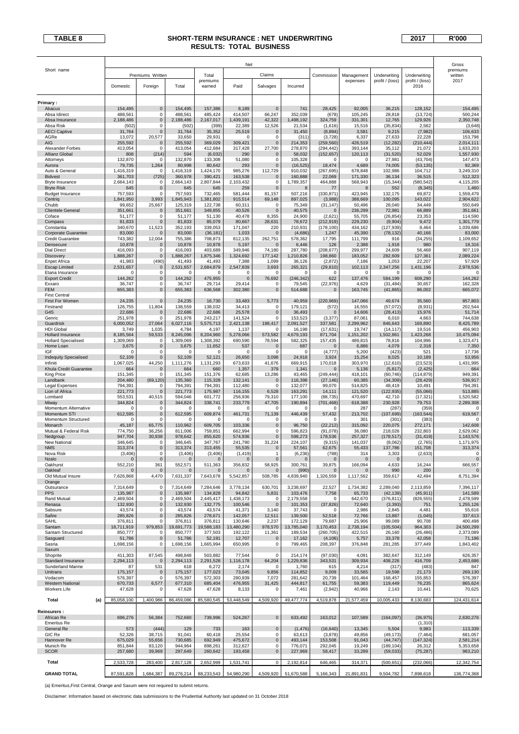**TABLE 8**

## SHORT-TERM INSURANCE : NET UNDERWRITING RESULTS: TOTAL BUSINESS

**2017** **R'000**

| Short name | Net | | | | | | | | | | | Gross |
|---|---|---|---|---|---|---|---|---|---|---|---|---|
| | Premiums Written | | | Total premiums earned | Claims | | | Commission | Management expenses | Underwriting profit / (loss) | Underwriting profit / (loss) 2016 | premiums written 2017 |
| | Domestic | Foreign | Total | | Paid | Salvages | Incurred | | | | | |
| **Primary :** | | | | | | | | | | | | |
| Abacus | 154,495 | 0 | 154,495 | 157,386 | 8,189 | 0 | 741 | 28,425 | 92,005 | 36,215 | 128,152 | 154,495 |
| Absa Idirect | 488,561 | 0 | 488,561 | 485,424 | 414,507 | 66,247 | 352,039 | (678) | 105,245 | 28,818 | (13,724) | 500,244 |
| Absa Insurance | 2,188,486 | 0 | 2,188,486 | 2,167,017 | 1,439,191 | 42,322 | 1,498,192 | 324,759 | 331,301 | 12,765 | 129,926 | 2,350,748 |
| Absa Risk | (502) | 0 | (502) | (399) | 22,389 | 12,526 | 21,534 | (1,616) | 15,516 | (35,834) | 2,562 | (3,648) |
| AECI Captive | 31,764 | 0 | 31,764 | 35,352 | 25,519 | 0 | 31,450 | (8,894) | 3,581 | 9,215 | (7,982) | 106,633 |
| AGRe | 13,072 | 20,577 | 33,650 | 29,931 | 0 | 0 | (311) | (3,728) | 6,337 | 27,633 | 22,228 | 153,798 |
| AIG | 255,592 | 0 | 255,592 | 369,029 | 309,421 | 0 | 214,353 | (259,560) | 426,519 | (12,282) | (210,444) | 2,014,111 |
| Alexander Forbes | 413,054 | 0 | 413,054 | 412,684 | 317,428 | 27,700 | 278,870 | (294,442) | 393,144 | 35,112 | 21,072 | 1,633,203 |
| Allianz Global | 808 | (214) | 594 | (6,032) | 290 | 0 | 58,032 | (152,657) | 120,113 | (31,520) | 52,029 | 1,557,930 |
| Attorneys | 132,870 | 0 | 132,870 | 133,308 | 51,080 | 0 | 105,328 | 0 | 0 | 27,981 | (43,704) | 147,473 |
| Aurora | 79,735 | 1,264 | 80,998 | 80,642 | 293 | 0 | (16,525) | 18,474 | 4,689 | 74,005 | (53,135) | 92,369 |
| Auto & General | 1,416,319 | 0 | 1,416,319 | 1,424,170 | 985,276 | 112,729 | 910,032 | (267,695) | 678,848 | 102,986 | 104,712 | 3,249,310 |
| Bidvest | 361,703 | (725) | 360,978 | 390,421 | 163,538 | 0 | 160,888 | 22,069 | 171,330 | 36,134 | 36,515 | 512,323 |
| Bryte Insurance | 2,664,143 | 0 | 2,664,143 | 2,807,844 | 2,103,432 | 0 | 1,789,357 | 464,888 | 568,943 | (15,344) | (580,542) | 4,115,205 |
| Bryte Risk | 645 | 0 | 645 | 645 | 259 | 0 | 8 | 77 | 8 | 552 | (8,345) | 1,460 |
| Budget Insurance | 757,593 | 0 | 757,593 | 732,465 | 581,444 | 81,157 | 507,216 | (330,871) | 423,945 | 132,175 | 69,872 | 1,559,479 |
| Centriq | 1,841,950 | 3,993 | 1,845,943 | 1,381,802 | 915,514 | 69,148 | 897,025 | (3,988) | 388,669 | 100,095 | 143,022 | 2,904,622 |
| Chubb | 99,652 | 25,667 | 125,319 | 122,738 | 60,311 | 0 | 75,349 | (31,147) | 50,496 | 28,040 | 34,449 | 550,649 |
| Clientele General | 351,661 | 0 | 351,661 | 349,855 | 40,526 | 0 | 40,575 | 0 | 236,299 | 72,981 | 66,889 | 351,661 |
| Coface | 51,177 | 0 | 51,177 | 51,130 | 40,478 | 8,355 | 24,900 | (2,621) | 55,705 | (26,854) | 23,353 | 114,590 |
| Compass | 81,833 | 0 | 81,833 | 85,079 | 80,667 | 28,631 | 78,672 | (212,919) | 229,230 | (9,904) | 9,472 | 1,301,779 |
| Constantia | 340,670 | 11,523 | 352,193 | 339,053 | 171,047 | 220 | 210,931 | (178,100) | 434,162 | (127,939) | 8,464 | 1,039,686 |
| Corporate Guarantee | 83,000 | 0 | 83,000 | (36,181) | 1,033 | 0 | (4,686) | 1,247 | 45,390 | (78,132) | 40,166 | 83,000 |
| Credit Guarantee | 743,382 | 12,004 | 755,386 | 708,873 | 812,135 | 262,751 | 578,362 | 17,795 | 111,799 | 916 | (34,255) | 1,109,652 |
| Densecure | 10,878 | 0 | 10,878 | 10,878 | 5,197 | 0 | 6,446 | 126 | 2,388 | 1,918 | 980 | 18,316 |
| Dial Direct | 416,093 | 0 | 416,093 | 403,689 | 349,946 | 74,180 | 287,780 | (208,677) | 299,977 | 24,609 | 56,468 | 907,119 |
| Discovery | 1,888,267 | 0 | 1,888,267 | 1,875,346 | 1,324,692 | 177,142 | 1,210,826 | 198,860 | 183,052 | 282,609 | 127,361 | 2,089,224 |
| Enpet Africa | 41,983 | (490) | 41,493 | 41,493 | 7,388 | 1,099 | 36,126 | (2,872) | 7,186 | 1,053 | 22,207 | 57,929 |
| Escap Limited | 2,531,657 | 0 | 2,531,657 | 2,684,879 | 2,547,839 | 3,693 | 265,321 | (29,810) | 102,113 | 2,347,256 | 1,431,196 | 2,978,536 |
| Etana Insurance | 0 | 0 | 0 | 0 | 0 | 0 | 0 | 0 | 0 | 0 | 0 | 0 |
| Export Credit | 144,262 | 0 | 144,262 | 475,955 | 0 | 76,692 | (246,342) | 622 | 137,476 | 584,199 | 608,290 | 144,262 |
| Exxaro | 36,747 | 0 | 36,747 | 29,714 | 29,414 | 0 | 79,545 | (22,976) | 4,629 | (31,484) | 30,657 | 162,328 |
| FEM | 655,383 | 0 | 655,383 | 636,568 | 302,380 | 0 | 514,688 | 0 | 163,745 | (41,865) | 86,002 | 665,072 |
| First Central | | | | | | | | | | | | |
| First For Women | 24,235 | 0 | 24,235 | 16,730 | 33,483 | 5,773 | 40,959 | (220,969) | 147,066 | 49,674 | 35,560 | 857,803 |
| Firstrand | 126,755 | 11,804 | 138,559 | 138,032 | 34,413 | 0 | 179,121 | (572) | 16,555 | (57,072) | (8,931) | 202,544 |
| G4S | 22,686 | 0 | 22,686 | 22,686 | 25,578 | 0 | 36,493 | 0 | 14,606 | (28,413) | 15,976 | 51,714 |
| Genric | 251,978 | 0 | 251,978 | 243,217 | 141,524 | 0 | 153,523 | (3,377) | 87,061 | 6,010 | 4,663 | 744,638 |
| Guardrisk | 6,000,052 | 27,064 | 6,027,116 | 5,575,713 | 2,421,138 | 188,417 | 2,091,527 | 337,581 | 2,299,962 | 846,643 | 169,890 | 8,425,789 |
| HDI Global | 3,749 | 1,035 | 4,784 | 4,197 | 1,137 | 0 | 16,198 | (17,631) | 19,747 | (14,117) | 19,516 | 456,903 |
| Hollard Insurance | 8,185,564 | 59,533 | 8,245,096 | 8,204,960 | 5,278,066 | 573,582 | 4,679,193 | 871,704 | 1,151,202 | 1,502,861 | 1,423,268 | 10,475,094 |
| Hollard Specialised | 1,309,069 | 0 | 1,309,069 | 1,308,392 | 690,590 | 78,594 | 582,325 | 157,435 | 489,815 | 78,816 | 104,996 | 1,323,471 |
| Home Loan | 3,675 | 0 | 3,675 | 11,652 | 537 | 0 | 687 | 0 | 6,886 | 4,079 | 2,318 | 7,350 |
| IGF | 0 | 0 | 0 | 0 | 0 | 0 | 0 | (4,777) | 5,200 | (423) | 521 | 17,736 |
| Indequity Specialised | 52,109 | 0 | 52,109 | 52,121 | 26,650 | 3,098 | 24,918 | 3,924 | 15,254 | 8,025 | 10,189 | 53,956 |
| Infiniti | 1,067,025 | 44,250 | 1,111,276 | 1,131,293 | 673,633 | 41,676 | 669,915 | 170,018 | 303,970 | (12,610) | (23,523) | 1,431,995 |
| Khula Credit Guarantee | 664 | 0 | 664 | 660 | 1,357 | 379 | 1,341 | 0 | 5,136 | (5,817) | (2,425) | 664 |
| King Price | 151,345 | 0 | 151,345 | 151,376 | 62,685 | 13,286 | 43,465 | (249,444) | 418,101 | (60,746) | (114,879) | 949,391 |
| Landbank | 204,480 | (69,120) | 135,360 | 115,328 | 132,141 | 0 | 116,398 | (27,146) | 60,385 | (34,309) | (28,429) | 536,917 |
| Legal Expenses | 794,391 | 0 | 794,391 | 794,391 | 112,480 | 0 | 132,077 | 99,070 | 514,825 | 48,419 | 10,491 | 794,391 |
| Lion of Africa | 221,773 | 0 | 221,773 | 175,987 | 116,155 | 6,528 | 163,291 | 14,111 | 121,520 | (122,935) | (55,066) | 513,885 |
| Lombard | 553,531 | 40,515 | 594,046 | 601,772 | 256,936 | 79,310 | 177,100 | (88,735) | 470,697 | 42,710 | (17,321) | 1,520,582 |
| Miway | 344,824 | 0 | 344,824 | 338,741 | 233,779 | 47,705 | 190,894 | (701,468) | 618,388 | 230,928 | 79,753 | 2,289,308 |
| Momentum Alternative | 0 | 0 | 0 | 0 | 0 | 0 | 0 | 0 | 287 | (287) | (359) | 0 |
| Momentum STI | 612,595 | 0 | 612,595 | 609,874 | 461,731 | 71,139 | 446,439 | 57,432 | 213,702 | (107,699) | (163,544) | 619,567 |
| Momentum Structured | 0 | 0 | 0 | 0 | 0 | 0 | 0 | 0 | 301 | (301) | (383) | 0 |
| Monarch | 45,187 | 65,775 | 110,962 | 609,705 | 103,336 | 0 | 96,750 | (22,212) | 315,092 | 220,075 | 272,171 | 142,608 |
| Mutual & Federal Risk | 774,750 | 36,256 | 811,006 | 759,851 | 662,994 | 0 | 596,823 | (91,078) | 36,080 | 218,026 | 232,803 | 2,629,062 |
| Nedgroup | 947,704 | 30,938 | 978,642 | 855,620 | 574,936 | 0 | 598,273 | 178,536 | 257,327 | (178,517) | (31,419) | 1,143,576 |
| New National | 346,645 | 0 | 346,645 | 347,767 | 241,790 | 31,224 | 224,107 | (9,315) | 141,037 | (8,062) | (2,765) | 1,171,975 |
| NMS | 313,374 | 0 | 313,374 | 313,455 | 55,535 | 0 | 57,561 | 62,675 | 55,433 | 137,786 | 151,708 | 313,374 |
| Nova Risk | (3,406) | 0 | (3,406) | (3,406) | (1,419) | 1 | (6,236) | (788) | 314 | 3,303 | (2,633) | 0 |
| Nzalo | 0 | 0 | 0 | 0 | 0 | 0 | 0 | 0 | 0 | 0 | | 0 |
| Oakhurst | 552,210 | 361 | 552,571 | 511,363 | 356,832 | 58,925 | 300,761 | 39,875 | 166,094 | 4,633 | 16,244 | 666,557 |
| Oakleaf | 0 | 0 | 0 | 0 | 0 | 0 | (990) | 0 | 0 | 990 | 200 | 0 |
| Old Mutual Insure | 7,626,868 | 4,470 | 7,631,337 | 7,643,678 | 5,542,857 | 508,785 | 4,839,940 | 1,326,559 | 1,117,562 | 359,617 | 42,494 | 8,751,394 |
| Orange | | | | | | | | | | | | |
| Outsurance | 7,314,649 | 0 | 7,314,649 | 7,284,646 | 3,778,134 | 630,701 | 3,238,697 | 22,527 | 1,734,382 | 2,289,040 | 2,113,859 | 7,396,117 |
| PPS | 135,987 | 0 | 135,987 | 134,828 | 94,842 | 5,831 | 103,476 | 7,758 | 65,733 | (42,139) | (45,911) | 141,589 |
| Rand Mutual | 2,469,504 | 0 | 2,469,504 | 2,445,417 | 1,438,173 | 0 | 2,179,558 | 0 | 642,670 | (376,811) | (826,555) | 2,478,599 |
| Renasa | 132,930 | 0 | 132,930 | 132,775 | 100,546 | 0 | 101,353 | (37,826) | 72,640 | (3,393) | 751 | 1,255,126 |
| Sabsure | 43,574 | 0 | 43,574 | 43,574 | 41,371 | 3,140 | 37,743 | 0 | 2,986 | 2,845 | 4,481 | 55,616 |
| Safire | 285,826 | 0 | 285,826 | 278,671 | 142,057 | 12,511 | 139,500 | 52,518 | 72,766 | 13,887 | (1,045) | 337,613 |
| SAHL | 376,811 | 0 | 376,811 | 376,811 | 130,646 | 2,237 | 172,129 | 79,687 | 25,906 | 99,089 | 90,708 | 400,498 |
| Santam | 18,711,919 | 979,853 | 19,691,773 | 19,588,183 | 13,480,290 | 978,570 | 13,785,040 | 3,170,453 | 2,738,194 | (105,504) | 964,303 | 24,500,299 |
| Santam Structured | 850,777 | 0 | 850,777 | 377,503 | 192,122 | 11,361 | 189,534 | (260,705) | 422,515 | 26,160 | (26,486) | 2,373,089 |
| Sasguard | 51,786 | 0 | 51,786 | 52,191 | 12,707 | 0 | 17,162 | (4,106) | 5,757 | 33,378 | 42,058 | 71,196 |
| Sasria | 1,698,156 | 0 | 1,698,156 | 1,665,994 | 650,995 | 0 | 799,465 | 208,397 | 376,848 | 281,285 | 377,449 | 1,843,402 |
| Saxum | | | | | | | | | | | | |
| Shoprite | 411,303 | 87,545 | 498,848 | 503,882 | 77,544 | 0 | 214,174 | (97,030) | 4,091 | 382,647 | 312,149 | 626,357 |
| Standard Insurance | 2,294,113 | 0 | 2,294,113 | 2,291,528 | 1,116,178 | 64,204 | 1,229,836 | 343,531 | 309,934 | 408,226 | 416,709 | 2,453,686 |
| Sunderland Marine | 87 | 531 | 618 | 6,272 | 2,174 | 0 | 1,760 | 615 | 4,214 | (317) | (483) | 847 |
| Unitrans | 175,157 | 0 | 175,157 | 177,023 | 73,045 | 9,856 | 114,852 | 9,009 | 33,565 | 19,598 | 21,173 | 269,130 |
| Vodacom | 576,397 | 0 | 576,397 | 572,303 | 280,939 | 7,072 | 281,642 | 20,739 | 101,464 | 168,457 | 155,853 | 576,397 |
| Western National | 670,733 | 6,577 | 677,310 | 685,404 | 476,955 | 31,425 | 444,817 | 61,755 | 59,383 | 119,449 | 76,235 | 865,624 |
| Workers Life | 47,628 | 0 | 47,628 | 47,628 | 8,133 | 0 | 7,461 | (2,942) | 40,966 | 2,143 | 10,441 | 70,625 |
| **Total (a)** | 85,058,100 | 1,400,986 | 86,459,086 | 85,580,545 | 53,448,549 | 4,509,920 | 49,477,774 | 4,519,878 | 21,577,459 | 10,005,433 | 8,130,683 | 124,431,614 |
| **Reinsurers :** | | | | | | | | | | | | |
| African Re | 696,276 | 56,384 | 752,660 | 739,996 | 524,267 | 0 | 633,492 | 163,012 | 107,589 | (164,097) | (36,975) | 2,630,276 |
| Emeritus Re | | | | | | | | | | | (1,310) | |
| General Re | 573 | (444) | 129 | 733 | 163 | 0 | (1,476) | (16,640) | 13,345 | 5,504 | 9,983 | 113,339 |
| GIC Re | 52,326 | 38,715 | 91,041 | 60,418 | 25,554 | 0 | 63,613 | (3,878) | 49,856 | (49,173) | (7,464) | 681,057 |
| Hannover Re | 675,029 | 55,656 | 730,685 | 692,949 | 475,672 | 0 | 493,144 | 153,508 | 91,043 | (44,747) | (147,324) | 2,581,214 |
| Munich Re | 851,844 | 93,120 | 944,964 | 898,261 | 312,627 | 0 | 776,071 | 292,045 | 19,249 | (189,104) | 26,312 | 5,353,658 |
| SCOR | 257,680 | 39,969 | 297,649 | 260,642 | 193,458 | 0 | 227,969 | 58,417 | 33,289 | (59,033) | (75,287) | 983,210 |
| **Total** | 2,533,728 | 283,400 | 2,817,128 | 2,652,999 | 1,531,741 | 0 | 2,192,814 | 646,465 | 314,371 | (500,651) | (232,066) | 12,342,754 |
| **GRAND TOTAL** | 87,591,828 | 1,684,387 | 89,276,214 | 88,233,543 | 54,980,290 | 4,509,920 | 51,670,588 | 5,166,343 | 21,891,831 | 9,504,782 | 7,898,618 | 136,774,368 |

(a) Emeritus,First Central, Orange and Saxum were not required to submit returns.

Disclaimer: Information based on electronic data submissions to the Prudential Authority last updated on 31 October 2018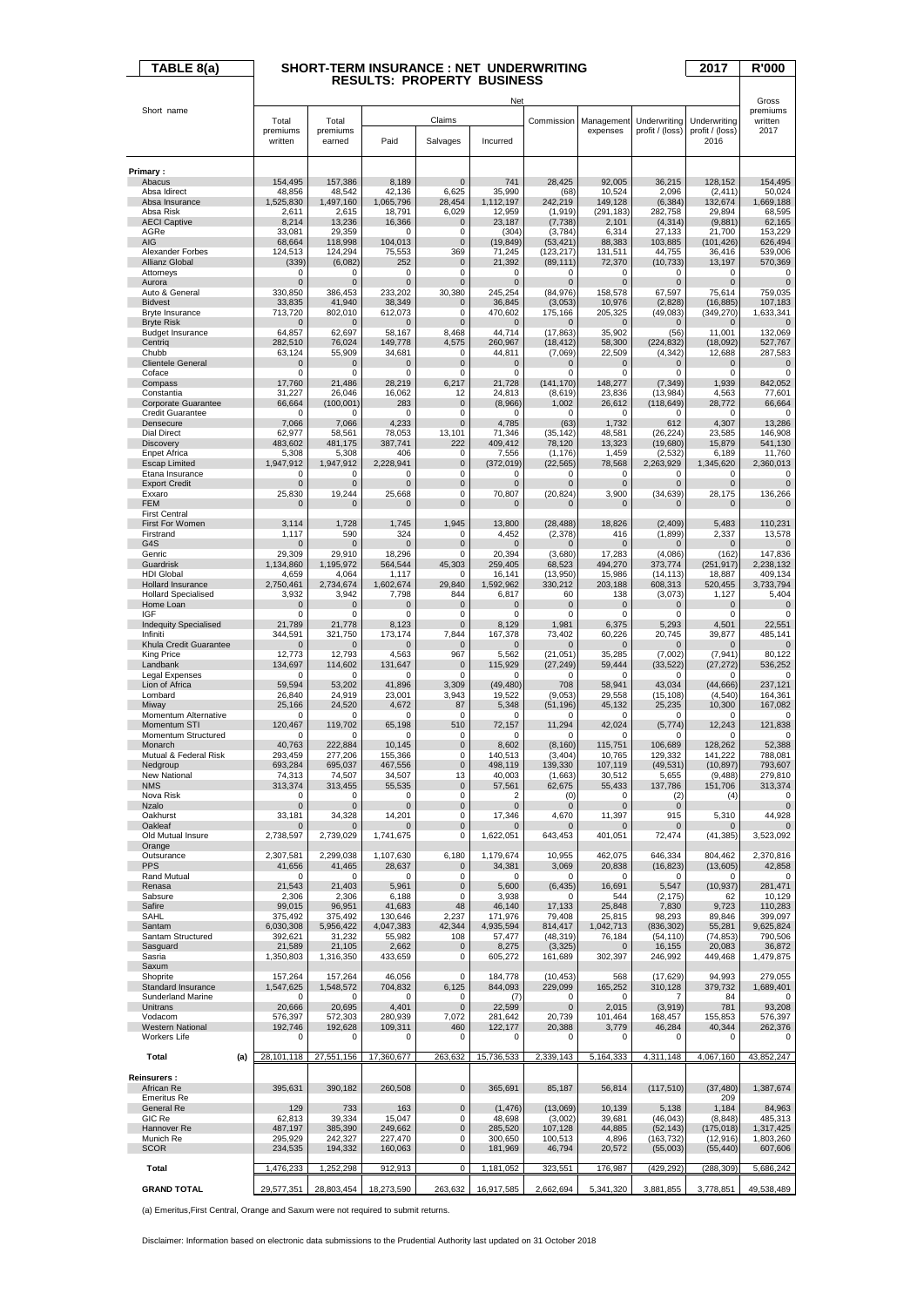# TABLE 8(a) SHORT-TERM INSURANCE : NET UNDERWRITING RESULTS: PROPERTY BUSINESS — 2017 — R'000

| Short name | Net | | | | | | | | | Gross |
|---|---|---|---|---|---|---|---|---|---|---|
| | Total premiums written | Total premiums earned | Claims | | | Commission | Management expenses | Underwriting profit / (loss) | Underwriting profit / (loss) 2016 | premiums written 2017 |
| | | | Paid | Salvages | Incurred | | | | | |
| **Primary :** | | | | | | | | | | |
| Abacus | 154,495 | 157,386 | 8,189 | 0 | 741 | 28,425 | 92,005 | 36,215 | 128,152 | 154,495 |
| Absa Idirect | 48,856 | 48,542 | 42,136 | 6,625 | 35,990 | (68) | 10,524 | 2,096 | (2,411) | 50,024 |
| Absa Insurance | 1,525,830 | 1,497,160 | 1,065,796 | 28,454 | 1,112,197 | 242,219 | 149,128 | (6,384) | 132,674 | 1,669,188 |
| Absa Risk | 2,611 | 2,615 | 18,791 | 6,029 | 12,959 | (1,919) | (291,183) | 282,758 | 29,894 | 68,595 |
| AECI Captive | 8,214 | 13,236 | 16,366 | 0 | 23,187 | (7,738) | 2,101 | (4,314) | (9,881) | 62,165 |
| AGRe | 33,081 | 29,359 | 0 | 0 | (304) | (3,784) | 6,314 | 27,133 | 21,700 | 153,229 |
| AIG | 68,664 | 118,998 | 104,013 | 0 | (19,849) | (53,421) | 88,383 | 103,885 | (101,426) | 626,494 |
| Alexander Forbes | 124,513 | 124,294 | 75,553 | 369 | 71,245 | (123,217) | 131,511 | 44,755 | 36,416 | 539,006 |
| Allianz Global | (339) | (6,082) | 252 | 0 | 21,392 | (89,111) | 72,370 | (10,733) | 13,197 | 570,369 |
| Attorneys | 0 | 0 | 0 | 0 | 0 | 0 | 0 | 0 | 0 | 0 |
| Aurora | 0 | 0 | 0 | 0 | 0 | 0 | 0 | 0 | 0 | 0 |
| Auto & General | 330,850 | 386,453 | 233,202 | 30,380 | 245,254 | (84,976) | 158,578 | 67,597 | 75,614 | 759,035 |
| Bidvest | 33,835 | 41,940 | 38,349 | 0 | 36,845 | (3,053) | 10,976 | (2,828) | (16,885) | 107,183 |
| Bryte Insurance | 713,720 | 802,010 | 612,073 | 0 | 470,602 | 175,166 | 205,325 | (49,083) | (349,270) | 1,633,341 |
| Bryte Risk | 0 | 0 | 0 | 0 | 0 | 0 | 0 | 0 | 0 | 0 |
| Budget Insurance | 64,857 | 62,697 | 58,167 | 8,468 | 44,714 | (17,863) | 35,902 | (56) | 11,001 | 132,069 |
| Centriq | 282,510 | 76,024 | 149,778 | 4,575 | 260,967 | (18,412) | 58,300 | (224,832) | (18,092) | 527,767 |
| Chubb | 63,124 | 55,909 | 34,681 | 0 | 44,811 | (7,069) | 22,509 | (4,342) | 12,688 | 287,583 |
| Clientele General | 0 | 0 | 0 | 0 | 0 | 0 | 0 | 0 | 0 | 0 |
| Coface | 0 | 0 | 0 | 0 | 0 | 0 | 0 | 0 | 0 | 0 |
| Compass | 17,760 | 21,486 | 28,219 | 6,217 | 21,728 | (141,170) | 148,277 | (7,349) | 1,939 | 842,052 |
| Constantia | 31,227 | 26,046 | 16,062 | 12 | 24,813 | (8,619) | 23,836 | (13,984) | 4,563 | 77,601 |
| Corporate Guarantee | 66,664 | (100,001) | 283 | 0 | (8,966) | 1,002 | 26,612 | (118,649) | 28,772 | 66,664 |
| Credit Guarantee | 0 | 0 | 0 | 0 | 0 | 0 | 0 | 0 | 0 | 0 |
| Densecure | 7,066 | 7,066 | 4,233 | 0 | 4,785 | (63) | 1,732 | 612 | 4,307 | 13,286 |
| Dial Direct | 62,977 | 58,561 | 78,053 | 13,101 | 71,346 | (35,142) | 48,581 | (26,224) | 23,585 | 146,908 |
| Discovery | 483,602 | 481,175 | 387,741 | 222 | 409,412 | 78,120 | 13,323 | (19,680) | 15,879 | 541,130 |
| Enpet Africa | 5,308 | 5,308 | 406 | 0 | 7,556 | (1,176) | 1,459 | (2,532) | 6,189 | 11,760 |
| Escap Limited | 1,947,912 | 1,947,912 | 2,228,941 | 0 | (372,019) | (22,565) | 78,568 | 2,263,929 | 1,345,620 | 2,360,013 |
| Etana Insurance | 0 | 0 | 0 | 0 | 0 | 0 | 0 | 0 | 0 | 0 |
| Export Credit | 0 | 0 | 0 | 0 | 0 | 0 | 0 | 0 | 0 | 0 |
| Exxaro | 25,830 | 19,244 | 25,668 | 0 | 70,807 | (20,824) | 3,900 | (34,639) | 28,175 | 136,266 |
| FEM | 0 | 0 | 0 | 0 | 0 | 0 | 0 | 0 | 0 | 0 |
| First Central | | | | | | | | | | |
| First For Women | 3,114 | 1,728 | 1,745 | 1,945 | 13,800 | (28,488) | 18,826 | (2,409) | 5,483 | 110,231 |
| Firstrand | 1,117 | 590 | 324 | 0 | 4,452 | (2,378) | 416 | (1,899) | 2,337 | 13,578 |
| G4S | 0 | 0 | 0 | 0 | 0 | 0 | 0 | 0 | 0 | 0 |
| Genric | 29,309 | 29,910 | 18,296 | 0 | 20,394 | (3,680) | 17,283 | (4,086) | (162) | 147,836 |
| Guardrisk | 1,134,860 | 1,195,972 | 564,544 | 45,303 | 259,405 | 68,523 | 494,270 | 373,774 | (251,917) | 2,238,132 |
| HDI Global | 4,659 | 4,064 | 1,117 | 0 | 16,141 | (13,950) | 15,986 | (14,113) | 18,887 | 409,134 |
| Hollard Insurance | 2,750,461 | 2,734,674 | 1,602,674 | 29,840 | 1,592,962 | 330,212 | 203,188 | 608,313 | 520,455 | 3,733,794 |
| Hollard Specialised | 3,932 | 3,942 | 7,798 | 844 | 6,817 | 60 | 138 | (3,073) | 1,127 | 5,404 |
| Home Loan | 0 | 0 | 0 | 0 | 0 | 0 | 0 | 0 | 0 | 0 |
| IGF | 0 | 0 | 0 | 0 | 0 | 0 | 0 | 0 | 0 | 0 |
| Indequity Specialised | 21,789 | 21,778 | 8,123 | 0 | 8,129 | 1,981 | 6,375 | 5,293 | 4,501 | 22,551 |
| Infiniti | 344,591 | 321,750 | 173,174 | 7,844 | 167,378 | 73,402 | 60,226 | 20,745 | 39,877 | 485,141 |
| Khula Credit Guarantee | 0 | 0 | 0 | 0 | 0 | 0 | 0 | 0 | 0 | 0 |
| King Price | 12,773 | 12,793 | 4,563 | 967 | 5,562 | (21,051) | 35,285 | (7,002) | (7,941) | 80,122 |
| Landbank | 134,697 | 114,602 | 131,647 | 0 | 115,929 | (27,249) | 59,444 | (33,522) | (27,272) | 536,252 |
| Legal Expenses | 0 | 0 | 0 | 0 | 0 | 0 | 0 | 0 | 0 | 0 |
| Lion of Africa | 59,594 | 53,202 | 41,896 | 3,309 | (49,480) | 708 | 58,941 | 43,034 | (44,666) | 237,121 |
| Lombard | 26,840 | 24,919 | 23,001 | 3,943 | 19,522 | (9,053) | 29,558 | (15,108) | (4,540) | 164,361 |
| Miway | 25,166 | 24,520 | 4,672 | 87 | 5,348 | (51,196) | 45,132 | 25,235 | 10,300 | 167,082 |
| Momentum Alternative | 0 | 0 | 0 | 0 | 0 | 0 | 0 | 0 | 0 | 0 |
| Momentum STI | 120,467 | 119,702 | 65,198 | 510 | 72,157 | 11,294 | 42,024 | (5,774) | 12,243 | 121,838 |
| Momentum Structured | 0 | 0 | 0 | 0 | 0 | 0 | 0 | 0 | 0 | 0 |
| Monarch | 40,763 | 222,884 | 10,145 | 0 | 8,602 | (8,160) | 115,751 | 106,689 | 126,262 | 52,388 |
| Mutual & Federal Risk | 293,459 | 277,206 | 155,366 | 0 | 140,513 | (3,404) | 10,765 | 129,332 | 141,222 | 788,081 |
| Nedgroup | 693,284 | 695,037 | 467,556 | 0 | 498,119 | 139,330 | 107,119 | (49,531) | (10,897) | 793,607 |
| New National | 74,313 | 74,507 | 34,507 | 13 | 40,003 | (1,663) | 30,512 | 5,655 | (9,488) | 279,810 |
| NMS | 313,374 | 313,455 | 55,535 | 0 | 57,561 | 62,675 | 55,433 | 137,786 | 151,706 | 313,374 |
| Nova Risk | 0 | 0 | 0 | 0 | 2 | (0) | 0 | (2) | (4) | 0 |
| Nzalo | 0 | 0 | 0 | 0 | 0 | 0 | 0 | 0 | 0 | 0 |
| Oakhurst | 33,181 | 34,328 | 14,201 | 0 | 17,346 | 4,670 | 11,397 | 915 | 5,310 | 44,928 |
| Oakleaf | 0 | 0 | 0 | 0 | 0 | 0 | 0 | 0 | 0 | 0 |
| Old Mutual Insure | 2,738,597 | 2,739,029 | 1,741,675 | 0 | 1,622,051 | 643,453 | 401,051 | 72,474 | (41,385) | 3,523,092 |
| Orange | | | | | | | | | | |
| Outsurance | 2,307,581 | 2,299,038 | 1,107,630 | 6,180 | 1,179,674 | 10,955 | 462,075 | 646,334 | 804,462 | 2,370,816 |
| PPS | 41,656 | 41,465 | 28,637 | 0 | 34,381 | 3,069 | 20,838 | (16,823) | (13,605) | 42,858 |
| Rand Mutual | 0 | 0 | 0 | 0 | 0 | 0 | 0 | 0 | 0 | 0 |
| Renasa | 21,543 | 21,403 | 5,961 | 0 | 5,600 | (6,435) | 16,691 | 5,547 | (10,937) | 281,471 |
| Sabsure | 2,306 | 2,306 | 6,188 | 0 | 3,938 | 0 | 544 | (2,175) | 62 | 10,129 |
| Safire | 99,015 | 96,951 | 41,683 | 48 | 46,140 | 17,133 | 25,848 | 7,830 | 9,723 | 110,283 |
| SAHL | 375,492 | 375,492 | 130,646 | 2,237 | 171,976 | 79,408 | 25,815 | 98,293 | 89,846 | 399,097 |
| Santam | 6,030,308 | 5,956,422 | 4,047,383 | 42,344 | 4,935,594 | 814,417 | 1,042,713 | (836,302) | 55,281 | 9,625,824 |
| Santam Structured | 392,621 | 31,232 | 55,982 | 108 | 57,477 | (48,319) | 76,184 | (54,110) | (74,853) | 790,506 |
| Sasguard | 21,589 | 21,105 | 2,662 | 0 | 8,275 | (3,325) | 0 | 16,155 | 20,083 | 36,872 |
| Sasria | 1,350,803 | 1,316,350 | 433,659 | 0 | 605,272 | 161,689 | 302,397 | 246,992 | 449,468 | 1,479,875 |
| Saxum | | | | | | | | | | |
| Shoprite | 157,264 | 157,264 | 46,056 | 0 | 184,778 | (10,453) | 568 | (17,629) | 94,993 | 279,055 |
| Standard Insurance | 1,547,625 | 1,548,572 | 704,832 | 6,125 | 844,093 | 229,099 | 165,252 | 310,128 | 379,732 | 1,689,401 |
| Sunderland Marine | 0 | 0 | 0 | 0 | (7) | 0 | 0 | 7 | 84 | 0 |
| Unitrans | 20,666 | 20,695 | 4,401 | 0 | 22,599 | 0 | 2,015 | (3,919) | 781 | 93,208 |
| Vodacom | 576,397 | 572,303 | 280,939 | 7,072 | 281,642 | 20,739 | 101,464 | 168,457 | 155,853 | 576,397 |
| Western National | 192,746 | 192,628 | 109,311 | 460 | 122,177 | 20,388 | 3,779 | 46,284 | 40,344 | 262,376 |
| Workers Life | 0 | 0 | 0 | 0 | 0 | 0 | 0 | 0 | 0 | 0 |
| **Total (a)** | 28,101,118 | 27,551,156 | 17,360,677 | 263,632 | 15,736,533 | 2,339,143 | 5,164,333 | 4,311,148 | 4,067,160 | 43,852,247 |
| **Reinsurers :** | | | | | | | | | | |
| African Re | 395,631 | 390,182 | 260,508 | 0 | 365,691 | 85,187 | 56,814 | (117,510) | (37,480) | 1,387,674 |
| Emeritus Re | | | | | | | | | 209 | |
| General Re | 129 | 733 | 163 | 0 | (1,476) | (13,069) | 10,139 | 5,138 | 1,184 | 84,963 |
| GIC Re | 62,813 | 39,334 | 15,047 | 0 | 48,698 | (3,002) | 39,681 | (46,043) | (8,848) | 485,313 |
| Hannover Re | 487,197 | 385,390 | 249,662 | 0 | 285,520 | 107,128 | 44,885 | (52,143) | (175,018) | 1,317,425 |
| Munich Re | 295,929 | 242,327 | 227,470 | 0 | 300,650 | 100,513 | 4,896 | (163,732) | (12,916) | 1,803,260 |
| SCOR | 234,535 | 194,332 | 160,063 | 0 | 181,969 | 46,794 | 20,572 | (55,003) | (55,440) | 607,606 |
| **Total** | 1,476,233 | 1,252,298 | 912,913 | 0 | 1,181,052 | 323,551 | 176,987 | (429,292) | (288,309) | 5,686,242 |
| **GRAND TOTAL** | 29,577,351 | 28,803,454 | 18,273,590 | 263,632 | 16,917,585 | 2,662,694 | 5,341,320 | 3,881,855 | 3,778,851 | 49,538,489 |

(a) Emeritus,First Central, Orange and Saxum were not required to submit returns.

Disclaimer: Information based on electronic data submissions to the Prudential Authority last updated on 31 October 2018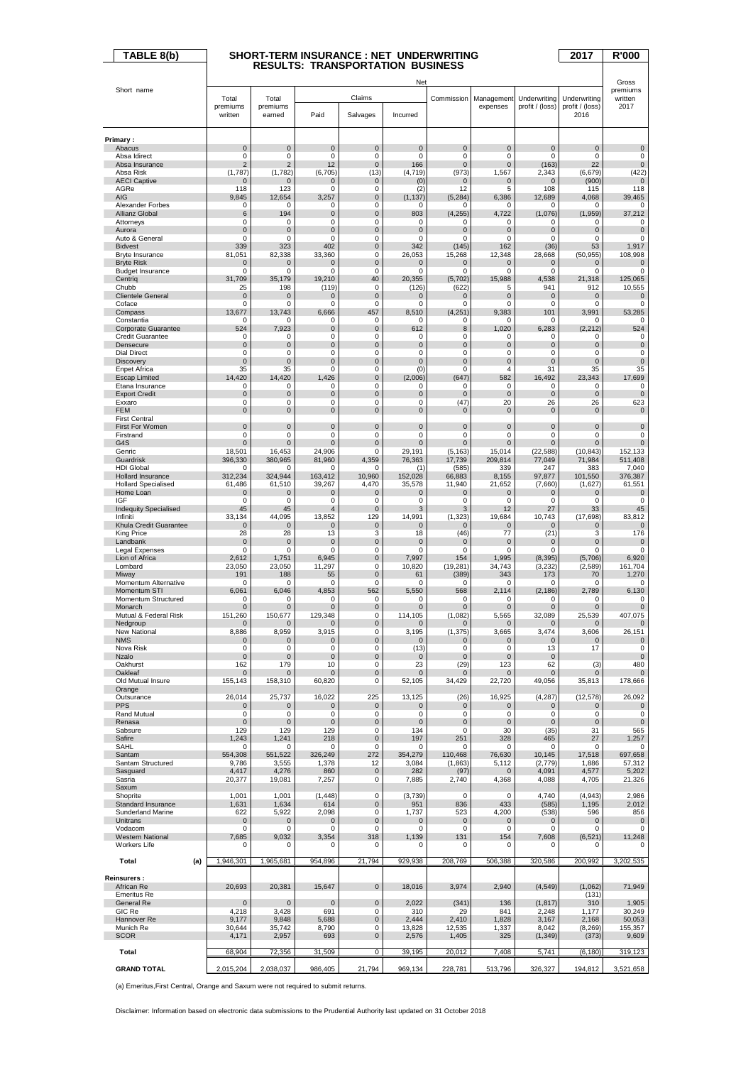# TABLE 8(b) — SHORT-TERM INSURANCE : NET UNDERWRITING RESULTS: TRANSPORTATION BUSINESS — 2017 — R'000

| Short name | Net | | | | | | | | | Gross premiums written 2017 |
|---|---|---|---|---|---|---|---|---|---|---|
| | Total premiums written | Total premiums earned | Claims | | | Commission | Management expenses | Underwriting profit / (loss) | Underwriting profit / (loss) 2016 | |
| | | | Paid | Salvages | Incurred | | | | | |
| **Primary :** | | | | | | | | | | |
| Abacus | 0 | 0 | 0 | 0 | 0 | 0 | 0 | 0 | 0 | 0 |
| Absa Idirect | 0 | 0 | 0 | 0 | 0 | 0 | 0 | 0 | 0 | 0 |
| Absa Insurance | 2 | 2 | 12 | 0 | 166 | 0 | 0 | (163) | 22 | 0 |
| Absa Risk | (1,787) | (1,782) | (6,705) | (13) | (4,719) | (973) | 1,567 | 2,343 | (6,679) | (422) |
| AECI Captive | 0 | 0 | 0 | 0 | (0) | 0 | 0 | 0 | (900) | 0 |
| AGRe | 118 | 123 | 0 | 0 | (2) | 12 | 5 | 108 | 115 | 118 |
| AIG | 9,845 | 12,654 | 3,257 | 0 | (1,137) | (5,284) | 6,386 | 12,689 | 4,068 | 39,465 |
| Alexander Forbes | 0 | 0 | 0 | 0 | 0 | 0 | 0 | 0 | 0 | 0 |
| Allianz Global | 6 | 194 | 0 | 0 | 803 | (4,255) | 4,722 | (1,076) | (1,959) | 37,212 |
| Attorneys | 0 | 0 | 0 | 0 | 0 | 0 | 0 | 0 | 0 | 0 |
| Aurora | 0 | 0 | 0 | 0 | 0 | 0 | 0 | 0 | 0 | 0 |
| Auto & General | 0 | 0 | 0 | 0 | 0 | 0 | 0 | 0 | 0 | 0 |
| Bidvest | 339 | 323 | 402 | 0 | 342 | (145) | 162 | (36) | 53 | 1,917 |
| Bryte Insurance | 81,051 | 82,338 | 33,360 | 0 | 26,053 | 15,268 | 12,348 | 28,668 | (50,955) | 108,998 |
| Bryte Risk | 0 | 0 | 0 | 0 | 0 | 0 | 0 | 0 | 0 | 0 |
| Budget Insurance | 0 | 0 | 0 | 0 | 0 | 0 | 0 | 0 | 0 | 0 |
| Centriq | 31,709 | 35,179 | 19,210 | 40 | 20,355 | (5,702) | 15,988 | 4,538 | 21,318 | 125,065 |
| Chubb | 25 | 198 | (119) | 0 | (126) | (622) | 5 | 941 | 912 | 10,555 |
| Clientele General | 0 | 0 | 0 | 0 | 0 | 0 | 0 | 0 | 0 | 0 |
| Coface | 0 | 0 | 0 | 0 | 0 | 0 | 0 | 0 | 0 | 0 |
| Compass | 13,677 | 13,743 | 6,666 | 457 | 8,510 | (4,251) | 9,383 | 101 | 3,991 | 53,285 |
| Constantia | 0 | 0 | 0 | 0 | 0 | 0 | 0 | 0 | 0 | 0 |
| Corporate Guarantee | 524 | 7,923 | 0 | 0 | 612 | 8 | 1,020 | 6,283 | (2,212) | 524 |
| Credit Guarantee | 0 | 0 | 0 | 0 | 0 | 0 | 0 | 0 | 0 | 0 |
| Densecure | 0 | 0 | 0 | 0 | 0 | 0 | 0 | 0 | 0 | 0 |
| Dial Direct | 0 | 0 | 0 | 0 | 0 | 0 | 0 | 0 | 0 | 0 |
| Discovery | 0 | 0 | 0 | 0 | 0 | 0 | 0 | 0 | 0 | 0 |
| Enpet Africa | 35 | 35 | 0 | 0 | (0) | 0 | 4 | 31 | 35 | 35 |
| Escap Limited | 14,420 | 14,420 | 1,426 | 0 | (2,006) | (647) | 582 | 16,492 | 23,343 | 17,699 |
| Etana Insurance | 0 | 0 | 0 | 0 | 0 | 0 | 0 | 0 | 0 | 0 |
| Export Credit | 0 | 0 | 0 | 0 | 0 | 0 | 0 | 0 | 0 | 0 |
| Exxaro | 0 | 0 | 0 | 0 | 0 | (47) | 20 | 26 | 26 | 623 |
| FEM | 0 | 0 | 0 | 0 | 0 | 0 | 0 | 0 | 0 | 0 |
| First Central | | | | | | | | | | |
| First For Women | 0 | 0 | 0 | 0 | 0 | 0 | 0 | 0 | 0 | 0 |
| Firstrand | 0 | 0 | 0 | 0 | 0 | 0 | 0 | 0 | 0 | 0 |
| G4S | 0 | 0 | 0 | 0 | 0 | 0 | 0 | 0 | 0 | 0 |
| Genric | 18,501 | 16,453 | 24,906 | 0 | 29,191 | (5,163) | 15,014 | (22,588) | (10,843) | 152,133 |
| Guardrisk | 396,330 | 380,965 | 81,960 | 4,359 | 76,363 | 17,739 | 209,814 | 77,049 | 71,984 | 511,408 |
| HDI Global | 0 | 0 | 0 | 0 | (1) | (585) | 339 | 247 | 383 | 7,040 |
| Hollard Insurance | 312,234 | 324,944 | 163,412 | 10,960 | 152,028 | 66,883 | 8,155 | 97,877 | 101,550 | 376,387 |
| Hollard Specialised | 61,486 | 61,510 | 39,267 | 4,470 | 35,578 | 11,940 | 21,652 | (7,660) | (1,627) | 61,551 |
| Home Loan | 0 | 0 | 0 | 0 | 0 | 0 | 0 | 0 | 0 | 0 |
| IGF | 0 | 0 | 0 | 0 | 0 | 0 | 0 | 0 | 0 | 0 |
| Indequity Specialised | 45 | 45 | 4 | 0 | 3 | 3 | 12 | 27 | 33 | 45 |
| Infiniti | 33,134 | 44,095 | 13,852 | 129 | 14,991 | (1,323) | 19,684 | 10,743 | (17,698) | 83,812 |
| Khula Credit Guarantee | 0 | 0 | 0 | 0 | 0 | 0 | 0 | 0 | 0 | 0 |
| King Price | 28 | 28 | 13 | 3 | 18 | (46) | 77 | (21) | 3 | 176 |
| Landbank | 0 | 0 | 0 | 0 | 0 | 0 | 0 | 0 | 0 | 0 |
| Legal Expenses | 0 | 0 | 0 | 0 | 0 | 0 | 0 | 0 | 0 | 0 |
| Lion of Africa | 2,612 | 1,751 | 6,945 | 0 | 7,997 | 154 | 1,995 | (8,395) | (5,706) | 6,920 |
| Lombard | 23,050 | 23,050 | 11,297 | 0 | 10,820 | (19,281) | 34,743 | (3,232) | (2,589) | 161,704 |
| Miway | 191 | 188 | 55 | 0 | 61 | (389) | 343 | 173 | 70 | 1,270 |
| Momentum Alternative | 0 | 0 | 0 | 0 | 0 | 0 | 0 | 0 | 0 | 0 |
| Momentum STI | 6,061 | 6,046 | 4,853 | 562 | 5,550 | 568 | 2,114 | (2,186) | 2,789 | 6,130 |
| Momentum Structured | 0 | 0 | 0 | 0 | 0 | 0 | 0 | 0 | 0 | 0 |
| Monarch | 0 | 0 | 0 | 0 | 0 | 0 | 0 | 0 | 0 | 0 |
| Mutual & Federal Risk | 151,260 | 150,677 | 129,348 | 0 | 114,105 | (1,082) | 5,565 | 32,089 | 25,539 | 407,075 |
| Nedgroup | 0 | 0 | 0 | 0 | 0 | 0 | 0 | 0 | 0 | 0 |
| New National | 8,886 | 8,959 | 3,915 | 0 | 3,195 | (1,375) | 3,665 | 3,474 | 3,606 | 26,151 |
| NMS | 0 | 0 | 0 | 0 | 0 | 0 | 0 | 0 | 0 | 0 |
| Nova Risk | 0 | 0 | 0 | 0 | (13) | 0 | 0 | 13 | 17 | 0 |
| Nzalo | 0 | 0 | 0 | 0 | 0 | 0 | 0 | 0 | 0 | 0 |
| Oakhurst | 162 | 179 | 10 | 0 | 23 | (29) | 123 | 62 | (3) | 480 |
| Oakleaf | 0 | 0 | 0 | 0 | 0 | 0 | 0 | 0 | 0 | 0 |
| Old Mutual Insure | 155,143 | 158,310 | 60,820 | 0 | 52,105 | 34,429 | 22,720 | 49,056 | 35,813 | 178,666 |
| Orange | | | | | | | | | | |
| Outsurance | 26,014 | 25,737 | 16,022 | 225 | 13,125 | (26) | 16,925 | (4,287) | (12,578) | 26,092 |
| PPS | 0 | 0 | 0 | 0 | 0 | 0 | 0 | 0 | 0 | 0 |
| Rand Mutual | 0 | 0 | 0 | 0 | 0 | 0 | 0 | 0 | 0 | 0 |
| Renasa | 0 | 0 | 0 | 0 | 0 | 0 | 0 | 0 | 0 | 0 |
| Sabsure | 129 | 129 | 129 | 0 | 134 | 0 | 30 | (35) | 31 | 565 |
| Safire | 1,243 | 1,241 | 218 | 0 | 197 | 251 | 328 | 465 | 27 | 1,257 |
| SAHL | 0 | 0 | 0 | 0 | 0 | 0 | 0 | 0 | 0 | 0 |
| Santam | 554,308 | 551,522 | 326,249 | 272 | 354,279 | 110,468 | 76,630 | 10,145 | 17,518 | 697,658 |
| Santam Structured | 9,786 | 3,555 | 1,378 | 12 | 3,084 | (1,863) | 5,112 | (2,779) | 1,886 | 57,312 |
| Sasguard | 4,417 | 4,276 | 860 | 0 | 282 | (97) | 0 | 4,091 | 4,577 | 5,202 |
| Sasria | 20,377 | 19,081 | 7,257 | 0 | 7,885 | 2,740 | 4,368 | 4,088 | 4,705 | 21,326 |
| Saxum | | | | | | | | | | |
| Shoprite | 1,001 | 1,001 | (1,448) | 0 | (3,739) | 0 | 0 | 4,740 | (4,943) | 2,986 |
| Standard Insurance | 1,631 | 1,634 | 614 | 0 | 951 | 836 | 433 | (585) | 1,195 | 2,012 |
| Sunderland Marine | 622 | 5,922 | 2,098 | 0 | 1,737 | 523 | 4,200 | (538) | 596 | 856 |
| Unitrans | 0 | 0 | 0 | 0 | 0 | 0 | 0 | 0 | 0 | 0 |
| Vodacom | 0 | 0 | 0 | 0 | 0 | 0 | 0 | 0 | 0 | 0 |
| Western National | 7,685 | 9,032 | 3,354 | 318 | 1,139 | 131 | 154 | 7,608 | (6,521) | 11,248 |
| Workers Life | 0 | 0 | 0 | 0 | 0 | 0 | 0 | 0 | 0 | 0 |
| **Total (a)** | 1,946,301 | 1,965,681 | 954,896 | 21,794 | 929,938 | 208,769 | 506,388 | 320,586 | 200,992 | 3,202,535 |
| **Reinsurers :** | | | | | | | | | | |
| African Re | 20,693 | 20,381 | 15,647 | 0 | 18,016 | 3,974 | 2,940 | (4,549) | (1,062) | 71,949 |
| Emeritus Re | | | | | | | | | (131) | |
| General Re | 0 | 0 | 0 | 0 | 2,022 | (341) | 136 | (1,817) | 310 | 1,905 |
| GIC Re | 4,218 | 3,428 | 691 | 0 | 310 | 29 | 841 | 2,248 | 1,177 | 30,249 |
| Hannover Re | 9,177 | 9,848 | 5,688 | 0 | 2,444 | 2,410 | 1,828 | 3,167 | 2,168 | 50,053 |
| Munich Re | 30,644 | 35,742 | 8,790 | 0 | 13,828 | 12,535 | 1,337 | 8,042 | (8,269) | 155,357 |
| SCOR | 4,171 | 2,957 | 693 | 0 | 2,576 | 1,405 | 325 | (1,349) | (373) | 9,609 |
| **Total** | 68,904 | 72,356 | 31,509 | 0 | 39,195 | 20,012 | 7,408 | 5,741 | (6,180) | 319,123 |
| **GRAND TOTAL** | 2,015,204 | 2,038,037 | 986,405 | 21,794 | 969,134 | 228,781 | 513,796 | 326,327 | 194,812 | 3,521,658 |

(a) Emeritus,First Central, Orange and Saxum were not required to submit returns.

Disclaimer: Information based on electronic data submissions to the Prudential Authority last updated on 31 October 2018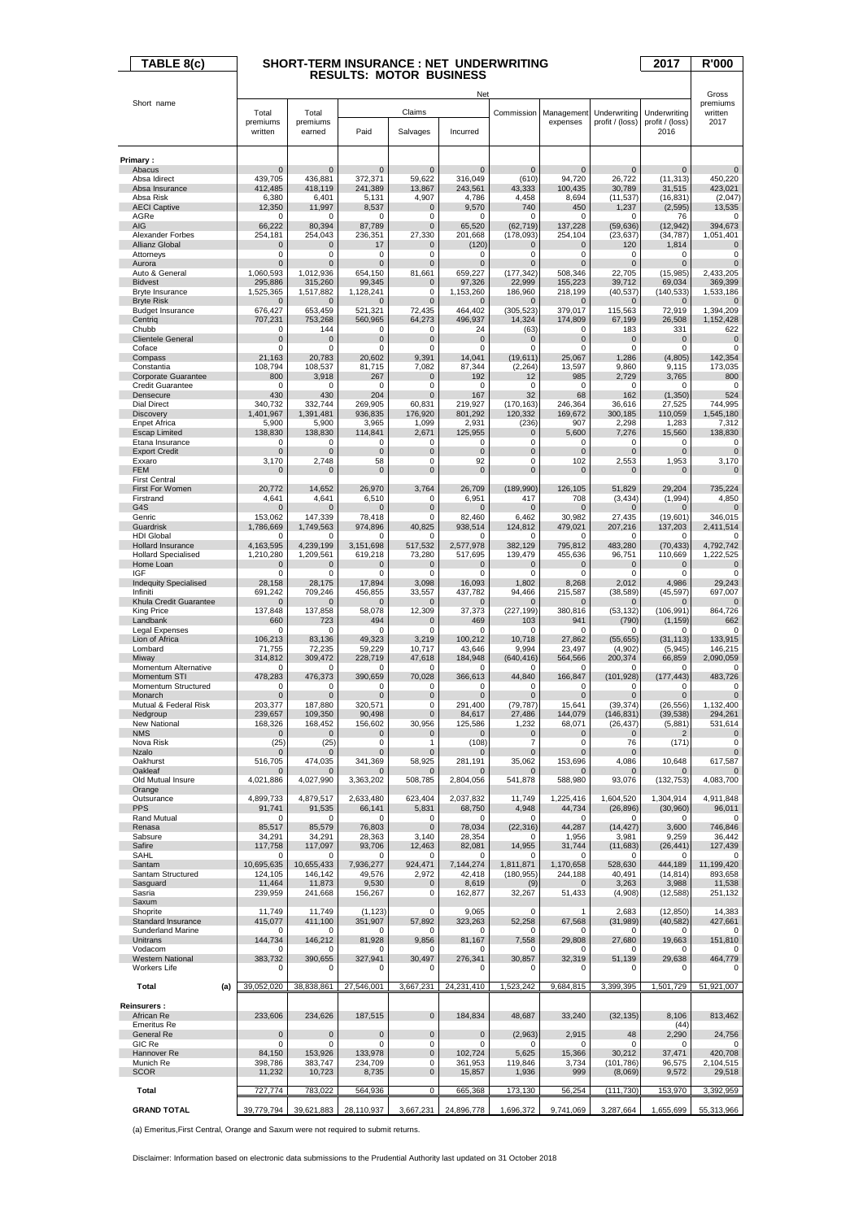# TABLE 8(c) SHORT-TERM INSURANCE : NET UNDERWRITING RESULTS: MOTOR BUSINESS

**2017 R'000**

| Short name | Net | | | | | | | | | Gross premiums written 2017 |
|---|---|---|---|---|---|---|---|---|---|---|
| | Total premiums written | Total premiums earned | Claims | | | Commission | Management expenses | Underwriting profit / (loss) | Underwriting profit / (loss) 2016 | |
| | | | Paid | Salvages | Incurred | | | | | |
| **Primary :** | | | | | | | | | | |
| Abacus | 0 | 0 | 0 | 0 | 0 | 0 | 0 | 0 | 0 | 0 |
| Absa Idirect | 439,705 | 436,881 | 372,371 | 59,622 | 316,049 | (610) | 94,720 | 26,722 | (11,313) | 450,220 |
| Absa Insurance | 412,485 | 418,119 | 241,389 | 13,867 | 243,561 | 43,333 | 100,435 | 30,789 | 31,515 | 423,021 |
| Absa Risk | 6,380 | 6,401 | 5,131 | 4,907 | 4,786 | 4,458 | 8,694 | (11,537) | (16,831) | (2,047) |
| AECI Captive | 12,350 | 11,997 | 8,537 | 0 | 9,570 | 740 | 450 | 1,237 | (2,595) | 13,535 |
| AGRe | 0 | 0 | 0 | 0 | 0 | 0 | 0 | 0 | 76 | 0 |
| AIG | 66,222 | 80,394 | 87,789 | 0 | 65,520 | (62,719) | 137,228 | (59,636) | (12,942) | 394,673 |
| Alexander Forbes | 254,181 | 254,043 | 236,351 | 27,330 | 201,668 | (178,093) | 254,104 | (23,637) | (34,787) | 1,051,401 |
| Allianz Global | 0 | 0 | 17 | 0 | (120) | 0 | 0 | 120 | 1,814 | 0 |
| Attorneys | 0 | 0 | 0 | 0 | 0 | 0 | 0 | 0 | 0 | 0 |
| Aurora | 0 | 0 | 0 | 0 | 0 | 0 | 0 | 0 | 0 | 0 |
| Auto & General | 1,060,593 | 1,012,936 | 654,150 | 81,661 | 659,227 | (177,342) | 508,346 | 22,705 | (15,985) | 2,433,205 |
| Bidvest | 295,886 | 315,260 | 99,345 | 0 | 97,326 | 22,999 | 155,223 | 39,712 | 69,034 | 369,399 |
| Bryte Insurance | 1,525,365 | 1,517,882 | 1,128,241 | 0 | 1,153,260 | 186,960 | 218,199 | (40,537) | (140,533) | 1,533,186 |
| Bryte Risk | 0 | 0 | 0 | 0 | 0 | 0 | 0 | 0 | 0 | 0 |
| Budget Insurance | 676,427 | 653,459 | 521,321 | 72,435 | 464,402 | (305,523) | 379,017 | 115,563 | 72,919 | 1,394,209 |
| Centriq | 707,231 | 753,268 | 560,965 | 64,273 | 496,937 | 14,324 | 174,809 | 67,199 | 26,508 | 1,152,428 |
| Chubb | 0 | 144 | 0 | 0 | 24 | (63) | 0 | 183 | 331 | 622 |
| Clientele General | 0 | 0 | 0 | 0 | 0 | 0 | 0 | 0 | 0 | 0 |
| Coface | 0 | 0 | 0 | 0 | 0 | 0 | 0 | 0 | 0 | 0 |
| Compass | 21,163 | 20,783 | 20,602 | 9,391 | 14,041 | (19,611) | 25,067 | 1,286 | (4,805) | 142,354 |
| Constantia | 108,794 | 108,537 | 81,715 | 7,082 | 87,344 | (2,264) | 13,597 | 9,860 | 9,115 | 173,035 |
| Corporate Guarantee | 800 | 3,918 | 267 | 0 | 192 | 12 | 985 | 2,729 | 3,765 | 800 |
| Credit Guarantee | 0 | 0 | 0 | 0 | 0 | 0 | 0 | 0 | 0 | 0 |
| Densecure | 430 | 430 | 204 | 0 | 167 | 32 | 68 | 162 | (1,350) | 524 |
| Dial Direct | 340,732 | 332,744 | 269,905 | 60,831 | 219,927 | (170,163) | 246,364 | 36,616 | 27,525 | 744,995 |
| Discovery | 1,401,967 | 1,391,481 | 936,835 | 176,920 | 801,292 | 120,332 | 169,672 | 300,185 | 110,059 | 1,545,180 |
| Enpet Africa | 5,900 | 5,900 | 3,965 | 1,099 | 2,931 | (236) | 907 | 2,298 | 1,283 | 7,312 |
| Escap Limited | 138,830 | 138,830 | 114,841 | 2,671 | 125,955 | 0 | 5,600 | 7,276 | 15,560 | 138,830 |
| Etana Insurance | 0 | 0 | 0 | 0 | 0 | 0 | 0 | 0 | 0 | 0 |
| Export Credit | 0 | 0 | 0 | 0 | 0 | 0 | 0 | 0 | 0 | 0 |
| Exxaro | 3,170 | 2,748 | 58 | 0 | 92 | 0 | 102 | 2,553 | 1,953 | 3,170 |
| FEM | 0 | 0 | 0 | 0 | 0 | 0 | 0 | 0 | 0 | 0 |
| First Central | | | | | | | | | | |
| First For Women | 20,772 | 14,652 | 26,970 | 3,764 | 26,709 | (189,990) | 126,105 | 51,829 | 29,204 | 735,224 |
| Firstrand | 4,641 | 4,641 | 6,510 | 0 | 6,951 | 417 | 708 | (3,434) | (1,994) | 4,850 |
| G4S | 0 | 0 | 0 | 0 | 0 | 0 | 0 | 0 | 0 | 0 |
| Genric | 153,062 | 147,339 | 78,418 | 0 | 82,460 | 6,462 | 30,982 | 27,435 | (19,601) | 346,015 |
| Guardrisk | 1,786,669 | 1,749,563 | 974,896 | 40,825 | 938,514 | 124,812 | 479,021 | 207,216 | 137,203 | 2,411,514 |
| HDI Global | 0 | 0 | 0 | 0 | 0 | 0 | 0 | 0 | 0 | 0 |
| Hollard Insurance | 4,163,595 | 4,239,199 | 3,151,698 | 517,532 | 2,577,978 | 382,129 | 795,812 | 483,280 | (70,433) | 4,792,742 |
| Hollard Specialised | 1,210,280 | 1,209,561 | 619,218 | 73,280 | 517,695 | 139,479 | 455,636 | 96,751 | 110,669 | 1,222,525 |
| Home Loan | 0 | 0 | 0 | 0 | 0 | 0 | 0 | 0 | 0 | 0 |
| IGF | 0 | 0 | 0 | 0 | 0 | 0 | 0 | 0 | 0 | 0 |
| Indequity Specialised | 28,158 | 28,175 | 17,894 | 3,098 | 16,093 | 1,802 | 8,268 | 2,012 | 4,986 | 29,243 |
| Infiniti | 691,242 | 709,246 | 456,855 | 33,557 | 437,782 | 94,466 | 215,587 | (38,589) | (45,597) | 697,007 |
| Khula Credit Guarantee | 0 | 0 | 0 | 0 | 0 | 0 | 0 | 0 | 0 | 0 |
| King Price | 137,848 | 137,858 | 58,078 | 12,309 | 37,373 | (227,199) | 380,816 | (53,132) | (106,991) | 864,726 |
| Landbank | 660 | 723 | 494 | 0 | 469 | 103 | 941 | (790) | (1,159) | 662 |
| Legal Expenses | 0 | 0 | 0 | 0 | 0 | 0 | 0 | 0 | 0 | 0 |
| Lion of Africa | 106,213 | 83,136 | 49,323 | 3,219 | 100,212 | 10,718 | 27,862 | (55,655) | (31,113) | 133,915 |
| Lombard | 71,755 | 72,235 | 59,229 | 10,717 | 43,646 | 9,994 | 23,497 | (4,902) | (5,945) | 146,215 |
| Miway | 314,812 | 309,472 | 228,719 | 47,618 | 184,948 | (640,416) | 564,566 | 200,374 | 66,859 | 2,090,059 |
| Momentum Alternative | 0 | 0 | 0 | 0 | 0 | 0 | 0 | 0 | 0 | 0 |
| Momentum STI | 478,283 | 476,373 | 390,659 | 70,028 | 366,613 | 44,840 | 166,847 | (101,928) | (177,443) | 483,726 |
| Momentum Structured | 0 | 0 | 0 | 0 | 0 | 0 | 0 | 0 | 0 | 0 |
| Monarch | 0 | 0 | 0 | 0 | 0 | 0 | 0 | 0 | 0 | 0 |
| Mutual & Federal Risk | 203,377 | 187,880 | 320,571 | 0 | 291,400 | (79,787) | 15,641 | (39,374) | (26,556) | 1,132,400 |
| Nedgroup | 239,657 | 109,350 | 90,498 | 0 | 84,617 | 27,486 | 144,079 | (146,831) | (39,538) | 294,261 |
| New National | 168,326 | 168,452 | 156,602 | 30,956 | 125,586 | 1,232 | 68,071 | (26,437) | (5,881) | 531,614 |
| NMS | 0 | 0 | 0 | 0 | 0 | 0 | 0 | 0 | 2 | 0 |
| Nova Risk | (25) | (25) | 0 | 1 | (108) | 7 | 0 | 76 | (171) | 0 |
| Nzalo | 0 | 0 | 0 | 0 | 0 | 0 | 0 | 0 | 0 | 0 |
| Oakhurst | 516,705 | 474,035 | 341,369 | 58,925 | 281,191 | 35,062 | 153,696 | 4,086 | 10,648 | 617,587 |
| Oakleaf | 0 | 0 | 0 | 0 | 0 | 0 | 0 | 0 | 0 | 0 |
| Old Mutual Insure | 4,021,886 | 4,027,990 | 3,363,202 | 508,785 | 2,804,056 | 541,878 | 588,980 | 93,076 | (132,753) | 4,083,700 |
| Orange | | | | | | | | | | |
| Outsurance | 4,899,733 | 4,879,517 | 2,633,480 | 623,404 | 2,037,832 | 11,749 | 1,225,416 | 1,604,520 | 1,304,914 | 4,911,848 |
| PPS | 91,741 | 91,535 | 66,141 | 5,831 | 68,750 | 4,948 | 44,734 | (26,896) | (30,960) | 96,011 |
| Rand Mutual | 0 | 0 | 0 | 0 | 0 | 0 | 0 | 0 | 0 | 0 |
| Renasa | 85,517 | 85,579 | 76,803 | 0 | 78,034 | (22,316) | 44,287 | (14,427) | 3,600 | 746,846 |
| Sabsure | 34,291 | 34,291 | 28,363 | 3,140 | 28,354 | 0 | 1,956 | 3,981 | 9,259 | 36,442 |
| Safire | 117,758 | 117,097 | 93,706 | 12,463 | 82,081 | 14,955 | 31,744 | (11,683) | (26,441) | 127,439 |
| SAHL | 0 | 0 | 0 | 0 | 0 | 0 | 0 | 0 | 0 | 0 |
| Santam | 10,695,635 | 10,655,433 | 7,936,277 | 924,471 | 7,144,274 | 1,811,871 | 1,170,658 | 528,630 | 444,189 | 11,199,420 |
| Santam Structured | 124,105 | 146,142 | 49,576 | 2,972 | 42,418 | (180,955) | 244,188 | 40,491 | (14,814) | 893,658 |
| Sasguard | 11,464 | 11,873 | 9,530 | 0 | 8,619 | (9) | 0 | 3,263 | 3,988 | 11,538 |
| Sasria | 239,959 | 241,668 | 156,267 | 0 | 162,877 | 32,267 | 51,433 | (4,908) | (12,588) | 251,132 |
| Saxum | | | | | | | | | | |
| Shoprite | 11,749 | 11,749 | (1,123) | 0 | 9,065 | 0 | 1 | 2,683 | (12,850) | 14,383 |
| Standard Insurance | 415,077 | 411,100 | 351,907 | 57,892 | 323,263 | 52,258 | 67,568 | (31,989) | (40,582) | 427,661 |
| Sunderland Marine | 0 | 0 | 0 | 0 | 0 | 0 | 0 | 0 | 0 | 0 |
| Unitrans | 144,734 | 146,212 | 81,928 | 9,856 | 81,167 | 7,558 | 29,808 | 27,680 | 19,663 | 151,810 |
| Vodacom | 0 | 0 | 0 | 0 | 0 | 0 | 0 | 0 | 0 | 0 |
| Western National | 383,732 | 390,655 | 327,941 | 30,497 | 276,341 | 30,857 | 32,319 | 51,139 | 29,638 | 464,779 |
| Workers Life | 0 | 0 | 0 | 0 | 0 | 0 | 0 | 0 | 0 | 0 |
| **Total (a)** | 39,052,020 | 38,838,861 | 27,546,001 | 3,667,231 | 24,231,410 | 1,523,242 | 9,684,815 | 3,399,395 | 1,501,729 | 51,921,007 |
| **Reinsurers :** | | | | | | | | | | |
| African Re | 233,606 | 234,626 | 187,515 | 0 | 184,834 | 48,687 | 33,240 | (32,135) | 8,106 | 813,462 |
| Emeritus Re | | | | | | | | | (44) | |
| General Re | 0 | 0 | 0 | 0 | 0 | (2,963) | 2,915 | 48 | 2,290 | 24,756 |
| GIC Re | 0 | 0 | 0 | 0 | 0 | 0 | 0 | 0 | 0 | 0 |
| Hannover Re | 84,150 | 153,926 | 133,978 | 0 | 102,724 | 5,625 | 15,366 | 30,212 | 37,471 | 420,708 |
| Munich Re | 398,786 | 383,747 | 234,709 | 0 | 361,953 | 119,846 | 3,734 | (101,786) | 96,575 | 2,104,515 |
| SCOR | 11,232 | 10,723 | 8,735 | 0 | 15,857 | 1,936 | 999 | (8,069) | 9,572 | 29,518 |
| **Total** | 727,774 | 783,022 | 564,936 | 0 | 665,368 | 173,130 | 56,254 | (111,730) | 153,970 | 3,392,959 |
| **GRAND TOTAL** | 39,779,794 | 39,621,883 | 28,110,937 | 3,667,231 | 24,896,778 | 1,696,372 | 9,741,069 | 3,287,664 | 1,655,699 | 55,313,966 |

(a) Emeritus,First Central, Orange and Saxum were not required to submit returns.

Disclaimer: Information based on electronic data submissions to the Prudential Authority last updated on 31 October 2018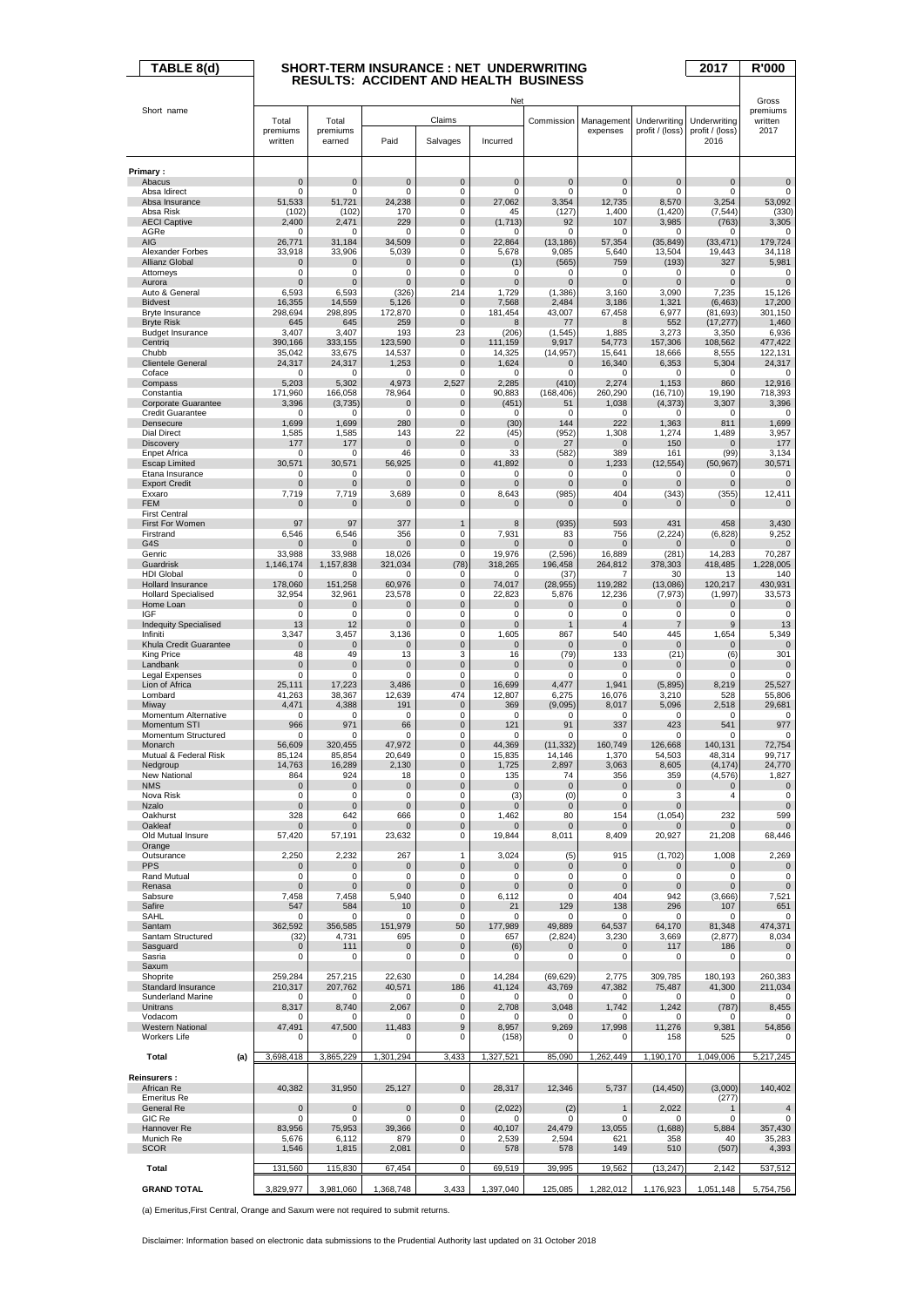# TABLE 8(d) SHORT-TERM INSURANCE : NET UNDERWRITING RESULTS: ACCIDENT AND HEALTH BUSINESS

**2017 R'000**

| Short name | Net | | | | | | | | | Gross premiums written 2017 |
|---|---|---|---|---|---|---|---|---|---|---|
| | Total premiums written | Total premiums earned | Claims | | | Commission | Management expenses | Underwriting profit / (loss) | Underwriting profit / (loss) 2016 | |
| | | | Paid | Salvages | Incurred | | | | | |
| **Primary :** | | | | | | | | | | |
| Abacus | 0 | 0 | 0 | 0 | 0 | 0 | 0 | 0 | 0 | 0 |
| Absa Idirect | 0 | 0 | 0 | 0 | 0 | 0 | 0 | 0 | 0 | 0 |
| Absa Insurance | 51,533 | 51,721 | 24,238 | 0 | 27,062 | 3,354 | 12,735 | 8,570 | 3,254 | 53,092 |
| Absa Risk | (102) | (102) | 170 | 0 | 45 | (127) | 1,400 | (1,420) | (7,544) | (330) |
| AECI Captive | 2,400 | 2,471 | 229 | 0 | (1,713) | 92 | 107 | 3,985 | (763) | 3,305 |
| AGRe | 0 | 0 | 0 | 0 | 0 | 0 | 0 | 0 | 0 | 0 |
| AIG | 26,771 | 31,184 | 34,509 | 0 | 22,864 | (13,186) | 57,354 | (35,849) | (33,471) | 179,724 |
| Alexander Forbes | 33,918 | 33,906 | 5,039 | 0 | 5,678 | 9,085 | 5,640 | 13,504 | 19,443 | 34,118 |
| Allianz Global | 0 | 0 | 0 | 0 | (1) | (565) | 759 | (193) | 327 | 5,981 |
| Attorneys | 0 | 0 | 0 | 0 | 0 | 0 | 0 | 0 | 0 | 0 |
| Aurora | 0 | 0 | 0 | 0 | 0 | 0 | 0 | 0 | 0 | 0 |
| Auto & General | 6,593 | 6,593 | (326) | 214 | 1,729 | (1,386) | 3,160 | 3,090 | 7,235 | 15,126 |
| Bidvest | 16,355 | 14,559 | 5,126 | 0 | 7,568 | 2,484 | 3,186 | 1,321 | (6,463) | 17,200 |
| Bryte Insurance | 298,694 | 298,895 | 172,870 | 0 | 181,454 | 43,007 | 67,458 | 6,977 | (81,693) | 301,150 |
| Bryte Risk | 645 | 645 | 259 | 0 | 8 | 77 | 8 | 552 | (17,277) | 1,460 |
| Budget Insurance | 3,407 | 3,407 | 193 | 23 | (206) | (1,545) | 1,885 | 3,273 | 3,350 | 6,936 |
| Centriq | 390,166 | 333,155 | 123,590 | 0 | 111,159 | 9,917 | 54,773 | 157,306 | 108,562 | 477,422 |
| Chubb | 35,042 | 33,675 | 14,537 | 0 | 14,325 | (14,957) | 15,641 | 18,666 | 8,555 | 122,131 |
| Clientele General | 24,317 | 24,317 | 1,253 | 0 | 1,624 | 0 | 16,340 | 6,353 | 5,304 | 24,317 |
| Coface | 0 | 0 | 0 | 0 | 0 | 0 | 0 | 0 | 0 | 0 |
| Compass | 5,203 | 5,302 | 4,973 | 2,527 | 2,285 | (410) | 2,274 | 1,153 | 860 | 12,916 |
| Constantia | 171,960 | 166,058 | 78,964 | 0 | 90,883 | (168,406) | 260,290 | (16,710) | 19,190 | 718,393 |
| Corporate Guarantee | 3,396 | (3,735) | 0 | 0 | (451) | 51 | 1,038 | (4,373) | 3,307 | 3,396 |
| Credit Guarantee | 0 | 0 | 0 | 0 | 0 | 0 | 0 | 0 | 0 | 0 |
| Densecure | 1,699 | 1,699 | 280 | 0 | (30) | 144 | 222 | 1,363 | 811 | 1,699 |
| Dial Direct | 1,585 | 1,585 | 143 | 22 | (45) | (952) | 1,308 | 1,274 | 1,489 | 3,957 |
| Discovery | 177 | 177 | 0 | 0 | 0 | 27 | 0 | 150 | 0 | 177 |
| Enpet Africa | 0 | 0 | 46 | 0 | 33 | (582) | 389 | 161 | (99) | 3,134 |
| Escap Limited | 30,571 | 30,571 | 56,925 | 0 | 41,892 | 0 | 1,233 | (12,554) | (50,967) | 30,571 |
| Etana Insurance | 0 | 0 | 0 | 0 | 0 | 0 | 0 | 0 | 0 | 0 |
| Export Credit | 0 | 0 | 0 | 0 | 0 | 0 | 0 | 0 | 0 | 0 |
| Exxaro | 7,719 | 7,719 | 3,689 | 0 | 8,643 | (985) | 404 | (343) | (355) | 12,411 |
| FEM | 0 | 0 | 0 | 0 | 0 | 0 | 0 | 0 | 0 | 0 |
| First Central | | | | | | | | | | |
| First For Women | 97 | 97 | 377 | 1 | 8 | (935) | 593 | 431 | 458 | 3,430 |
| Firstrand | 6,546 | 6,546 | 356 | 0 | 7,931 | 83 | 756 | (2,224) | (6,828) | 9,252 |
| G4S | 0 | 0 | 0 | 0 | 0 | 0 | 0 | 0 | 0 | 0 |
| Genric | 33,988 | 33,988 | 18,026 | 0 | 19,976 | (2,596) | 16,889 | (281) | 14,283 | 70,287 |
| Guardrisk | 1,146,174 | 1,157,838 | 321,034 | (78) | 318,265 | 196,458 | 264,812 | 378,303 | 418,485 | 1,228,005 |
| HDI Global | 0 | 0 | 0 | 0 | 0 | (37) | 7 | 30 | 13 | 140 |
| Hollard Insurance | 178,060 | 151,258 | 60,976 | 0 | 74,017 | (28,955) | 119,282 | (13,086) | 120,217 | 430,931 |
| Hollard Specialised | 32,954 | 32,961 | 23,578 | 0 | 22,823 | 5,876 | 12,236 | (7,973) | (1,997) | 33,573 |
| Home Loan | 0 | 0 | 0 | 0 | 0 | 0 | 0 | 0 | 0 | 0 |
| IGF | 0 | 0 | 0 | 0 | 0 | 0 | 0 | 0 | 0 | 0 |
| Indequity Specialised | 13 | 12 | 0 | 0 | 0 | 1 | 4 | 7 | 9 | 13 |
| Infiniti | 3,347 | 3,457 | 3,136 | 0 | 1,605 | 867 | 540 | 445 | 1,654 | 5,349 |
| Khula Credit Guarantee | 0 | 0 | 0 | 0 | 0 | 0 | 0 | 0 | 0 | 0 |
| King Price | 48 | 49 | 13 | 3 | 16 | (79) | 133 | (21) | (6) | 301 |
| Landbank | 0 | 0 | 0 | 0 | 0 | 0 | 0 | 0 | 0 | 0 |
| Legal Expenses | 0 | 0 | 0 | 0 | 0 | 0 | 0 | 0 | 0 | 0 |
| Lion of Africa | 25,111 | 17,223 | 3,486 | 0 | 16,699 | 4,477 | 1,941 | (5,895) | 8,219 | 25,527 |
| Lombard | 41,263 | 38,367 | 12,639 | 474 | 12,807 | 6,275 | 16,076 | 3,210 | 528 | 55,806 |
| Miway | 4,471 | 4,388 | 191 | 0 | 369 | (9,095) | 8,017 | 5,096 | 2,518 | 29,681 |
| Momentum Alternative | 0 | 0 | 0 | 0 | 0 | 0 | 0 | 0 | 0 | 0 |
| Momentum STI | 966 | 971 | 66 | 0 | 121 | 91 | 337 | 423 | 541 | 977 |
| Momentum Structured | 0 | 0 | 0 | 0 | 0 | 0 | 0 | 0 | 0 | 0 |
| Monarch | 56,609 | 320,455 | 47,972 | 0 | 44,369 | (11,332) | 160,749 | 126,668 | 140,131 | 72,754 |
| Mutual & Federal Risk | 85,124 | 85,854 | 20,649 | 0 | 15,835 | 14,146 | 1,370 | 54,503 | 48,314 | 99,717 |
| Nedgroup | 14,763 | 16,289 | 2,130 | 0 | 1,725 | 2,897 | 3,063 | 8,605 | (4,174) | 24,770 |
| New National | 864 | 924 | 18 | 0 | 135 | 74 | 356 | 359 | (4,576) | 1,827 |
| NMS | 0 | 0 | 0 | 0 | 0 | 0 | 0 | 0 | 0 | 0 |
| Nova Risk | 0 | 0 | 0 | 0 | (3) | (0) | 0 | 3 | 4 | 0 |
| Nzalo | 0 | 0 | 0 | 0 | 0 | 0 | 0 | 0 | | 0 |
| Oakhurst | 328 | 642 | 666 | 0 | 1,462 | 80 | 154 | (1,054) | 232 | 599 |
| Oakleaf | 0 | 0 | 0 | 0 | 0 | 0 | 0 | 0 | 0 | 0 |
| Old Mutual Insure | 57,420 | 57,191 | 23,632 | 0 | 19,844 | 8,011 | 8,409 | 20,927 | 21,208 | 68,446 |
| Orange | | | | | | | | | | |
| Outsurance | 2,250 | 2,232 | 267 | 1 | 3,024 | (5) | 915 | (1,702) | 1,008 | 2,269 |
| PPS | 0 | 0 | 0 | 0 | 0 | 0 | 0 | 0 | 0 | 0 |
| Rand Mutual | 0 | 0 | 0 | 0 | 0 | 0 | 0 | 0 | 0 | 0 |
| Renasa | 0 | 0 | 0 | 0 | 0 | 0 | 0 | 0 | 0 | 0 |
| Sabsure | 7,458 | 7,458 | 5,940 | 0 | 6,112 | 0 | 404 | 942 | (3,666) | 7,521 |
| Safire | 547 | 584 | 10 | 0 | 21 | 129 | 138 | 296 | 107 | 651 |
| SAHL | 0 | 0 | 0 | 0 | 0 | 0 | 0 | 0 | 0 | 0 |
| Santam | 362,592 | 356,585 | 151,979 | 50 | 177,989 | 49,889 | 64,537 | 64,170 | 81,348 | 474,371 |
| Santam Structured | (32) | 4,731 | 695 | 0 | 657 | (2,824) | 3,230 | 3,669 | (2,877) | 8,034 |
| Sasguard | 0 | 111 | 0 | 0 | (6) | 0 | 0 | 117 | 186 | 0 |
| Sasria | 0 | 0 | 0 | 0 | 0 | 0 | 0 | 0 | 0 | 0 |
| Saxum | | | | | | | | | | |
| Shoprite | 259,284 | 257,215 | 22,630 | 0 | 14,284 | (69,629) | 2,775 | 309,785 | 180,193 | 260,383 |
| Standard Insurance | 210,317 | 207,762 | 40,571 | 186 | 41,124 | 43,769 | 47,382 | 75,487 | 41,300 | 211,034 |
| Sunderland Marine | 0 | 0 | 0 | 0 | 0 | 0 | 0 | 0 | 0 | 0 |
| Unitrans | 8,317 | 8,740 | 2,067 | 0 | 2,708 | 3,048 | 1,742 | 1,242 | (787) | 8,455 |
| Vodacom | 0 | 0 | 0 | 0 | 0 | 0 | 0 | 0 | 0 | 0 |
| Western National | 47,491 | 47,500 | 11,483 | 9 | 8,957 | 9,269 | 17,998 | 11,276 | 9,381 | 54,856 |
| Workers Life | 0 | 0 | 0 | 0 | (158) | 0 | 0 | 158 | 525 | 0 |
| **Total (a)** | 3,698,418 | 3,865,229 | 1,301,294 | 3,433 | 1,327,521 | 85,090 | 1,262,449 | 1,190,170 | 1,049,006 | 5,217,245 |
| **Reinsurers :** | | | | | | | | | | |
| African Re | 40,382 | 31,950 | 25,127 | 0 | 28,317 | 12,346 | 5,737 | (14,450) | (3,000) | 140,402 |
| Emeritus Re | | | | | | | | | (277) | |
| General Re | 0 | 0 | 0 | 0 | (2,022) | (2) | 1 | 2,022 | 1 | 4 |
| GIC Re | 0 | 0 | 0 | 0 | 0 | 0 | 0 | 0 | 0 | 0 |
| Hannover Re | 83,956 | 75,953 | 39,366 | 0 | 40,107 | 24,479 | 13,055 | (1,688) | 5,884 | 357,430 |
| Munich Re | 5,676 | 6,112 | 879 | 0 | 2,539 | 2,594 | 621 | 358 | 40 | 35,283 |
| SCOR | 1,546 | 1,815 | 2,081 | 0 | 578 | 578 | 149 | 510 | (507) | 4,393 |
| **Total** | 131,560 | 115,830 | 67,454 | 0 | 69,519 | 39,995 | 19,562 | (13,247) | 2,142 | 537,512 |
| **GRAND TOTAL** | 3,829,977 | 3,981,060 | 1,368,748 | 3,433 | 1,397,040 | 125,085 | 1,282,012 | 1,176,923 | 1,051,148 | 5,754,756 |

(a) Emeritus,First Central, Orange and Saxum were not required to submit returns.

Disclaimer: Information based on electronic data submissions to the Prudential Authority last updated on 31 October 2018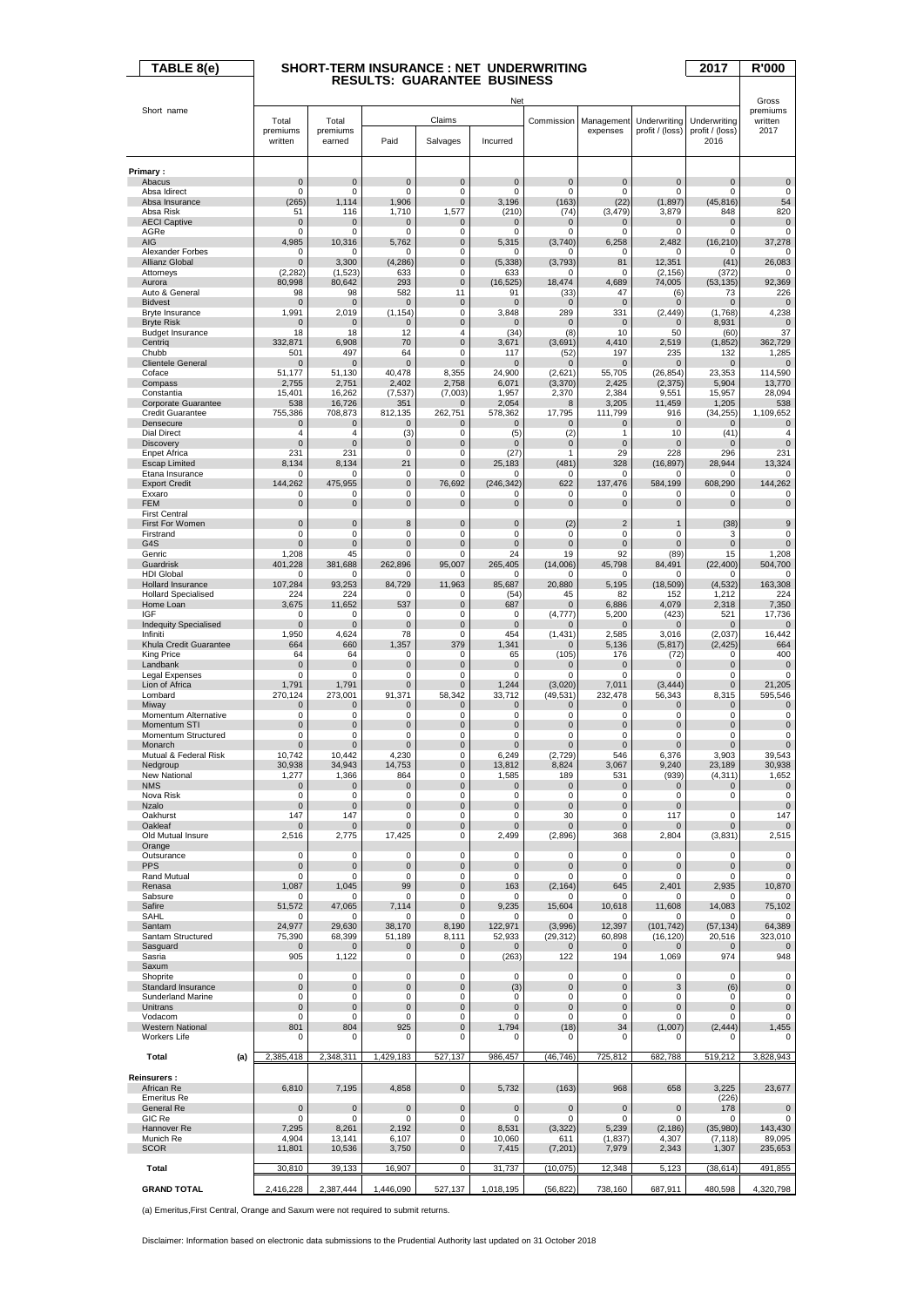# TABLE 8(e) SHORT-TERM INSURANCE : NET UNDERWRITING RESULTS: GUARANTEE BUSINESS 2017 R'000

| Short name | Net | | | | | | | | | Gross premiums written 2017 |
|---|---|---|---|---|---|---|---|---|---|---|
| | Total premiums written | Total premiums earned | Claims | | | Commission | Management expenses | Underwriting profit / (loss) | Underwriting profit / (loss) 2016 | |
| | | | Paid | Salvages | Incurred | | | | | |
| **Primary :** | | | | | | | | | | |
| Abacus | 0 | 0 | 0 | 0 | 0 | 0 | 0 | 0 | 0 | 0 |
| Absa Idirect | 0 | 0 | 0 | 0 | 0 | 0 | 0 | 0 | 0 | 0 |
| Absa Insurance | (265) | 1,114 | 1,906 | 0 | 3,196 | (163) | (22) | (1,897) | (45,816) | 54 |
| Absa Risk | 51 | 116 | 1,710 | 1,577 | (210) | (74) | (3,479) | 3,879 | 848 | 820 |
| AECI Captive | 0 | 0 | 0 | 0 | 0 | 0 | 0 | 0 | 0 | 0 |
| AGRe | 0 | 0 | 0 | 0 | 0 | 0 | 0 | 0 | 0 | 0 |
| AIG | 4,985 | 10,316 | 5,762 | 0 | 5,315 | (3,740) | 6,258 | 2,482 | (16,210) | 37,278 |
| Alexander Forbes | 0 | 0 | 0 | 0 | 0 | 0 | 0 | 0 | 0 | 0 |
| Allianz Global | 0 | 3,300 | (4,286) | 0 | (5,338) | (3,793) | 81 | 12,351 | (41) | 26,083 |
| Attorneys | (2,282) | (1,523) | 633 | 0 | 633 | 0 | 0 | (2,156) | (372) | 0 |
| Aurora | 80,998 | 80,642 | 293 | 0 | (16,525) | 18,474 | 4,689 | 74,005 | (53,135) | 92,369 |
| Auto & General | 98 | 98 | 582 | 11 | 91 | (33) | 47 | (6) | 73 | 226 |
| Bidvest | 0 | 0 | 0 | 0 | 0 | 0 | 0 | 0 | 0 | 0 |
| Bryte Insurance | 1,991 | 2,019 | (1,154) | 0 | 3,848 | 289 | 331 | (2,449) | (1,768) | 4,238 |
| Bryte Risk | 0 | 0 | 0 | 0 | 0 | 0 | 0 | 0 | 8,931 | 0 |
| Budget Insurance | 18 | 18 | 12 | 4 | (34) | (8) | 10 | 50 | (60) | 37 |
| Centriq | 332,871 | 6,908 | 70 | 0 | 3,671 | (3,691) | 4,410 | 2,519 | (1,852) | 362,729 |
| Chubb | 501 | 497 | 64 | 0 | 117 | (52) | 197 | 235 | 132 | 1,285 |
| Clientele General | 0 | 0 | 0 | 0 | 0 | 0 | 0 | 0 | 0 | 0 |
| Coface | 51,177 | 51,130 | 40,478 | 8,355 | 24,900 | (2,621) | 55,705 | (26,854) | 23,353 | 114,590 |
| Compass | 2,755 | 2,751 | 2,402 | 2,758 | 6,071 | (3,370) | 2,425 | (2,375) | 5,904 | 13,770 |
| Constantia | 15,401 | 16,262 | (7,537) | (7,003) | 1,957 | 2,370 | 2,384 | 9,551 | 15,957 | 28,094 |
| Corporate Guarantee | 538 | 16,726 | 351 | 0 | 2,054 | 8 | 3,205 | 11,459 | 1,205 | 538 |
| Credit Guarantee | 755,386 | 708,873 | 812,135 | 262,751 | 578,362 | 17,795 | 111,799 | 916 | (34,255) | 1,109,652 |
| Densecure | 0 | 0 | 0 | 0 | 0 | 0 | 0 | 0 | 0 | 0 |
| Dial Direct | 4 | 4 | (3) | 0 | (5) | (2) | 1 | 10 | (41) | 4 |
| Discovery | 0 | 0 | 0 | 0 | 0 | 0 | 0 | 0 | 0 | 0 |
| Enpet Africa | 231 | 231 | 0 | 0 | (27) | 1 | 29 | 228 | 296 | 231 |
| Escap Limited | 8,134 | 8,134 | 21 | 0 | 25,183 | (481) | 328 | (16,897) | 28,944 | 13,324 |
| Etana Insurance | 0 | 0 | 0 | 0 | 0 | 0 | 0 | 0 | 0 | 0 |
| Export Credit | 144,262 | 475,955 | 0 | 76,692 | (246,342) | 622 | 137,476 | 584,199 | 608,290 | 144,262 |
| Exxaro | 0 | 0 | 0 | 0 | 0 | 0 | 0 | 0 | 0 | 0 |
| FEM | 0 | 0 | 0 | 0 | 0 | 0 | 0 | 0 | 0 | 0 |
| First Central | | | | | | | | | | |
| First For Women | 0 | 0 | 8 | 0 | 0 | (2) | 2 | 1 | (38) | 9 |
| Firstrand | 0 | 0 | 0 | 0 | 0 | 0 | 0 | 0 | 3 | 0 |
| G4S | 0 | 0 | 0 | 0 | 0 | 0 | 0 | 0 | 0 | 0 |
| Genric | 1,208 | 45 | 0 | 0 | 24 | 19 | 92 | (89) | 15 | 1,208 |
| Guardrisk | 401,228 | 381,688 | 262,896 | 95,007 | 265,405 | (14,006) | 45,798 | 84,491 | (22,400) | 504,700 |
| HDI Global | 0 | 0 | 0 | 0 | 0 | 0 | 0 | 0 | 0 | 0 |
| Hollard Insurance | 107,284 | 93,253 | 84,729 | 11,963 | 85,687 | 20,880 | 5,195 | (18,509) | (4,532) | 163,308 |
| Hollard Specialised | 224 | 224 | 0 | 0 | (54) | 45 | 82 | 152 | 1,212 | 224 |
| Home Loan | 3,675 | 11,652 | 537 | 0 | 687 | 0 | 6,886 | 4,079 | 2,318 | 7,350 |
| IGF | 0 | 0 | 0 | 0 | 0 | (4,777) | 5,200 | (423) | 521 | 17,736 |
| Indequity Specialised | 0 | 0 | 0 | 0 | 0 | 0 | 0 | 0 | 0 | 0 |
| Infiniti | 1,950 | 4,624 | 78 | 0 | 454 | (1,431) | 2,585 | 3,016 | (2,037) | 16,442 |
| Khula Credit Guarantee | 664 | 660 | 1,357 | 379 | 1,341 | 0 | 5,136 | (5,817) | (2,425) | 664 |
| King Price | 64 | 64 | 0 | 0 | 65 | (105) | 176 | (72) | 0 | 400 |
| Landbank | 0 | 0 | 0 | 0 | 0 | 0 | 0 | 0 | 0 | 0 |
| Legal Expenses | 0 | 0 | 0 | 0 | 0 | 0 | 0 | 0 | 0 | 0 |
| Lion of Africa | 1,791 | 1,791 | 0 | 0 | 1,244 | (3,020) | 7,011 | (3,444) | 0 | 21,205 |
| Lombard | 270,124 | 273,001 | 91,371 | 58,342 | 33,712 | (49,531) | 232,478 | 56,343 | 8,315 | 595,546 |
| Miway | 0 | 0 | 0 | 0 | 0 | 0 | 0 | 0 | 0 | 0 |
| Momentum Alternative | 0 | 0 | 0 | 0 | 0 | 0 | 0 | 0 | 0 | 0 |
| Momentum STI | 0 | 0 | 0 | 0 | 0 | 0 | 0 | 0 | 0 | 0 |
| Momentum Structured | 0 | 0 | 0 | 0 | 0 | 0 | 0 | 0 | 0 | 0 |
| Monarch | 0 | 0 | 0 | 0 | 0 | 0 | 0 | 0 | 0 | 0 |
| Mutual & Federal Risk | 10,742 | 10,442 | 4,230 | 0 | 6,249 | (2,729) | 546 | 6,376 | 3,903 | 39,543 |
| Nedgroup | 30,938 | 34,943 | 14,753 | 0 | 13,812 | 8,824 | 3,067 | 9,240 | 23,189 | 30,938 |
| New National | 1,277 | 1,366 | 864 | 0 | 1,585 | 189 | 531 | (939) | (4,311) | 1,652 |
| NMS | 0 | 0 | 0 | 0 | 0 | 0 | 0 | 0 | 0 | 0 |
| Nova Risk | 0 | 0 | 0 | 0 | 0 | 0 | 0 | 0 | 0 | 0 |
| Nzalo | 0 | 0 | 0 | 0 | 0 | 0 | 0 | 0 | | 0 |
| Oakhurst | 147 | 147 | 0 | 0 | 0 | 30 | 0 | 117 | 0 | 147 |
| Oakleaf | 0 | 0 | 0 | 0 | 0 | 0 | 0 | 0 | 0 | 0 |
| Old Mutual Insure | 2,516 | 2,775 | 17,425 | 0 | 2,499 | (2,896) | 368 | 2,804 | (3,831) | 2,515 |
| Orange | | | | | | | | | | |
| Outsurance | 0 | 0 | 0 | 0 | 0 | 0 | 0 | 0 | 0 | 0 |
| PPS | 0 | 0 | 0 | 0 | 0 | 0 | 0 | 0 | 0 | 0 |
| Rand Mutual | 0 | 0 | 0 | 0 | 0 | 0 | 0 | 0 | 0 | 0 |
| Renasa | 1,087 | 1,045 | 99 | 0 | 163 | (2,164) | 645 | 2,401 | 2,935 | 10,870 |
| Sabsure | 0 | 0 | 0 | 0 | 0 | 0 | 0 | 0 | 0 | 0 |
| Safire | 51,572 | 47,065 | 7,114 | 0 | 9,235 | 15,604 | 10,618 | 11,608 | 14,083 | 75,102 |
| SAHL | 0 | 0 | 0 | 0 | 0 | 0 | 0 | 0 | 0 | 0 |
| Santam | 24,977 | 29,630 | 38,170 | 8,190 | 122,971 | (3,996) | 12,397 | (101,742) | (57,134) | 64,389 |
| Santam Structured | 75,390 | 68,399 | 51,189 | 8,111 | 52,933 | (29,312) | 60,898 | (16,120) | 20,516 | 323,010 |
| Sasguard | 0 | 0 | 0 | 0 | 0 | 0 | 0 | 0 | 0 | 0 |
| Sasria | 905 | 1,122 | 0 | 0 | (263) | 122 | 194 | 1,069 | 974 | 948 |
| Saxum | | | | | | | | | | |
| Shoprite | 0 | 0 | 0 | 0 | 0 | 0 | 0 | 0 | 0 | 0 |
| Standard Insurance | 0 | 0 | 0 | 0 | (3) | 0 | 0 | 3 | (6) | 0 |
| Sunderland Marine | 0 | 0 | 0 | 0 | 0 | 0 | 0 | 0 | 0 | 0 |
| Unitrans | 0 | 0 | 0 | 0 | 0 | 0 | 0 | 0 | 0 | 0 |
| Vodacom | 0 | 0 | 0 | 0 | 0 | 0 | 0 | 0 | 0 | 0 |
| Western National | 801 | 804 | 925 | 0 | 1,794 | (18) | 34 | (1,007) | (2,444) | 1,455 |
| Workers Life | 0 | 0 | 0 | 0 | 0 | 0 | 0 | 0 | 0 | 0 |
| **Total (a)** | 2,385,418 | 2,348,311 | 1,429,183 | 527,137 | 986,457 | (46,746) | 725,812 | 682,788 | 519,212 | 3,828,943 |
| **Reinsurers :** | | | | | | | | | | |
| African Re | 6,810 | 7,195 | 4,858 | 0 | 5,732 | (163) | 968 | 658 | 3,225 | 23,677 |
| Emeritus Re | | | | | | | | | (226) | |
| General Re | 0 | 0 | 0 | 0 | 0 | 0 | 0 | 0 | 178 | 0 |
| GIC Re | 0 | 0 | 0 | 0 | 0 | 0 | 0 | 0 | 0 | 0 |
| Hannover Re | 7,295 | 8,261 | 2,192 | 0 | 8,531 | (3,322) | 5,239 | (2,186) | (35,980) | 143,430 |
| Munich Re | 4,904 | 13,141 | 6,107 | 0 | 10,060 | 611 | (1,837) | 4,307 | (7,118) | 89,095 |
| SCOR | 11,801 | 10,536 | 3,750 | 0 | 7,415 | (7,201) | 7,979 | 2,343 | 1,307 | 235,653 |
| **Total** | 30,810 | 39,133 | 16,907 | 0 | 31,737 | (10,075) | 12,348 | 5,123 | (38,614) | 491,855 |
| **GRAND TOTAL** | 2,416,228 | 2,387,444 | 1,446,090 | 527,137 | 1,018,195 | (56,822) | 738,160 | 687,911 | 480,598 | 4,320,798 |

(a) Emeritus,First Central, Orange and Saxum were not required to submit returns.

Disclaimer: Information based on electronic data submissions to the Prudential Authority last updated on 31 October 2018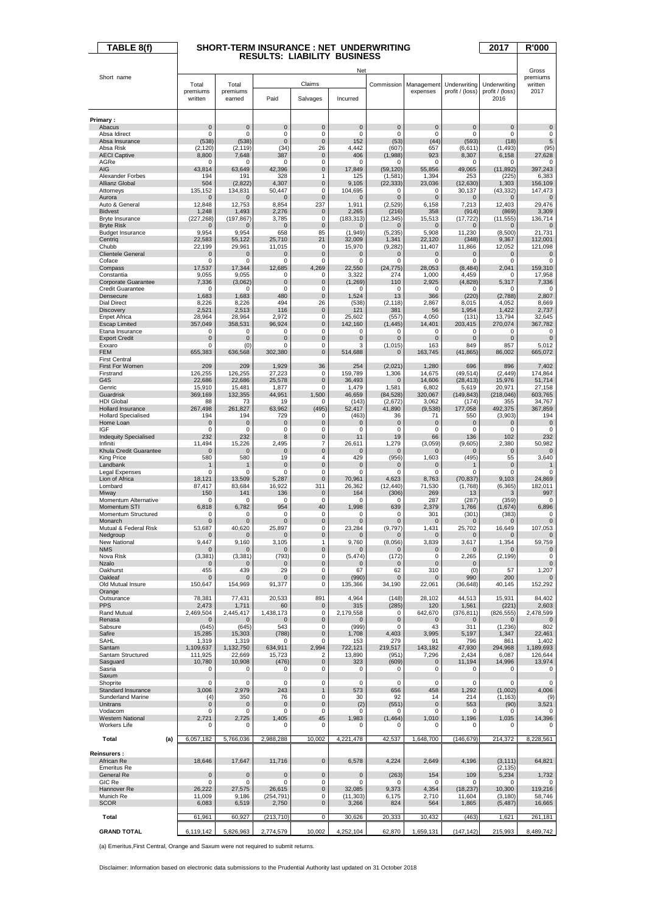# TABLE 8(f) SHORT-TERM INSURANCE : NET UNDERWRITING RESULTS: LIABILITY BUSINESS 2017 R'000

| Short name | Net | | | | | | | | | Gross premiums written 2017 |
|---|---|---|---|---|---|---|---|---|---|---|
| | Total premiums written | Total premiums earned | Claims | | | Commission | Management expenses | Underwriting profit / (loss) | Underwriting profit / (loss) 2016 | |
| | | | Paid | Salvages | Incurred | | | | | |
| **Primary :** | | | | | | | | | | |
| Abacus | 0 | 0 | 0 | 0 | 0 | 0 | 0 | 0 | 0 | 0 |
| Absa Idirect | 0 | 0 | 0 | 0 | 0 | 0 | 0 | 0 | 0 | 0 |
| Absa Insurance | (538) | (538) | 0 | 0 | 152 | (53) | (44) | (593) | (18) | 5 |
| Absa Risk | (2,120) | (2,119) | (34) | 26 | 4,442 | (607) | 657 | (6,611) | (1,493) | (95) |
| AECI Captive | 8,800 | 7,648 | 387 | 0 | 406 | (1,988) | 923 | 8,307 | 6,158 | 27,628 |
| AGRe | 0 | 0 | 0 | 0 | 0 | 0 | 0 | 0 | 0 | 0 |
| AIG | 43,814 | 63,649 | 42,396 | 0 | 17,849 | (59,120) | 55,856 | 49,065 | (11,892) | 397,243 |
| Alexander Forbes | 194 | 191 | 328 | 1 | 125 | (1,581) | 1,394 | 253 | (225) | 6,383 |
| Allianz Global | 504 | (2,822) | 4,307 | 0 | 9,105 | (22,333) | 23,036 | (12,630) | 1,303 | 156,109 |
| Attorneys | 135,152 | 134,831 | 50,447 | 0 | 104,695 | 0 | 0 | 30,137 | (43,332) | 147,473 |
| Aurora | 0 | 0 | 0 | 0 | 0 | 0 | 0 | 0 | 0 | 0 |
| Auto & General | 12,848 | 12,753 | 8,854 | 237 | 1,911 | (2,529) | 6,158 | 7,213 | 12,403 | 29,476 |
| Bidvest | 1,248 | 1,493 | 2,276 | 0 | 2,265 | (216) | 358 | (914) | (869) | 3,309 |
| Bryte Insurance | (227,268) | (197,867) | 3,785 | 0 | (183,313) | (12,345) | 15,513 | (17,722) | (11,555) | 136,714 |
| Bryte Risk | 0 | 0 | 0 | 0 | 0 | 0 | 0 | 0 | 0 | 0 |
| Budget Insurance | 9,954 | 9,954 | 658 | 85 | (1,949) | (5,235) | 5,908 | 11,230 | (8,500) | 21,731 |
| Centriq | 22,583 | 55,122 | 25,710 | 21 | 32,009 | 1,341 | 22,120 | (348) | 9,367 | 112,001 |
| Chubb | 22,199 | 29,961 | 11,015 | 0 | 15,970 | (9,282) | 11,407 | 11,866 | 12,052 | 121,098 |
| Clientele General | 0 | 0 | 0 | 0 | 0 | 0 | 0 | 0 | 0 | 0 |
| Coface | 0 | 0 | 0 | 0 | 0 | 0 | 0 | 0 | 0 | 0 |
| Compass | 17,537 | 17,344 | 12,685 | 4,269 | 22,550 | (24,775) | 28,053 | (8,484) | 2,041 | 159,310 |
| Constantia | 9,055 | 9,055 | 0 | 0 | 3,322 | 274 | 1,000 | 4,459 | 0 | 17,958 |
| Corporate Guarantee | 7,336 | (3,062) | 0 | 0 | (1,269) | 110 | 2,925 | (4,828) | 5,317 | 7,336 |
| Credit Guarantee | 0 | 0 | 0 | 0 | 0 | 0 | 0 | 0 | 0 | 0 |
| Densecure | 1,683 | 1,683 | 480 | 0 | 1,524 | 13 | 366 | (220) | (2,788) | 2,807 |
| Dial Direct | 8,226 | 8,226 | 494 | 26 | (538) | (2,118) | 2,867 | 8,015 | 4,052 | 8,669 |
| Discovery | 2,521 | 2,513 | 116 | 0 | 121 | 381 | 56 | 1,954 | 1,422 | 2,737 |
| Enpet Africa | 28,964 | 28,964 | 2,972 | 0 | 25,602 | (557) | 4,050 | (131) | 13,794 | 32,645 |
| Escap Limited | 357,049 | 358,531 | 96,924 | 0 | 142,160 | (1,445) | 14,401 | 203,415 | 270,074 | 367,782 |
| Etana Insurance | 0 | 0 | 0 | 0 | 0 | 0 | 0 | 0 | 0 | 0 |
| Export Credit | 0 | 0 | 0 | 0 | 0 | 0 | 0 | 0 | 0 | 0 |
| Exxaro | 0 | (0) | 0 | 0 | 3 | (1,015) | 163 | 849 | 857 | 5,012 |
| FEM | 655,383 | 636,568 | 302,380 | 0 | 514,688 | 0 | 163,745 | (41,865) | 86,002 | 665,072 |
| First Central | | | | | | | | | | |
| First For Women | 209 | 209 | 1,929 | 36 | 254 | (2,021) | 1,280 | 696 | 896 | 7,402 |
| Firstrand | 126,255 | 126,255 | 27,223 | 0 | 159,789 | 1,306 | 14,675 | (49,514) | (2,449) | 174,864 |
| G4S | 22,686 | 22,686 | 25,578 | 0 | 36,493 | 0 | 14,606 | (28,413) | 15,976 | 51,714 |
| Genric | 15,910 | 15,481 | 1,877 | 0 | 1,479 | 1,581 | 6,802 | 5,619 | 20,971 | 27,158 |
| Guardrisk | 369,169 | 132,355 | 44,951 | 1,500 | 46,659 | (84,528) | 320,067 | (149,843) | (218,046) | 603,765 |
| HDI Global | 88 | 73 | 19 | 0 | (143) | (2,672) | 3,062 | (174) | 355 | 34,767 |
| Hollard Insurance | 267,498 | 261,827 | 63,962 | (495) | 52,417 | 41,890 | (9,538) | 177,058 | 492,375 | 367,859 |
| Hollard Specialised | 194 | 194 | 729 | 0 | (463) | 36 | 71 | 550 | (3,903) | 194 |
| Home Loan | 0 | 0 | 0 | 0 | 0 | 0 | 0 | 0 | 0 | 0 |
| IGF | 0 | 0 | 0 | 0 | 0 | 0 | 0 | 0 | 0 | 0 |
| Indequity Specialised | 232 | 232 | 8 | 0 | 11 | 19 | 66 | 136 | 102 | 232 |
| Infiniti | 11,494 | 15,226 | 2,495 | 7 | 26,611 | 1,279 | (3,059) | (9,605) | 2,380 | 50,982 |
| Khula Credit Guarantee | 0 | 0 | 0 | 0 | 0 | 0 | 0 | 0 | 0 | 0 |
| King Price | 580 | 580 | 19 | 4 | 429 | (956) | 1,603 | (495) | 55 | 3,640 |
| Landbank | 1 | 1 | 0 | 0 | 0 | 0 | 0 | 1 | 0 | 1 |
| Legal Expenses | 0 | 0 | 0 | 0 | 0 | 0 | 0 | 0 | 0 | 0 |
| Lion of Africa | 18,121 | 13,509 | 5,287 | 0 | 70,961 | 4,623 | 8,763 | (70,837) | 9,103 | 24,869 |
| Lombard | 87,417 | 83,684 | 16,922 | 311 | 26,362 | (12,440) | 71,530 | (1,768) | (6,365) | 182,011 |
| Miway | 150 | 141 | 136 | 0 | 164 | (306) | 269 | 13 | 3 | 997 |
| Momentum Alternative | 0 | 0 | 0 | 0 | 0 | 0 | 287 | (287) | (359) | 0 |
| Momentum STI | 6,818 | 6,782 | 954 | 40 | 1,998 | 639 | 2,379 | 1,766 | (1,674) | 6,896 |
| Momentum Structured | 0 | 0 | 0 | 0 | 0 | 0 | 301 | (301) | (383) | 0 |
| Monarch | 0 | 0 | 0 | 0 | 0 | 0 | 0 | 0 | 0 | 0 |
| Mutual & Federal Risk | 53,687 | 40,620 | 25,897 | 0 | 23,284 | (9,797) | 1,431 | 25,702 | 16,649 | 107,053 |
| Nedgroup | 0 | 0 | 0 | 0 | 0 | 0 | 0 | 0 | 0 | 0 |
| New National | 9,447 | 9,160 | 3,105 | 1 | 9,760 | (8,056) | 3,839 | 3,617 | 1,354 | 59,759 |
| NMS | 0 | 0 | 0 | 0 | 0 | 0 | 0 | 0 | 0 | 0 |
| Nova Risk | (3,381) | (3,381) | (793) | 0 | (5,474) | (172) | 0 | 2,265 | (2,199) | 0 |
| Nzalo | 0 | 0 | 0 | 0 | 0 | 0 | 0 | 0 | | 0 |
| Oakhurst | 455 | 439 | 29 | 0 | 67 | 62 | 310 | (0) | 57 | 1,207 |
| Oakleaf | 0 | 0 | 0 | 0 | (990) | 0 | 0 | 990 | 200 | 0 |
| Old Mutual Insure | 150,647 | 154,969 | 91,377 | 0 | 135,366 | 34,190 | 22,061 | (36,648) | 40,145 | 152,292 |
| Orange | | | | | | | | | | |
| Outsurance | 78,381 | 77,431 | 20,533 | 891 | 4,964 | (148) | 28,102 | 44,513 | 15,931 | 84,402 |
| PPS | 2,473 | 1,711 | 60 | 0 | 315 | (285) | 120 | 1,561 | (221) | 2,603 |
| Rand Mutual | 2,469,504 | 2,445,417 | 1,438,173 | 0 | 2,179,558 | 0 | 642,670 | (376,811) | (826,555) | 2,478,599 |
| Renasa | 0 | 0 | 0 | 0 | 0 | 0 | 0 | 0 | 0 | 0 |
| Sabsure | (645) | (645) | 543 | 0 | (999) | 0 | 43 | 311 | (1,236) | 802 |
| Safire | 15,285 | 15,303 | (788) | 0 | 1,708 | 4,403 | 3,995 | 5,197 | 1,347 | 22,461 |
| SAHL | 1,319 | 1,319 | 0 | 0 | 153 | 279 | 91 | 796 | 861 | 1,402 |
| Santam | 1,109,637 | 1,132,750 | 634,911 | 2,994 | 722,121 | 219,517 | 143,182 | 47,930 | 294,968 | 1,189,693 |
| Santam Structured | 111,925 | 22,669 | 15,723 | 2 | 13,890 | (951) | 7,296 | 2,434 | 6,087 | 126,644 |
| Sasguard | 10,780 | 10,908 | (476) | 0 | 323 | (609) | 0 | 11,194 | 14,996 | 13,974 |
| Sasria | 0 | 0 | 0 | 0 | 0 | 0 | 0 | 0 | 0 | 0 |
| Saxum | | | | | | | | | | |
| Shoprite | 0 | 0 | 0 | 0 | 0 | 0 | 0 | 0 | 0 | 0 |
| Standard Insurance | 3,006 | 2,979 | 243 | 1 | 573 | 656 | 458 | 1,292 | (1,002) | 4,006 |
| Sunderland Marine | (4) | 350 | 76 | 0 | 30 | 92 | 14 | 214 | (1,163) | (9) |
| Unitrans | 0 | 0 | 0 | 0 | (2) | (551) | 0 | 553 | (90) | 3,521 |
| Vodacom | 0 | 0 | 0 | 0 | 0 | 0 | 0 | 0 | 0 | 0 |
| Western National | 2,721 | 2,725 | 1,405 | 45 | 1,983 | (1,464) | 1,010 | 1,196 | 1,035 | 14,396 |
| Workers Life | 0 | 0 | 0 | 0 | 0 | 0 | 0 | 0 | 0 | 0 |
| **Total (a)** | 6,057,182 | 5,766,036 | 2,988,288 | 10,002 | 4,221,478 | 42,537 | 1,648,700 | (146,679) | 214,372 | 8,228,561 |
| **Reinsurers :** | | | | | | | | | | |
| African Re | 18,646 | 17,647 | 11,716 | 0 | 6,578 | 4,224 | 2,649 | 4,196 | (3,111) | 64,821 |
| Emeritus Re | | | | | | | | | (2,135) | |
| General Re | 0 | 0 | 0 | 0 | 0 | (263) | 154 | 109 | 5,234 | 1,732 |
| GIC Re | 0 | 0 | 0 | 0 | 0 | 0 | 0 | 0 | 0 | 0 |
| Hannover Re | 26,222 | 27,575 | 26,615 | 0 | 32,085 | 9,373 | 4,354 | (18,237) | 10,300 | 119,216 |
| Munich Re | 11,009 | 9,186 | (254,791) | 0 | (11,303) | 6,175 | 2,710 | 11,604 | (3,180) | 58,746 |
| SCOR | 6,083 | 6,519 | 2,750 | 0 | 3,266 | 824 | 564 | 1,865 | (5,487) | 16,665 |
| **Total** | 61,961 | 60,927 | (213,710) | 0 | 30,626 | 20,333 | 10,432 | (463) | 1,621 | 261,181 |
| **GRAND TOTAL** | 6,119,142 | 5,826,963 | 2,774,579 | 10,002 | 4,252,104 | 62,870 | 1,659,131 | (147,142) | 215,993 | 8,489,742 |

(a) Emeritus,First Central, Orange and Saxum were not required to submit returns.

Disclaimer: Information based on electronic data submissions to the Prudential Authority last updated on 31 October 2018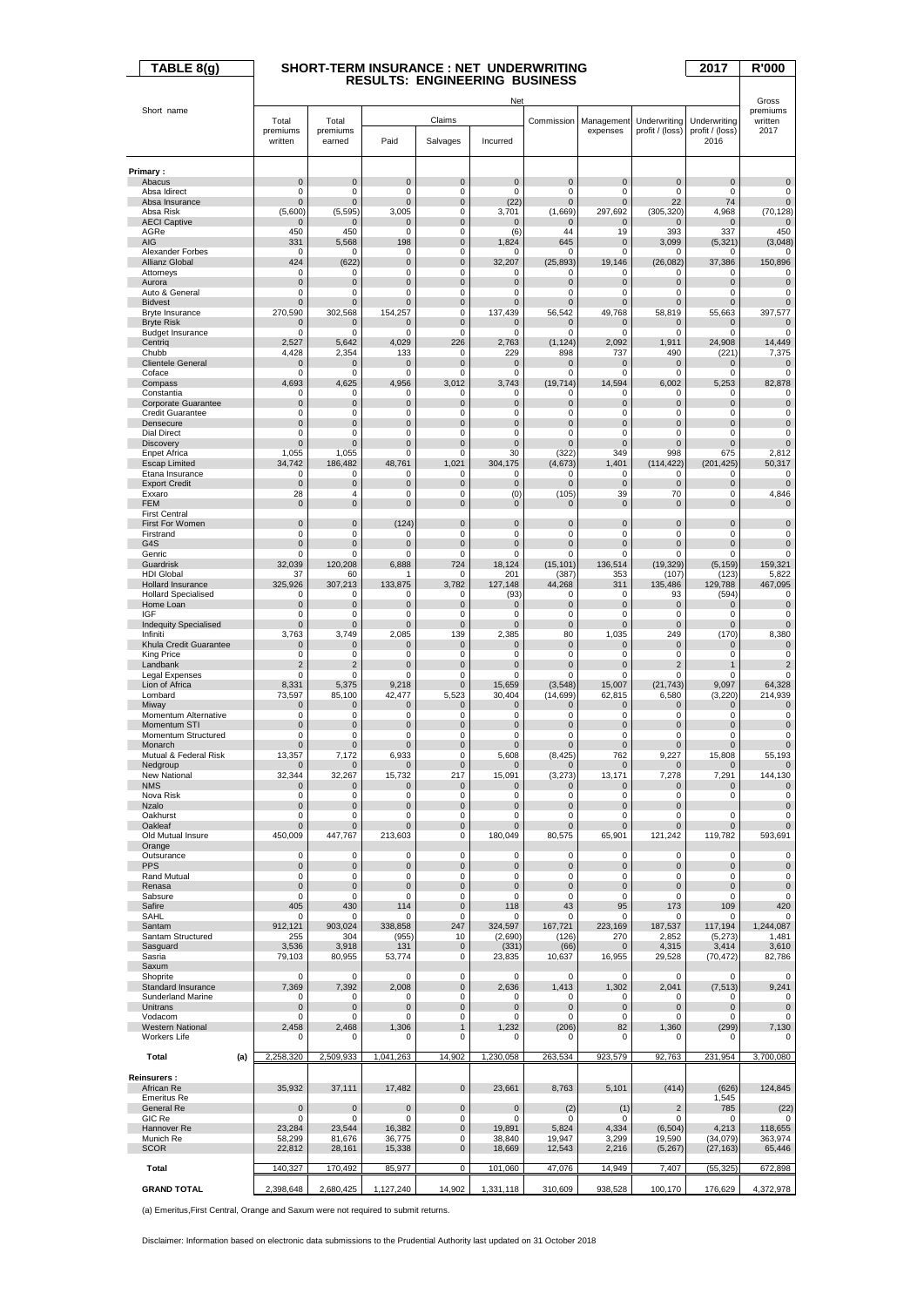# TABLE 8(g) SHORT-TERM INSURANCE : NET UNDERWRITING RESULTS: ENGINEERING BUSINESS 2017 R'000

| Short name | Net | | | | | | | | | Gross premiums written 2017 |
|---|---|---|---|---|---|---|---|---|---|---|
| | Total premiums written | Total premiums earned | Claims | | | Commission | Management expenses | Underwriting profit / (loss) | Underwriting profit / (loss) 2016 | |
| | | | Paid | Salvages | Incurred | | | | | |
| **Primary :** | | | | | | | | | | |
| Abacus | 0 | 0 | 0 | 0 | 0 | 0 | 0 | 0 | 0 | 0 |
| Absa Idirect | 0 | 0 | 0 | 0 | 0 | 0 | 0 | 0 | 0 | 0 |
| Absa Insurance | 0 | 0 | 0 | 0 | (22) | 0 | 0 | 22 | 74 | 0 |
| Absa Risk | (5,600) | (5,595) | 3,005 | 0 | 3,701 | (1,669) | 297,692 | (305,320) | 4,968 | (70,128) |
| AECI Captive | 0 | 0 | 0 | 0 | 0 | 0 | 0 | 0 | 0 | 0 |
| AGRe | 450 | 450 | 0 | 0 | (6) | 44 | 19 | 393 | 337 | 450 |
| AIG | 331 | 5,568 | 198 | 0 | 1,824 | 645 | 0 | 3,099 | (5,321) | (3,048) |
| Alexander Forbes | 0 | 0 | 0 | 0 | 0 | 0 | 0 | 0 | 0 | 0 |
| Allianz Global | 424 | (622) | 0 | 0 | 32,207 | (25,893) | 19,146 | (26,082) | 37,386 | 150,896 |
| Attorneys | 0 | 0 | 0 | 0 | 0 | 0 | 0 | 0 | 0 | 0 |
| Aurora | 0 | 0 | 0 | 0 | 0 | 0 | 0 | 0 | 0 | 0 |
| Auto & General | 0 | 0 | 0 | 0 | 0 | 0 | 0 | 0 | 0 | 0 |
| Bidvest | 0 | 0 | 0 | 0 | 0 | 0 | 0 | 0 | 0 | 0 |
| Bryte Insurance | 270,590 | 302,568 | 154,257 | 0 | 137,439 | 56,542 | 49,768 | 58,819 | 55,663 | 397,577 |
| Bryte Risk | 0 | 0 | 0 | 0 | 0 | 0 | 0 | 0 | 0 | 0 |
| Budget Insurance | 0 | 0 | 0 | 0 | 0 | 0 | 0 | 0 | 0 | 0 |
| Centriq | 2,527 | 5,642 | 4,029 | 226 | 2,763 | (1,124) | 2,092 | 1,911 | 24,908 | 14,449 |
| Chubb | 4,428 | 2,354 | 133 | 0 | 229 | 898 | 737 | 490 | (221) | 7,375 |
| Clientele General | 0 | 0 | 0 | 0 | 0 | 0 | 0 | 0 | 0 | 0 |
| Coface | 0 | 0 | 0 | 0 | 0 | 0 | 0 | 0 | 0 | 0 |
| Compass | 4,693 | 4,625 | 4,956 | 3,012 | 3,743 | (19,714) | 14,594 | 6,002 | 5,253 | 82,878 |
| Constantia | 0 | 0 | 0 | 0 | 0 | 0 | 0 | 0 | 0 | 0 |
| Corporate Guarantee | 0 | 0 | 0 | 0 | 0 | 0 | 0 | 0 | 0 | 0 |
| Credit Guarantee | 0 | 0 | 0 | 0 | 0 | 0 | 0 | 0 | 0 | 0 |
| Densecure | 0 | 0 | 0 | 0 | 0 | 0 | 0 | 0 | 0 | 0 |
| Dial Direct | 0 | 0 | 0 | 0 | 0 | 0 | 0 | 0 | 0 | 0 |
| Discovery | 0 | 0 | 0 | 0 | 0 | 0 | 0 | 0 | 0 | 0 |
| Enpet Africa | 1,055 | 1,055 | 0 | 0 | 30 | (322) | 349 | 998 | 675 | 2,812 |
| Escap Limited | 34,742 | 186,482 | 48,761 | 1,021 | 304,175 | (4,673) | 1,401 | (114,422) | (201,425) | 50,317 |
| Etana Insurance | 0 | 0 | 0 | 0 | 0 | 0 | 0 | 0 | 0 | 0 |
| Export Credit | 0 | 0 | 0 | 0 | 0 | 0 | 0 | 0 | 0 | 0 |
| Exxaro | 28 | 4 | 0 | 0 | (0) | (105) | 39 | 70 | 0 | 4,846 |
| FEM | 0 | 0 | 0 | 0 | 0 | 0 | 0 | 0 | 0 | 0 |
| First Central | | | | | | | | | | |
| First For Women | 0 | 0 | (124) | 0 | 0 | 0 | 0 | 0 | 0 | 0 |
| Firstrand | 0 | 0 | 0 | 0 | 0 | 0 | 0 | 0 | 0 | 0 |
| G4S | 0 | 0 | 0 | 0 | 0 | 0 | 0 | 0 | 0 | 0 |
| Genric | 0 | 0 | 0 | 0 | 0 | 0 | 0 | 0 | 0 | 0 |
| Guardrisk | 32,039 | 120,208 | 6,888 | 724 | 18,124 | (15,101) | 136,514 | (19,329) | (5,159) | 159,321 |
| HDI Global | 37 | 60 | 1 | 0 | 201 | (387) | 353 | (107) | (123) | 5,822 |
| Hollard Insurance | 325,926 | 307,213 | 133,875 | 3,782 | 127,148 | 44,268 | 311 | 135,486 | 129,788 | 467,095 |
| Hollard Specialised | 0 | 0 | 0 | 0 | (93) | 0 | 0 | 93 | (594) | 0 |
| Home Loan | 0 | 0 | 0 | 0 | 0 | 0 | 0 | 0 | 0 | 0 |
| IGF | 0 | 0 | 0 | 0 | 0 | 0 | 0 | 0 | 0 | 0 |
| Indequity Specialised | 0 | 0 | 0 | 0 | 0 | 0 | 0 | 0 | 0 | 0 |
| Infiniti | 3,763 | 3,749 | 2,085 | 139 | 2,385 | 80 | 1,035 | 249 | (170) | 8,380 |
| Khula Credit Guarantee | 0 | 0 | 0 | 0 | 0 | 0 | 0 | 0 | 0 | 0 |
| King Price | 0 | 0 | 0 | 0 | 0 | 0 | 0 | 0 | 0 | 0 |
| Landbank | 2 | 2 | 0 | 0 | 0 | 0 | 0 | 2 | 1 | 2 |
| Legal Expenses | 0 | 0 | 0 | 0 | 0 | 0 | 0 | 0 | 0 | 0 |
| Lion of Africa | 8,331 | 5,375 | 9,218 | 0 | 15,659 | (3,548) | 15,007 | (21,743) | 9,097 | 64,328 |
| Lombard | 73,597 | 85,100 | 42,477 | 5,523 | 30,404 | (14,699) | 62,815 | 6,580 | (3,220) | 214,939 |
| Miway | 0 | 0 | 0 | 0 | 0 | 0 | 0 | 0 | 0 | 0 |
| Momentum Alternative | 0 | 0 | 0 | 0 | 0 | 0 | 0 | 0 | 0 | 0 |
| Momentum STI | 0 | 0 | 0 | 0 | 0 | 0 | 0 | 0 | 0 | 0 |
| Momentum Structured | 0 | 0 | 0 | 0 | 0 | 0 | 0 | 0 | 0 | 0 |
| Monarch | 0 | 0 | 0 | 0 | 0 | 0 | 0 | 0 | 0 | 0 |
| Mutual & Federal Risk | 13,357 | 7,172 | 6,933 | 0 | 5,608 | (8,425) | 762 | 9,227 | 15,808 | 55,193 |
| Nedgroup | 0 | 0 | 0 | 0 | 0 | 0 | 0 | 0 | 0 | 0 |
| New National | 32,344 | 32,267 | 15,732 | 217 | 15,091 | (3,273) | 13,171 | 7,278 | 7,291 | 144,130 |
| NMS | 0 | 0 | 0 | 0 | 0 | 0 | 0 | 0 | 0 | 0 |
| Nova Risk | 0 | 0 | 0 | 0 | 0 | 0 | 0 | 0 | 0 | 0 |
| Nzalo | 0 | 0 | 0 | 0 | 0 | 0 | 0 | 0 | | 0 |
| Oakhurst | 0 | 0 | 0 | 0 | 0 | 0 | 0 | 0 | 0 | 0 |
| Oakleaf | 0 | 0 | 0 | 0 | 0 | 0 | 0 | 0 | 0 | 0 |
| Old Mutual Insure | 450,009 | 447,767 | 213,603 | 0 | 180,049 | 80,575 | 65,901 | 121,242 | 119,782 | 593,691 |
| Orange | | | | | | | | | | |
| Outsurance | 0 | 0 | 0 | 0 | 0 | 0 | 0 | 0 | 0 | 0 |
| PPS | 0 | 0 | 0 | 0 | 0 | 0 | 0 | 0 | 0 | 0 |
| Rand Mutual | 0 | 0 | 0 | 0 | 0 | 0 | 0 | 0 | 0 | 0 |
| Renasa | 0 | 0 | 0 | 0 | 0 | 0 | 0 | 0 | 0 | 0 |
| Sabsure | 0 | 0 | 0 | 0 | 0 | 0 | 0 | 0 | 0 | 0 |
| Safire | 405 | 430 | 114 | 0 | 118 | 43 | 95 | 173 | 109 | 420 |
| SAHL | 0 | 0 | 0 | 0 | 0 | 0 | 0 | 0 | 0 | 0 |
| Santam | 912,121 | 903,024 | 338,858 | 247 | 324,597 | 167,721 | 223,169 | 187,537 | 117,194 | 1,244,087 |
| Santam Structured | 255 | 304 | (955) | 10 | (2,690) | (126) | 270 | 2,852 | (5,273) | 1,481 |
| Sasguard | 3,536 | 3,918 | 131 | 0 | (331) | (66) | 0 | 4,315 | 3,414 | 3,610 |
| Sasria | 79,103 | 80,955 | 53,774 | 0 | 23,835 | 10,637 | 16,955 | 29,528 | (70,472) | 82,786 |
| Saxum | | | | | | | | | | |
| Shoprite | 0 | 0 | 0 | 0 | 0 | 0 | 0 | 0 | 0 | 0 |
| Standard Insurance | 7,369 | 7,392 | 2,008 | 0 | 2,636 | 1,413 | 1,302 | 2,041 | (7,513) | 9,241 |
| Sunderland Marine | 0 | 0 | 0 | 0 | 0 | 0 | 0 | 0 | 0 | 0 |
| Unitrans | 0 | 0 | 0 | 0 | 0 | 0 | 0 | 0 | 0 | 0 |
| Vodacom | 0 | 0 | 0 | 0 | 0 | 0 | 0 | 0 | 0 | 0 |
| Western National | 2,458 | 2,468 | 1,306 | 1 | 1,232 | (206) | 82 | 1,360 | (299) | 7,130 |
| Workers Life | 0 | 0 | 0 | 0 | 0 | 0 | 0 | 0 | 0 | 0 |
| **Total (a)** | 2,258,320 | 2,509,933 | 1,041,263 | 14,902 | 1,230,058 | 263,534 | 923,579 | 92,763 | 231,954 | 3,700,080 |
| **Reinsurers :** | | | | | | | | | | |
| African Re | 35,932 | 37,111 | 17,482 | 0 | 23,661 | 8,763 | 5,101 | (414) | (626) | 124,845 |
| Emeritus Re | | | | | | | | | 1,545 | |
| General Re | 0 | 0 | 0 | 0 | 0 | (2) | (1) | 2 | 785 | (22) |
| GIC Re | 0 | 0 | 0 | 0 | 0 | 0 | 0 | 0 | 0 | 0 |
| Hannover Re | 23,284 | 23,544 | 16,382 | 0 | 19,891 | 5,824 | 4,334 | (6,504) | 4,213 | 118,655 |
| Munich Re | 58,299 | 81,676 | 36,775 | 0 | 38,840 | 19,947 | 3,299 | 19,590 | (34,079) | 363,974 |
| SCOR | 22,812 | 28,161 | 15,338 | 0 | 18,669 | 12,543 | 2,216 | (5,267) | (27,163) | 65,446 |
| **Total** | 140,327 | 170,492 | 85,977 | 0 | 101,060 | 47,076 | 14,949 | 7,407 | (55,325) | 672,898 |
| **GRAND TOTAL** | 2,398,648 | 2,680,425 | 1,127,240 | 14,902 | 1,331,118 | 310,609 | 938,528 | 100,170 | 176,629 | 4,372,978 |

(a) Emeritus,First Central, Orange and Saxum were not required to submit returns.

Disclaimer: Information based on electronic data submissions to the Prudential Authority last updated on 31 October 2018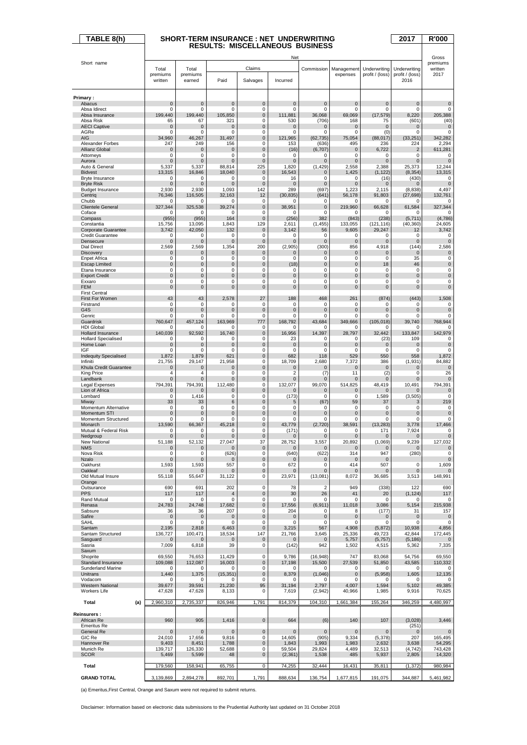# TABLE 8(h) — SHORT-TERM INSURANCE : NET UNDERWRITING RESULTS: MISCELLANEOUS BUSINESS — 2017 — R'000

| Short name | Net | | | | | | | | | Gross premiums written 2017 |
|---|---|---|---|---|---|---|---|---|---|---|
| | Total premiums written | Total premiums earned | Claims | | | Commission | Management expenses | Underwriting profit / (loss) | Underwriting profit / (loss) 2016 | |
| | | | Paid | Salvages | Incurred | | | | | |
| **Primary :** | | | | | | | | | | |
| Abacus | 0 | 0 | 0 | 0 | 0 | 0 | 0 | 0 | 0 | 0 |
| Absa Idirect | 0 | 0 | 0 | 0 | 0 | 0 | 0 | 0 | 0 | 0 |
| Absa Insurance | 199,440 | 199,440 | 105,850 | 0 | 111,881 | 36,068 | 69,069 | (17,579) | 8,220 | 205,388 |
| Absa Risk | 65 | 67 | 321 | 0 | 530 | (706) | 168 | 75 | (601) | (40) |
| AECI Captive | 0 | 0 | 0 | 0 | 0 | 0 | 0 | 0 | 0 | 0 |
| AGRe | 0 | 0 | 0 | 0 | 0 | 0 | 0 | (0) | 0 | 0 |
| AIG | 34,960 | 46,267 | 31,497 | 0 | 121,965 | (62,735) | 75,054 | (88,017) | (33,251) | 342,282 |
| Alexander Forbes | 247 | 249 | 156 | 0 | 153 | (636) | 495 | 236 | 224 | 2,294 |
| Allianz Global | 0 | 0 | 0 | 0 | (16) | (6,707) | 0 | 6,722 | 2 | 611,281 |
| Attorneys | 0 | 0 | 0 | 0 | 0 | 0 | 0 | 0 | 0 | 0 |
| Aurora | 0 | 0 | 0 | 0 | 0 | 0 | 0 | 0 | 0 | 0 |
| Auto & General | 5,337 | 5,337 | 88,814 | 225 | 1,820 | (1,429) | 2,558 | 2,388 | 25,373 | 12,244 |
| Bidvest | 13,315 | 16,846 | 18,040 | 0 | 16,543 | 0 | 1,425 | (1,122) | (8,354) | 13,315 |
| Bryte Insurance | 0 | 0 | 0 | 0 | 16 | 0 | 0 | (16) | (430) | 0 |
| Bryte Risk | 0 | 0 | 0 | 0 | 0 | 0 | 0 | 0 | 0 | 0 |
| Budget Insurance | 2,930 | 2,930 | 1,093 | 142 | 289 | (697) | 1,223 | 2,115 | (8,838) | 4,497 |
| Centriq | 76,346 | 116,505 | 32,163 | 12 | (30,835) | (641) | 56,178 | 91,803 | (27,698) | 132,761 |
| Chubb | 0 | 0 | 0 | 0 | 0 | 0 | 0 | 0 | 0 | 0 |
| Clientele General | 327,344 | 325,538 | 39,274 | 0 | 38,951 | 0 | 219,960 | 66,628 | 61,584 | 327,344 |
| Coface | 0 | 0 | 0 | 0 | 0 | 0 | 0 | 0 | 0 | 0 |
| Compass | (955) | (955) | 164 | 0 | (256) | 382 | (843) | (238) | (5,711) | (4,786) |
| Constantia | 15,756 | 13,095 | 1,843 | 129 | 2,611 | (1,455) | 133,055 | (121,116) | (40,360) | 24,605 |
| Corporate Guarantee | 3,742 | 42,050 | 132 | 0 | 3,142 | 56 | 9,605 | 29,247 | 12 | 3,742 |
| Credit Guarantee | 0 | 0 | 0 | 0 | 0 | 0 | 0 | 0 | 0 | 0 |
| Densecure | 0 | 0 | 0 | 0 | 0 | 0 | 0 | 0 | 0 | 0 |
| Dial Direct | 2,569 | 2,569 | 1,354 | 200 | (2,905) | (300) | 856 | 4,918 | (144) | 2,586 |
| Discovery | 0 | 0 | 0 | 0 | 0 | 0 | 0 | 0 | 0 | 0 |
| Enpet Africa | 0 | 0 | 0 | 0 | 0 | 0 | 0 | 0 | 35 | 0 |
| Escap Limited | 0 | 0 | 0 | 0 | (18) | 0 | 0 | 18 | 46 | 0 |
| Etana Insurance | 0 | 0 | 0 | 0 | 0 | 0 | 0 | 0 | 0 | 0 |
| Export Credit | 0 | 0 | 0 | 0 | 0 | 0 | 0 | 0 | 0 | 0 |
| Exxaro | 0 | 0 | 0 | 0 | 0 | 0 | 0 | 0 | 0 | 0 |
| FEM | 0 | 0 | 0 | 0 | 0 | 0 | 0 | 0 | 0 | 0 |
| First Central | | | | | | | | | | |
| First For Women | 43 | 43 | 2,578 | 27 | 188 | 468 | 261 | (874) | (443) | 1,508 |
| Firstrand | 0 | 0 | 0 | 0 | 0 | 0 | 0 | 0 | 0 | 0 |
| G4S | 0 | 0 | 0 | 0 | 0 | 0 | 0 | 0 | 0 | 0 |
| Genric | 0 | 0 | 0 | 0 | 0 | 0 | 0 | 0 | 0 | 0 |
| Guardrisk | 760,647 | 457,124 | 163,969 | 777 | 168,792 | 43,684 | 349,666 | (105,018) | 39,740 | 768,944 |
| HDI Global | 0 | 0 | 0 | 0 | 0 | 0 | 0 | 0 | 0 | 0 |
| Hollard Insurance | 140,039 | 92,592 | 16,740 | 0 | 16,956 | 14,397 | 28,797 | 32,442 | 133,847 | 142,979 |
| Hollard Specialised | 0 | 0 | 0 | 0 | 23 | 0 | 0 | (23) | 109 | 0 |
| Home Loan | 0 | 0 | 0 | 0 | 0 | 0 | 0 | 0 | 0 | 0 |
| IGF | 0 | 0 | 0 | 0 | 0 | 0 | 0 | 0 | 0 | 0 |
| Indequity Specialised | 1,872 | 1,879 | 621 | 0 | 682 | 118 | 529 | 550 | 558 | 1,872 |
| Infiniti | 21,755 | 29,147 | 21,958 | 0 | 18,709 | 2,680 | 7,372 | 386 | (1,931) | 84,882 |
| Khula Credit Guarantee | 0 | 0 | 0 | 0 | 0 | 0 | 0 | 0 | 0 | 0 |
| King Price | 4 | 4 | 0 | 0 | 2 | (7) | 11 | (2) | 0 | 26 |
| Landbank | 0 | 0 | 0 | 0 | 0 | 0 | 0 | 0 | 0 | 0 |
| Legal Expenses | 794,391 | 794,391 | 112,480 | 0 | 132,077 | 99,070 | 514,825 | 48,419 | 10,491 | 794,391 |
| Lion of Africa | 0 | 0 | 0 | 0 | 0 | 0 | 0 | 0 | 0 | 0 |
| Lombard | 0 | 1,416 | 0 | 0 | (173) | 0 | 0 | 1,589 | (3,505) | 0 |
| Miway | 33 | 33 | 6 | 0 | 5 | (67) | 59 | 37 | 3 | 219 |
| Momentum Alternative | 0 | 0 | 0 | 0 | 0 | 0 | 0 | 0 | 0 | 0 |
| Momentum STI | 0 | 0 | 0 | 0 | 0 | 0 | 0 | 0 | 0 | 0 |
| Momentum Structured | 0 | 0 | 0 | 0 | 0 | 0 | 0 | 0 | 0 | 0 |
| Monarch | 13,590 | 66,367 | 45,218 | 0 | 43,779 | (2,720) | 38,591 | (13,283) | 3,778 | 17,466 |
| Mutual & Federal Risk | 0 | 0 | 0 | 0 | (171) | 0 | 0 | 171 | 7,924 | 0 |
| Nedgroup | 0 | 0 | 0 | 0 | 0 | 0 | 0 | 0 | 0 | 0 |
| New National | 51,188 | 52,132 | 27,047 | 37 | 28,752 | 3,557 | 20,892 | (1,069) | 9,239 | 127,032 |
| NMS | 0 | 0 | 0 | 0 | 0 | 0 | 0 | 0 | 0 | 0 |
| Nova Risk | 0 | 0 | (626) | 0 | (640) | (622) | 314 | 947 | (280) | 0 |
| Nzalo | 0 | 0 | 0 | 0 | 0 | 0 | 0 | 0 | | |
| Oakhurst | 1,593 | 1,593 | 557 | 0 | 672 | 0 | 414 | 507 | 0 | 1,609 |
| Oakleaf | 0 | 0 | 0 | 0 | 0 | 0 | 0 | 0 | 0 | 0 |
| Old Mutual Insure | 55,118 | 55,647 | 31,122 | 0 | 23,971 | (13,081) | 8,072 | 36,685 | 3,513 | 148,991 |
| Orange | | | | | | | | | | |
| Outsurance | 690 | 691 | 202 | 0 | 78 | 2 | 949 | (338) | 122 | 690 |
| PPS | 117 | 117 | 4 | 0 | 30 | 26 | 41 | 20 | (1,124) | 117 |
| Rand Mutual | 0 | 0 | 0 | 0 | 0 | 0 | 0 | 0 | 0 | 0 |
| Renasa | 24,783 | 24,748 | 17,682 | 0 | 17,556 | (6,911) | 11,018 | 3,086 | 5,154 | 215,938 |
| Sabsure | 36 | 36 | 207 | 0 | 204 | 0 | 8 | (177) | 31 | 157 |
| Safire | 0 | 0 | 0 | 0 | 0 | 0 | 0 | 0 | 0 | 0 |
| SAHL | 0 | 0 | 0 | 0 | 0 | 0 | 0 | 0 | 0 | 0 |
| Santam | 2,195 | 2,818 | 6,463 | 0 | 3,215 | 567 | 4,908 | (5,872) | 10,938 | 4,856 |
| Santam Structured | 136,727 | 100,471 | 18,534 | 147 | 21,766 | 3,645 | 25,336 | 49,723 | 42,844 | 172,445 |
| Sasguard | 0 | 0 | 0 | 0 | 0 | 0 | 5,757 | (5,757) | (5,186) | 0 |
| Sasria | 7,009 | 6,818 | 39 | 0 | (142) | 942 | 1,502 | 4,515 | 5,362 | 7,335 |
| Saxum | | | | | | | | | | |
| Shoprite | 69,550 | 76,653 | 11,429 | 0 | 9,786 | (16,948) | 747 | 83,068 | 54,756 | 69,550 |
| Standard Insurance | 109,088 | 112,087 | 16,003 | 0 | 17,198 | 15,500 | 27,539 | 51,850 | 43,585 | 110,332 |
| Sunderland Marine | 0 | 0 | 0 | 0 | 0 | 0 | 0 | 0 | 0 | 0 |
| Unitrans | 1,440 | 1,375 | (15,351) | 0 | 8,379 | (1,046) | 0 | (5,958) | 1,605 | 12,135 |
| Vodacom | 0 | 0 | 0 | 0 | 0 | 0 | 0 | 0 | 0 | 0 |
| Western National | 39,677 | 39,591 | 21,230 | 95 | 31,194 | 2,797 | 4,007 | 1,594 | 5,102 | 49,385 |
| Workers Life | 47,628 | 47,628 | 8,133 | 0 | 7,619 | (2,942) | 40,966 | 1,985 | 9,916 | 70,625 |
| **Total (a)** | 2,960,310 | 2,735,337 | 826,946 | 1,791 | 814,379 | 104,310 | 1,661,384 | 155,264 | 346,259 | 4,480,997 |
| **Reinsurers :** | | | | | | | | | | |
| African Re | 960 | 905 | 1,416 | 0 | 664 | (6) | 140 | 107 | (3,028) | 3,446 |
| Emeritus Re | | | | | | | | | (251) | |
| General Re | 0 | 0 | 0 | 0 | 0 | 0 | 0 | 0 | 0 | 0 |
| GIC Re | 24,010 | 17,656 | 9,816 | 0 | 14,605 | (905) | 9,334 | (5,378) | 207 | 165,495 |
| Hannover Re | 9,403 | 8,451 | 1,788 | 0 | 1,843 | 1,993 | 1,983 | 2,632 | 3,638 | 54,295 |
| Munich Re | 139,717 | 126,330 | 52,688 | 0 | 59,504 | 29,824 | 4,489 | 32,513 | (4,742) | 743,428 |
| SCOR | 5,469 | 5,599 | 48 | 0 | (2,361) | 1,538 | 485 | 5,937 | 2,805 | 14,320 |
| **Total** | 179,560 | 158,941 | 65,755 | 0 | 74,255 | 32,444 | 16,431 | 35,811 | (1,372) | 980,984 |
| **GRAND TOTAL** | 3,139,869 | 2,894,278 | 892,701 | 1,791 | 888,634 | 136,754 | 1,677,815 | 191,075 | 344,887 | 5,461,982 |

(a) Emeritus,First Central, Orange and Saxum were not required to submit returns.

Disclaimer: Information based on electronic data submissions to the Prudential Authority last updated on 31 October 2018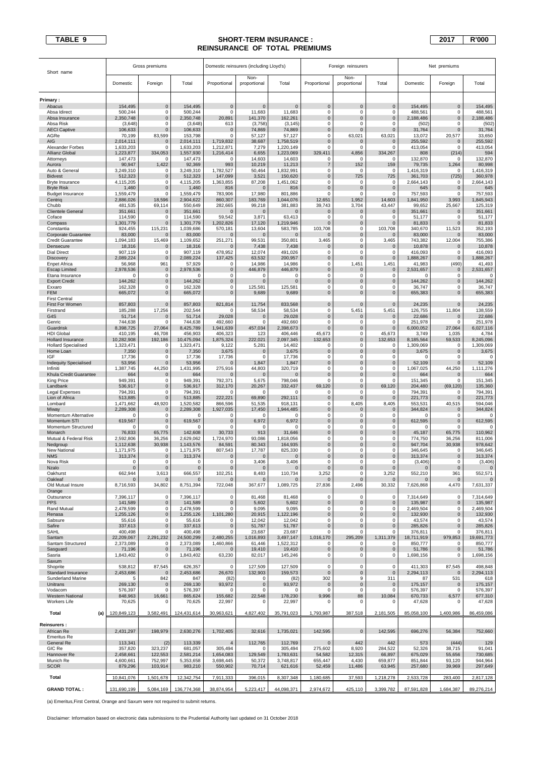**TABLE 9**

# SHORT-TERM INSURANCE : REINSURANCE OF TOTAL PREMIUMS

**2017** **R'000**

| Short name | Gross premiums | | | Domestic reinsurers (including Lloyd's) | | | Foreign reinsurers | | | Net premiums | | |
|---|---|---|---|---|---|---|---|---|---|---|---|---|
| | Domestic | Foreign | Total | Proportional | Non-proportional | Total | Proportional | Non-proportional | Total | Domestic | Foreign | Total |
| **Primary :** | | | | | | | | | | | | |
| Abacus | 154,495 | 0 | 154,495 | 0 | 0 | 0 | 0 | 0 | 0 | 154,495 | 0 | 154,495 |
| Absa Idirect | 500,244 | 0 | 500,244 | 0 | 11,683 | 11,683 | 0 | 0 | 0 | 488,561 | 0 | 488,561 |
| Absa Insurance | 2,350,748 | 0 | 2,350,748 | 20,891 | 141,370 | 162,261 | 0 | 0 | 0 | 2,188,486 | 0 | 2,188,486 |
| Absa Risk | (3,648) | 0 | (3,648) | 613 | (3,758) | (3,145) | 0 | 0 | 0 | (502) | 0 | (502) |
| AECI Captive | 106,633 | 0 | 106,633 | 0 | 74,869 | 74,869 | 0 | 0 | 0 | 31,764 | 0 | 31,764 |
| AGRe | 70,199 | 83,599 | 153,798 | 0 | 57,127 | 57,127 | 0 | 63,021 | 63,021 | 13,072 | 20,577 | 33,650 |
| AIG | 2,014,111 | 0 | 2,014,111 | 1,719,832 | 38,687 | 1,758,519 | 0 | 0 | 0 | 255,592 | 0 | 255,592 |
| Alexander Forbes | 1,633,203 | 0 | 1,633,203 | 1,212,871 | 7,279 | 1,220,149 | 0 | 0 | 0 | 413,054 | 0 | 413,054 |
| Allianz Global | 1,223,877 | 334,053 | 1,557,930 | 1,216,414 | 6,655 | 1,223,069 | 329,411 | 4,856 | 334,267 | 808 | (214) | 594 |
| Attorneys | 147,473 | 0 | 147,473 | 0 | 14,603 | 14,603 | 0 | 0 | 0 | 132,870 | 0 | 132,870 |
| Aurora | 90,947 | 1,422 | 92,369 | 993 | 10,219 | 11,213 | 7 | 152 | 159 | 79,735 | 1,264 | 80,998 |
| Auto & General | 3,249,310 | 0 | 3,249,310 | 1,782,527 | 50,464 | 1,832,991 | 0 | 0 | 0 | 1,416,319 | 0 | 1,416,319 |
| Bidvest | 512,323 | 0 | 512,323 | 147,099 | 3,521 | 150,620 | 0 | 725 | 725 | 361,703 | (725) | 360,978 |
| Bryte Insurance | 4,115,205 | 0 | 4,115,205 | 1,363,855 | 87,208 | 1,451,062 | 0 | 0 | 0 | 2,664,143 | 0 | 2,664,143 |
| Bryte Risk | 1,460 | 0 | 1,460 | 816 | 0 | 816 | 0 | 0 | 0 | 645 | 0 | 645 |
| Budget Insurance | 1,559,479 | 0 | 1,559,479 | 783,906 | 17,980 | 801,886 | 0 | 0 | 0 | 757,593 | 0 | 757,593 |
| Centriq | 2,886,026 | 18,596 | 2,904,622 | 860,307 | 183,769 | 1,044,076 | 12,651 | 1,952 | 14,603 | 1,841,950 | 3,993 | 1,845,943 |
| Chubb | 481,535 | 69,114 | 550,649 | 282,665 | 99,218 | 381,883 | 39,743 | 3,704 | 43,447 | 99,652 | 25,667 | 125,319 |
| Clientele General | 351,661 | 0 | 351,661 | 0 | 0 | 0 | 0 | 0 | 0 | 351,661 | 0 | 351,661 |
| Coface | 114,590 | 0 | 114,590 | 59,542 | 3,871 | 63,413 | 0 | 0 | 0 | 51,177 | 0 | 51,177 |
| Compass | 1,301,779 | 0 | 1,301,779 | 1,202,826 | 17,120 | 1,219,946 | 0 | 0 | 0 | 81,833 | 0 | 81,833 |
| Constantia | 924,455 | 115,231 | 1,039,686 | 570,181 | 13,604 | 583,785 | 103,708 | 0 | 103,708 | 340,670 | 11,523 | 352,193 |
| Corporate Guarantee | 83,000 | 0 | 83,000 | 0 | 0 | 0 | 0 | 0 | 0 | 83,000 | 0 | 83,000 |
| Credit Guarantee | 1,094,183 | 15,469 | 1,109,652 | 251,271 | 99,531 | 350,801 | 3,465 | 0 | 3,465 | 743,382 | 12,004 | 755,386 |
| Densecure | 18,316 | 0 | 18,316 | 0 | 7,438 | 7,438 | 0 | 0 | 0 | 10,878 | 0 | 10,878 |
| Dial Direct | 907,119 | 0 | 907,119 | 478,952 | 12,074 | 491,026 | 0 | 0 | 0 | 416,093 | 0 | 416,093 |
| Discovery | 2,089,224 | 0 | 2,089,224 | 137,425 | 63,532 | 200,957 | 0 | 0 | 0 | 1,888,267 | 0 | 1,888,267 |
| Enpet Africa | 56,968 | 961 | 57,929 | 0 | 14,986 | 14,986 | 0 | 1,451 | 1,451 | 41,983 | (490) | 41,493 |
| Escap Limited | 2,978,536 | 0 | 2,978,536 | 0 | 446,879 | 446,879 | 0 | 0 | 0 | 2,531,657 | 0 | 2,531,657 |
| Etana Insurance | 0 | 0 | 0 | 0 | 0 | 0 | 0 | 0 | 0 | 0 | 0 | 0 |
| Export Credit | 144,262 | 0 | 144,262 | 0 | 0 | 0 | 0 | 0 | 0 | 144,262 | 0 | 144,262 |
| Exxaro | 162,328 | 0 | 162,328 | 0 | 125,581 | 125,581 | 0 | 0 | 0 | 36,747 | 0 | 36,747 |
| FEM | 665,072 | 0 | 665,072 | 0 | 9,689 | 9,689 | 0 | 0 | 0 | 655,383 | 0 | 655,383 |
| First Central | | | | | | | | | | | | |
| First For Women | 857,803 | 0 | 857,803 | 821,814 | 11,754 | 833,568 | 0 | 0 | 0 | 24,235 | 0 | 24,235 |
| Firstrand | 185,288 | 17,256 | 202,544 | 0 | 58,534 | 58,534 | 0 | 5,451 | 5,451 | 126,755 | 11,804 | 138,559 |
| G4S | 51,714 | 0 | 51,714 | 29,028 | 0 | 29,028 | 0 | 0 | 0 | 22,686 | 0 | 22,686 |
| Genric | 744,638 | 0 | 744,638 | 492,660 | 0 | 492,660 | 0 | 0 | 0 | 251,978 | 0 | 251,978 |
| Guardrisk | 8,398,725 | 27,064 | 8,425,789 | 1,941,639 | 457,034 | 2,398,673 | 0 | 0 | 0 | 6,000,052 | 27,064 | 6,027,116 |
| HDI Global | 410,195 | 46,708 | 456,903 | 406,323 | 123 | 406,446 | 45,673 | 0 | 45,673 | 3,749 | 1,035 | 4,784 |
| Hollard Insurance | 10,282,908 | 192,186 | 10,475,094 | 1,875,324 | 222,021 | 2,097,345 | 132,653 | 0 | 132,653 | 8,185,564 | 59,533 | 8,245,096 |
| Hollard Specialised | 1,323,471 | 0 | 1,323,471 | 9,122 | 5,281 | 14,402 | 0 | 0 | 0 | 1,309,069 | 0 | 1,309,069 |
| Home Loan | 7,350 | 0 | 7,350 | 3,675 | 0 | 3,675 | 0 | 0 | 0 | 3,675 | 0 | 3,675 |
| IGF | 17,736 | 0 | 17,736 | 17,736 | 0 | 17,736 | 0 | 0 | 0 | 0 | 0 | 0 |
| Indequity Specialised | 53,956 | 0 | 53,956 | 0 | 1,847 | 1,847 | 0 | 0 | 0 | 52,109 | 0 | 52,109 |
| Infiniti | 1,387,745 | 44,250 | 1,431,995 | 275,916 | 44,803 | 320,719 | 0 | 0 | 0 | 1,067,025 | 44,250 | 1,111,276 |
| Khula Credit Guarantee | 664 | 0 | 664 | 0 | 0 | 0 | 0 | 0 | 0 | 664 | 0 | 664 |
| King Price | 949,391 | 0 | 949,391 | 792,371 | 5,675 | 798,046 | 0 | 0 | 0 | 151,345 | 0 | 151,345 |
| Landbank | 536,917 | 0 | 536,917 | 312,170 | 20,267 | 332,437 | 69,120 | 0 | 69,120 | 204,480 | (69,120) | 135,360 |
| Legal Expenses | 794,391 | 0 | 794,391 | 0 | 0 | 0 | 0 | 0 | 0 | 794,391 | 0 | 794,391 |
| Lion of Africa | 513,885 | 0 | 513,885 | 222,221 | 69,890 | 292,111 | 0 | 0 | 0 | 221,773 | 0 | 221,773 |
| Lombard | 1,471,662 | 48,920 | 1,520,582 | 866,596 | 51,535 | 918,131 | 0 | 8,405 | 8,405 | 553,531 | 40,515 | 594,046 |
| Miway | 2,289,308 | 0 | 2,289,308 | 1,927,035 | 17,450 | 1,944,485 | 0 | 0 | 0 | 344,824 | 0 | 344,824 |
| Momentum Alternative | 0 | 0 | 0 | 0 | 0 | 0 | 0 | 0 | 0 | 0 | 0 | 0 |
| Momentum STI | 619,567 | 0 | 619,567 | 0 | 6,972 | 6,972 | 0 | 0 | 0 | 612,595 | 0 | 612,595 |
| Momentum Structured | 0 | 0 | 0 | 0 | 0 | 0 | 0 | 0 | 0 | 0 | 0 | 0 |
| Monarch | 76,833 | 65,775 | 142,608 | 30,733 | 913 | 31,646 | 0 | 0 | 0 | 45,187 | 65,775 | 110,962 |
| Mutual & Federal Risk | 2,592,806 | 36,256 | 2,629,062 | 1,724,970 | 93,086 | 1,818,056 | 0 | 0 | 0 | 774,750 | 36,256 | 811,006 |
| Nedgroup | 1,112,638 | 30,938 | 1,143,576 | 84,591 | 80,343 | 164,935 | 0 | 0 | 0 | 947,704 | 30,938 | 978,642 |
| New National | 1,171,975 | 0 | 1,171,975 | 807,543 | 17,787 | 825,330 | 0 | 0 | 0 | 346,645 | 0 | 346,645 |
| NMS | 313,374 | 0 | 313,374 | 0 | 0 | 0 | 0 | 0 | 0 | 313,374 | 0 | 313,374 |
| Nova Risk | 0 | 0 | 0 | 0 | 3,406 | 3,406 | 0 | 0 | 0 | (3,406) | 0 | (3,406) |
| Nzalo | 0 | 0 | 0 | 0 | 0 | 0 | 0 | 0 | 0 | 0 | 0 | 0 |
| Oakhurst | 662,944 | 3,613 | 666,557 | 102,251 | 8,483 | 110,734 | 3,252 | 0 | 3,252 | 552,210 | 361 | 552,571 |
| Oakleaf | 0 | 0 | 0 | 0 | 0 | 0 | 0 | 0 | 0 | 0 | 0 | 0 |
| Old Mutual Insure | 8,716,593 | 34,802 | 8,751,394 | 722,048 | 367,677 | 1,089,725 | 27,836 | 2,496 | 30,332 | 7,626,868 | 4,470 | 7,631,337 |
| Orange | | | | | | | | | | | | |
| Outsurance | 7,396,117 | 0 | 7,396,117 | 0 | 81,468 | 81,468 | 0 | 0 | 0 | 7,314,649 | 0 | 7,314,649 |
| PPS | 141,589 | 0 | 141,589 | 0 | 5,602 | 5,602 | 0 | 0 | 0 | 135,987 | 0 | 135,987 |
| Rand Mutual | 2,478,599 | 0 | 2,478,599 | 0 | 9,095 | 9,095 | 0 | 0 | 0 | 2,469,504 | 0 | 2,469,504 |
| Renasa | 1,255,126 | 0 | 1,255,126 | 1,101,280 | 20,915 | 1,122,196 | 0 | 0 | 0 | 132,930 | 0 | 132,930 |
| Sabsure | 55,616 | 0 | 55,616 | 0 | 12,042 | 12,042 | 0 | 0 | 0 | 43,574 | 0 | 43,574 |
| Safire | 337,613 | 0 | 337,613 | 0 | 51,787 | 51,787 | 0 | 0 | 0 | 285,826 | 0 | 285,826 |
| SAHL | 400,498 | 0 | 400,498 | 0 | 23,687 | 23,687 | 0 | 0 | 0 | 376,811 | 0 | 376,811 |
| Santam | 22,209,067 | 2,291,232 | 24,500,299 | 2,480,255 | 1,016,893 | 3,497,147 | 1,016,170 | 295,209 | 1,311,379 | 18,711,919 | 979,853 | 19,691,773 |
| Santam Structured | 2,373,089 | 0 | 2,373,089 | 1,460,866 | 61,446 | 1,522,312 | 0 | 0 | 0 | 850,777 | 0 | 850,777 |
| Sasguard | 71,196 | 0 | 71,196 | 0 | 19,410 | 19,410 | 0 | 0 | 0 | 51,786 | 0 | 51,786 |
| Sasria | 1,843,402 | 0 | 1,843,402 | 63,230 | 82,017 | 145,246 | 0 | 0 | 0 | 1,698,156 | 0 | 1,698,156 |
| Saxum | | | | | | | | | | | | |
| Shoprite | 538,812 | 87,545 | 626,357 | 0 | 127,509 | 127,509 | 0 | 0 | 0 | 411,303 | 87,545 | 498,848 |
| Standard Insurance | 2,453,686 | 0 | 2,453,686 | 26,670 | 132,903 | 159,573 | 0 | 0 | 0 | 2,294,113 | 0 | 2,294,113 |
| Sunderland Marine | 5 | 842 | 847 | (82) | 0 | (82) | 302 | 9 | 311 | 87 | 531 | 618 |
| Unitrans | 269,130 | 0 | 269,130 | 93,972 | 0 | 93,972 | 0 | 0 | 0 | 175,157 | 0 | 175,157 |
| Vodacom | 576,397 | 0 | 576,397 | 0 | 0 | 0 | 0 | 0 | 0 | 576,397 | 0 | 576,397 |
| Western National | 848,963 | 16,661 | 865,624 | 155,682 | 22,548 | 178,230 | 9,996 | 88 | 10,084 | 670,733 | 6,577 | 677,310 |
| Workers Life | 70,625 | 0 | 70,625 | 22,997 | 0 | 22,997 | 0 | 0 | 0 | 47,628 | 0 | 47,628 |
| **Total (a)** | 120,849,123 | 3,582,491 | 124,431,614 | 30,963,621 | 4,827,402 | 35,791,023 | 1,793,987 | 387,518 | 2,181,505 | 85,058,100 | 1,400,986 | 86,459,086 |
| **Reinsurers :** | | | | | | | | | | | | |
| African Re | 2,431,297 | 198,979 | 2,630,276 | 1,702,405 | 32,616 | 1,735,021 | 142,595 | 0 | 142,595 | 696,276 | 56,384 | 752,660 |
| Emeritus Re | | | | | | | | | | | | |
| General Re | 113,341 | (2) | 113,339 | 4 | 112,765 | 112,769 | 0 | 442 | 442 | 573 | (444) | 129 |
| GIC Re | 357,820 | 323,237 | 681,057 | 305,494 | 0 | 305,494 | 275,602 | 8,920 | 284,522 | 52,326 | 38,715 | 91,041 |
| Hannover Re | 2,458,661 | 122,553 | 2,581,214 | 1,654,083 | 129,549 | 1,783,631 | 54,582 | 12,315 | 66,897 | 675,029 | 55,656 | 730,685 |
| Munich Re | 4,600,661 | 752,997 | 5,353,658 | 3,698,445 | 50,372 | 3,748,817 | 655,447 | 4,430 | 659,877 | 851,844 | 93,120 | 944,964 |
| SCOR | 879,296 | 103,914 | 983,210 | 550,902 | 70,714 | 621,616 | 52,459 | 11,486 | 63,945 | 257,680 | 39,969 | 297,649 |
| **Total** | 10,841,076 | 1,501,678 | 12,342,754 | 7,911,333 | 396,015 | 8,307,348 | 1,180,685 | 37,593 | 1,218,278 | 2,533,728 | 283,400 | 2,817,128 |
| **GRAND TOTAL :** | 131,690,199 | 5,084,169 | 136,774,368 | 38,874,954 | 5,223,417 | 44,098,371 | 2,974,672 | 425,110 | 3,399,782 | 87,591,828 | 1,684,387 | 89,276,214 |

(a) Emeritus,First Central, Orange and Saxum were not required to submit returns.

Disclaimer: Information based on electronic data submissions to the Prudential Authority last updated on 31 October 2018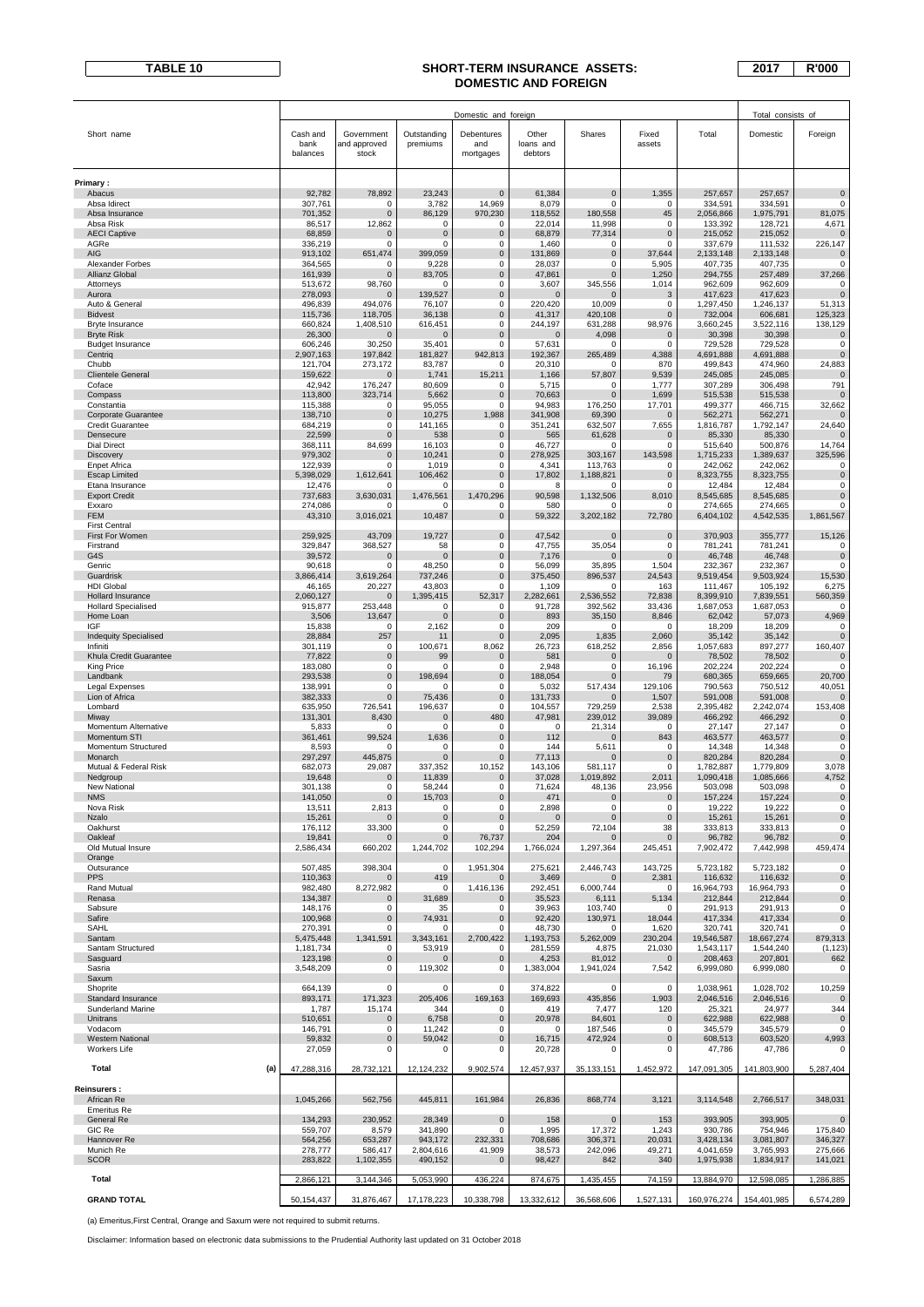**TABLE 10**

# SHORT-TERM INSURANCE ASSETS: DOMESTIC AND FOREIGN

**2017** **R'000**

| Short name | Domestic and foreign | | | | | | | | Total consists of | |
|---|---|---|---|---|---|---|---|---|---|---|
| | Cash and bank balances | Government and approved stock | Outstanding premiums | Debentures and mortgages | Other loans and debtors | Shares | Fixed assets | Total | Domestic | Foreign |
| **Primary :** | | | | | | | | | | |
| Abacus | 92,782 | 78,892 | 23,243 | 0 | 61,384 | 0 | 1,355 | 257,657 | 257,657 | 0 |
| Absa Idirect | 307,761 | 0 | 3,782 | 14,969 | 8,079 | 0 | 0 | 334,591 | 334,591 | 0 |
| Absa Insurance | 701,352 | 0 | 86,129 | 970,230 | 118,552 | 180,558 | 45 | 2,056,866 | 1,975,791 | 81,075 |
| Absa Risk | 86,517 | 12,862 | 0 | 0 | 22,014 | 11,998 | 0 | 133,392 | 128,721 | 4,671 |
| AECI Captive | 68,859 | 0 | 0 | 0 | 68,879 | 77,314 | 0 | 215,052 | 215,052 | 0 |
| AGRe | 336,219 | 0 | 0 | 0 | 1,460 | 0 | 0 | 337,679 | 111,532 | 226,147 |
| AIG | 913,102 | 651,474 | 399,059 | 0 | 131,869 | 0 | 37,644 | 2,133,148 | 2,133,148 | 0 |
| Alexander Forbes | 364,565 | 0 | 9,228 | 0 | 28,037 | 0 | 5,905 | 407,735 | 407,735 | 0 |
| Allianz Global | 161,939 | 0 | 83,705 | 0 | 47,861 | 0 | 1,250 | 294,755 | 257,489 | 37,266 |
| Attorneys | 513,672 | 98,760 | 0 | 0 | 3,607 | 345,556 | 1,014 | 962,609 | 962,609 | 0 |
| Aurora | 278,093 | 0 | 139,527 | 0 | 0 | 0 | 3 | 417,623 | 417,623 | 0 |
| Auto & General | 496,839 | 494,076 | 76,107 | 0 | 220,420 | 10,009 | 0 | 1,297,450 | 1,246,137 | 51,313 |
| Bidvest | 115,736 | 118,705 | 36,138 | 0 | 41,317 | 420,108 | 0 | 732,004 | 606,681 | 125,323 |
| Bryte Insurance | 660,824 | 1,408,510 | 616,451 | 0 | 244,197 | 631,288 | 98,976 | 3,660,245 | 3,522,116 | 138,129 |
| Bryte Risk | 26,300 | 0 | 0 | 0 | 0 | 4,098 | 0 | 30,398 | 30,398 | 0 |
| Budget Insurance | 606,246 | 30,250 | 35,401 | 0 | 57,631 | 0 | 0 | 729,528 | 729,528 | 0 |
| Centriq | 2,907,163 | 197,842 | 181,827 | 942,813 | 192,367 | 265,489 | 4,388 | 4,691,888 | 4,691,888 | 0 |
| Chubb | 121,704 | 273,172 | 83,787 | 0 | 20,310 | 0 | 870 | 499,843 | 474,960 | 24,883 |
| Clientele General | 159,622 | 0 | 1,741 | 15,211 | 1,166 | 57,807 | 9,539 | 245,085 | 245,085 | 0 |
| Coface | 42,942 | 176,247 | 80,609 | 0 | 5,715 | 0 | 1,777 | 307,289 | 306,498 | 791 |
| Compass | 113,800 | 323,714 | 5,662 | 0 | 70,663 | 0 | 1,699 | 515,538 | 515,538 | 0 |
| Constantia | 115,388 | 0 | 95,055 | 0 | 94,983 | 176,250 | 17,701 | 499,377 | 466,715 | 32,662 |
| Corporate Guarantee | 138,710 | 0 | 10,275 | 1,988 | 341,908 | 69,390 | 0 | 562,271 | 562,271 | 0 |
| Credit Guarantee | 684,219 | 0 | 141,165 | 0 | 351,241 | 632,507 | 7,655 | 1,816,787 | 1,792,147 | 24,640 |
| Densecure | 22,599 | 0 | 538 | 0 | 565 | 61,628 | 0 | 85,330 | 85,330 | 0 |
| Dial Direct | 368,111 | 84,699 | 16,103 | 0 | 46,727 | 0 | 0 | 515,640 | 500,876 | 14,764 |
| Discovery | 979,302 | 0 | 10,241 | 0 | 278,925 | 303,167 | 143,598 | 1,715,233 | 1,389,637 | 325,596 |
| Enpet Africa | 122,939 | 0 | 1,019 | 0 | 4,341 | 113,763 | 0 | 242,062 | 242,062 | 0 |
| Escap Limited | 5,398,029 | 1,612,641 | 106,462 | 0 | 17,802 | 1,188,821 | 0 | 8,323,755 | 8,323,755 | 0 |
| Etana Insurance | 12,476 | 0 | 0 | 0 | 8 | 0 | 0 | 12,484 | 12,484 | 0 |
| Export Credit | 737,683 | 3,630,031 | 1,476,561 | 1,470,296 | 90,598 | 1,132,506 | 8,010 | 8,545,685 | 8,545,685 | 0 |
| Exxaro | 274,086 | 0 | 0 | 0 | 580 | 0 | 0 | 274,665 | 274,665 | 0 |
| FEM | 43,310 | 3,016,021 | 10,487 | 0 | 59,322 | 3,202,182 | 72,780 | 6,404,102 | 4,542,535 | 1,861,567 |
| First Central | | | | | | | | | | |
| First For Women | 259,925 | 43,709 | 19,727 | 0 | 47,542 | 0 | 0 | 370,903 | 355,777 | 15,126 |
| Firstrand | 329,847 | 368,527 | 58 | 0 | 47,755 | 35,054 | 0 | 781,241 | 781,241 | 0 |
| G4S | 39,572 | 0 | 0 | 0 | 7,176 | 0 | 0 | 46,748 | 46,748 | 0 |
| Genric | 90,618 | 0 | 48,250 | 0 | 56,099 | 35,895 | 1,504 | 232,367 | 232,367 | 0 |
| Guardrisk | 3,866,414 | 3,619,264 | 737,246 | 0 | 375,450 | 896,537 | 24,543 | 9,519,454 | 9,503,924 | 15,530 |
| HDI Global | 46,165 | 20,227 | 43,803 | 0 | 1,109 | 0 | 163 | 111,467 | 105,192 | 6,275 |
| Hollard Insurance | 2,060,127 | 0 | 1,395,415 | 52,317 | 2,282,661 | 2,536,552 | 72,838 | 8,399,910 | 7,839,551 | 560,359 |
| Hollard Specialised | 915,877 | 253,448 | 0 | 0 | 91,728 | 392,562 | 33,436 | 1,687,053 | 1,687,053 | 0 |
| Home Loan | 3,506 | 13,647 | 0 | 0 | 893 | 35,150 | 8,846 | 62,042 | 57,073 | 4,969 |
| IGF | 15,838 | 0 | 2,162 | 0 | 209 | 0 | 0 | 18,209 | 18,209 | 0 |
| Indequity Specialised | 28,884 | 257 | 11 | 0 | 2,095 | 1,835 | 2,060 | 35,142 | 35,142 | 0 |
| Infiniti | 301,119 | 0 | 100,671 | 8,062 | 26,723 | 618,252 | 2,856 | 1,057,683 | 897,277 | 160,407 |
| Khula Credit Guarantee | 77,822 | 0 | 99 | 0 | 581 | 0 | 0 | 78,502 | 78,502 | 0 |
| King Price | 183,080 | 0 | 0 | 0 | 2,948 | 0 | 16,196 | 202,224 | 202,224 | 0 |
| Landbank | 293,538 | 0 | 198,694 | 0 | 188,054 | 0 | 79 | 680,365 | 659,665 | 20,700 |
| Legal Expenses | 138,991 | 0 | 0 | 0 | 5,032 | 517,434 | 129,106 | 790,563 | 750,512 | 40,051 |
| Lion of Africa | 382,333 | 0 | 75,436 | 0 | 131,733 | 0 | 1,507 | 591,008 | 591,008 | 0 |
| Lombard | 635,950 | 726,541 | 196,637 | 0 | 104,557 | 729,259 | 2,538 | 2,395,482 | 2,242,074 | 153,408 |
| Miway | 131,301 | 8,430 | 0 | 480 | 47,981 | 239,012 | 39,089 | 466,292 | 466,292 | 0 |
| Momentum Alternative | 5,833 | 0 | 0 | 0 | 0 | 21,314 | 0 | 27,147 | 27,147 | 0 |
| Momentum STI | 361,461 | 99,524 | 1,636 | 0 | 112 | 0 | 843 | 463,577 | 463,577 | 0 |
| Momentum Structured | 8,593 | 0 | 0 | 0 | 144 | 5,611 | 0 | 14,348 | 14,348 | 0 |
| Monarch | 297,297 | 445,875 | 0 | 0 | 77,113 | 0 | 0 | 820,284 | 820,284 | 0 |
| Mutual & Federal Risk | 682,073 | 29,087 | 337,352 | 10,152 | 143,106 | 581,117 | 0 | 1,782,887 | 1,779,809 | 3,078 |
| Nedgroup | 19,648 | 0 | 11,839 | 0 | 37,028 | 1,019,892 | 2,011 | 1,090,418 | 1,085,666 | 4,752 |
| New National | 301,138 | 0 | 58,244 | 0 | 71,624 | 48,136 | 23,956 | 503,098 | 503,098 | 0 |
| NMS | 141,050 | 0 | 15,703 | 0 | 471 | 0 | 0 | 157,224 | 157,224 | 0 |
| Nova Risk | 13,511 | 2,813 | 0 | 0 | 2,898 | 0 | 0 | 19,222 | 19,222 | 0 |
| Nzalo | 15,261 | 0 | 0 | 0 | 0 | 0 | 0 | 15,261 | 15,261 | 0 |
| Oakhurst | 176,112 | 33,300 | 0 | 0 | 52,259 | 72,104 | 38 | 333,813 | 333,813 | 0 |
| Oakleaf | 19,841 | 0 | 0 | 76,737 | 204 | 0 | 0 | 96,782 | 96,782 | 0 |
| Old Mutual Insure | 2,586,434 | 660,202 | 1,244,702 | 102,294 | 1,766,024 | 1,297,364 | 245,451 | 7,902,472 | 7,442,998 | 459,474 |
| Orange | | | | | | | | | | |
| Outsurance | 507,485 | 398,304 | 0 | 1,951,304 | 275,621 | 2,446,743 | 143,725 | 5,723,182 | 5,723,182 | 0 |
| PPS | 110,363 | 0 | 419 | 0 | 3,469 | 0 | 2,381 | 116,632 | 116,632 | 0 |
| Rand Mutual | 982,480 | 8,272,982 | 0 | 1,416,136 | 292,451 | 6,000,744 | 0 | 16,964,793 | 16,964,793 | 0 |
| Renasa | 134,387 | 0 | 31,689 | 0 | 35,523 | 6,111 | 5,134 | 212,844 | 212,844 | 0 |
| Sabsure | 148,176 | 0 | 35 | 0 | 39,963 | 103,740 | 0 | 291,913 | 291,913 | 0 |
| Safire | 100,968 | 0 | 74,931 | 0 | 92,420 | 130,971 | 18,044 | 417,334 | 417,334 | 0 |
| SAHL | 270,391 | 0 | 0 | 0 | 48,730 | 0 | 1,620 | 320,741 | 320,741 | 0 |
| Santam | 5,475,448 | 1,341,591 | 3,343,161 | 2,700,422 | 1,193,753 | 5,262,009 | 230,204 | 19,546,587 | 18,667,274 | 879,313 |
| Santam Structured | 1,181,734 | 0 | 53,919 | 0 | 281,559 | 4,875 | 21,030 | 1,543,117 | 1,544,240 | (1,123) |
| Sasguard | 123,198 | 0 | 0 | 0 | 4,253 | 81,012 | 0 | 208,463 | 207,801 | 662 |
| Sasria | 3,548,209 | 0 | 119,302 | 0 | 1,383,004 | 1,941,024 | 7,542 | 6,999,080 | 6,999,080 | 0 |
| Saxum | | | | | | | | | | |
| Shoprite | 664,139 | 0 | 0 | 0 | 374,822 | 0 | 0 | 1,038,961 | 1,028,702 | 10,259 |
| Standard Insurance | 893,171 | 171,323 | 205,406 | 169,163 | 169,693 | 435,856 | 1,903 | 2,046,516 | 2,046,516 | 0 |
| Sunderland Marine | 1,787 | 15,174 | 344 | 0 | 419 | 7,477 | 120 | 25,321 | 24,977 | 344 |
| Unitrans | 510,651 | 0 | 6,758 | 0 | 20,978 | 84,601 | 0 | 622,988 | 622,988 | 0 |
| Vodacom | 146,791 | 0 | 11,242 | 0 | 0 | 187,546 | 0 | 345,579 | 345,579 | 0 |
| Western National | 59,832 | 0 | 59,042 | 0 | 16,715 | 472,924 | 0 | 608,513 | 603,520 | 4,993 |
| Workers Life | 27,059 | 0 | 0 | 0 | 20,728 | 0 | 0 | 47,786 | 47,786 | 0 |
| **Total (a)** | 47,288,316 | 28,732,121 | 12,124,232 | 9,902,574 | 12,457,937 | 35,133,151 | 1,452,972 | 147,091,305 | 141,803,900 | 5,287,404 |
| **Reinsurers :** | | | | | | | | | | |
| African Re | 1,045,266 | 562,756 | 445,811 | 161,984 | 26,836 | 868,774 | 3,121 | 3,114,548 | 2,766,517 | 348,031 |
| Emeritus Re | | | | | | | | | | |
| General Re | 134,293 | 230,952 | 28,349 | 0 | 158 | 0 | 153 | 393,905 | 393,905 | 0 |
| GIC Re | 559,707 | 8,579 | 341,890 | 0 | 1,995 | 17,372 | 1,243 | 930,786 | 754,946 | 175,840 |
| Hannover Re | 564,256 | 653,287 | 943,172 | 232,331 | 708,686 | 306,371 | 20,031 | 3,428,134 | 3,081,807 | 346,327 |
| Munich Re | 278,777 | 586,417 | 2,804,616 | 41,909 | 38,573 | 242,096 | 49,271 | 4,041,659 | 3,765,993 | 275,666 |
| SCOR | 283,822 | 1,102,355 | 490,152 | 0 | 98,427 | 842 | 340 | 1,975,938 | 1,834,917 | 141,021 |
| **Total** | 2,866,121 | 3,144,346 | 5,053,990 | 436,224 | 874,675 | 1,435,455 | 74,159 | 13,884,970 | 12,598,085 | 1,286,885 |
| **GRAND TOTAL** | 50,154,437 | 31,876,467 | 17,178,223 | 10,338,798 | 13,332,612 | 36,568,606 | 1,527,131 | 160,976,274 | 154,401,985 | 6,574,289 |

(a) Emeritus,First Central, Orange and Saxum were not required to submit returns.

Disclaimer: Information based on electronic data submissions to the Prudential Authority last updated on 31 October 2018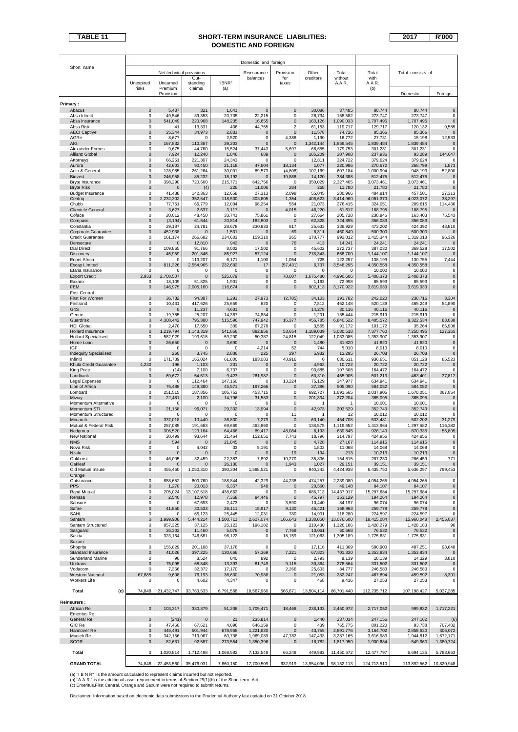**TABLE 11** | **SHORT-TERM INSURANCE LIABILITIES: DOMESTIC AND FOREIGN** | **2017** | **R'000**

| Short name | Domestic and foreign | | | | | | | | | Total with A.A.R. (b) | Total consists of | |
|---|---|---|---|---|---|---|---|---|---|---|---|---|
| | Net technical provisions | | | | Reinsurance balances | Provision for taxes | Other creditors | Total without A.A.R. | | | | |
| | Unexpired risks | Unearned Premium Provision | Out-standing claims/ | "IBNR" (a) | | | | | | | Domestic | Foreign |
| **Primary :** | | | | | | | | | | | | |
| Abacus | 0 | 5,437 | 321 | 1,641 | 0 | 0 | 30,086 | 37,485 | | 80,744 | 80,744 | 0 |
| Absa Idirect | 0 | 49,546 | 39,353 | 20,735 | 22,215 | 0 | 26,734 | 158,582 | | 273,747 | 273,747 | 0 |
| Absa Insurance | 0 | 541,049 | 220,968 | 148,235 | 16,655 | 0 | 163,126 | 1,090,033 | | 1,707,495 | 1,707,495 | 0 |
| Absa Risk | 0 | 41 | 13,331 | 436 | 44,755 | 2 | 61,153 | 119,717 | | 129,717 | 120,132 | 9,585 |
| AECI Captive | 0 | 25,344 | 34,973 | 2,831 | 0 | 0 | 11,578 | 74,726 | | 85,366 | 85,366 | 0 |
| AGRe | 0 | 8,677 | 0 | 2,520 | 0 | 4,386 | 1,190 | 16,772 | | 27,731 | 15,198 | 12,533 |
| AIG | 0 | 167,832 | 110,367 | 39,203 | 0 | 0 | 1,342,144 | 1,659,545 | | 1,839,484 | 1,839,484 | 0 |
| Alexander Forbes | 0 | 9,675 | 44,760 | 15,524 | 37,443 | 5,697 | 66,655 | 179,753 | | 301,231 | 301,231 | 0 |
| Allianz Global | 0 | 7,924 | 12,240 | 1,846 | 689 | 0 | 185,209 | 207,908 | | 237,936 | 93,289 | 144,647 |
| Attorneys | 0 | 66,261 | 221,307 | 24,343 | 0 | 0 | 12,811 | 324,722 | | 379,624 | 379,624 | 0 |
| Aurora | 0 | 42,603 | 90,450 | 21,118 | 47,604 | 18,134 | 1,077 | 220,986 | | 270,672 | 268,799 | 1,873 |
| Auto & General | 0 | 128,985 | 261,264 | 30,001 | 89,573 | (4,808) | 102,169 | 607,184 | | 1,000,994 | 948,193 | 52,800 |
| Bidvest | 0 | 246,958 | 85,232 | 18,192 | 0 | 19,886 | 14,120 | 384,388 | | 512,475 | 512,475 | 0 |
| Bryte Insurance | 0 | 398,290 | 720,560 | 215,771 | 642,756 | 0 | 350,029 | 2,327,405 | | 3,073,461 | 3,073,461 | 0 |
| Bryte Risk | 0 | 0 | (4) | 226 | 11,006 | 284 | 268 | 11,780 | | 21,780 | 21,780 | 0 |
| Budget Insurance | 0 | 41,488 | 142,363 | 12,658 | 27,313 | 2,098 | 55,045 | 280,966 | | 484,814 | 457,501 | 27,313 |
| Centriq | 0 | 2,232,302 | 352,547 | 118,530 | 303,605 | 1,354 | 406,623 | 3,414,960 | | 4,061,370 | 4,023,072 | 38,297 |
| Chubb | 0 | 77,751 | 66,779 | 12,004 | 98,254 | 554 | 21,073 | 276,415 | | 324,051 | 209,615 | 114,436 |
| Clientele General | 0 | 3,627 | 2,637 | 3,117 | 0 | 4,015 | 48,220 | 61,617 | | 188,795 | 188,795 | 0 |
| Coface | 0 | 20,012 | 48,450 | 33,741 | 75,861 | 0 | 27,664 | 205,728 | | 238,946 | 163,403 | 75,543 |
| Compass | 0 | (3,194) | 61,644 | 20,814 | 182,803 | 0 | 62,828 | 324,895 | | 356,083 | 356,083 | 0 |
| Constantia | 0 | 29,187 | 24,781 | 28,678 | 230,833 | 817 | 25,633 | 339,929 | | 473,202 | 424,392 | 48,810 |
| Corporate Guarantee | 0 | 452,938 | 0 | 1,531 | 0 | 69 | 6,311 | 460,849 | | 500,300 | 500,300 | 0 |
| Credit Guarantee | 0 | 161,174 | 266,682 | 234,603 | 159,310 | 265 | 170,777 | 992,812 | | 1,415,344 | 1,319,018 | 96,326 |
| Densecure | 0 | 0 | 12,810 | 942 | 0 | 76 | 413 | 14,241 | | 24,241 | 24,241 | 0 |
| Dial Direct | 0 | 109,865 | 91,766 | 8,002 | 17,502 | 0 | 45,602 | 272,737 | | 387,030 | 369,528 | 17,502 |
| Discovery | 0 | 45,959 | 201,346 | 85,927 | 57,124 | 0 | 278,343 | 668,700 | | 1,144,107 | 1,144,107 | 0 |
| Enpet Africa | 0 | 0 | 113,207 | 6,171 | 1,100 | 1,054 | 725 | 122,257 | | 138,199 | 130,755 | 7,444 |
| Escap Limited | 0 | 811,326 | 2,554,965 | 232,682 | 17 | (57,431) | 6,737 | 3,548,295 | | 4,350,558 | 4,350,558 | 0 |
| Etana Insurance | 0 | 0 | 0 | 0 | 0 | 0 | 0 | 0 | | 10,000 | 10,000 | 0 |
| Export Credit | 2,933 | 2,708,507 | 0 | 525,079 | 0 | 78,607 | 1,675,480 | 4,990,606 | | 5,408,373 | 5,408,373 | 0 |
| Exxaro | 0 | 18,109 | 51,825 | 1,901 | 0 | 0 | 1,163 | 72,998 | | 85,593 | 85,593 | 0 |
| FEM | 0 | 146,975 | 2,005,160 | 116,674 | 0 | 0 | 902,113 | 3,170,922 | | 3,619,033 | 3,619,033 | 0 |
| First Central | | | | | | | | | | | | |
| First For Women | 0 | 36,732 | 94,387 | 1,291 | 27,973 | (2,705) | 34,103 | 191,782 | | 242,020 | 238,716 | 3,304 |
| Firstrand | 0 | 10,431 | 417,626 | 25,659 | 620 | 0 | 7,812 | 462,148 | | 520,139 | 465,249 | 54,890 |
| G4S | 0 | 0 | 11,237 | 4,601 | 0 | 0 | 14,278 | 30,116 | | 40,116 | 40,116 | 0 |
| Genric | 0 | 19,785 | 25,207 | 14,367 | 74,884 | 0 | 1,201 | 135,444 | | 215,919 | 215,919 | 0 |
| Guardrisk | 0 | 4,308,442 | 795,380 | 515,596 | 747,942 | 16,377 | 456,785 | 6,840,522 | | 8,405,572 | 8,322,534 | 83,038 |
| HDI Global | 0 | 2,470 | 17,550 | 309 | 67,278 | 0 | 3,565 | 91,172 | | 101,172 | 35,264 | 65,908 |
| Hollard Insurance | 0 | 1,219,794 | 1,143,319 | 541,856 | 882,856 | 53,654 | 1,189,039 | 5,030,518 | | 7,377,760 | 7,250,495 | 127,265 |
| Hollard Specialised | 0 | 582,929 | 193,615 | 59,290 | 50,387 | 24,815 | 122,049 | 1,033,085 | | 1,353,907 | 1,353,907 | 0 |
| Home Loan | 0 | 26,650 | 0 | 3,690 | 0 | 0 | 1,480 | 31,820 | | 41,820 | 41,820 | 0 |
| IGF | 0 | 0 | 0 | 0 | 4,214 | 52 | 744 | 5,010 | | 8,010 | 8,010 | 0 |
| Indequity Specialised | 0 | 260 | 3,745 | 2,836 | 225 | 297 | 5,932 | 13,295 | | 26,708 | 26,708 | 0 |
| Infiniti | 0 | 171,789 | 165,024 | 61,800 | 183,083 | 48,916 | 0 | 630,611 | | 936,651 | 851,128 | 85,523 |
| Khula Credit Guarantee | 4,230 | 196 | 1,103 | 231 | 0 | 0 | 4,962 | 10,722 | | 20,722 | 20,722 | 0 |
| King Price | 0 | (14) | 7,100 | 6,737 | 0 | 0 | 93,685 | 107,508 | | 164,472 | 164,472 | 0 |
| Landbank | 0 | 69,672 | 54,513 | 9,423 | 261,987 | 0 | 60,310 | 455,905 | | 501,213 | 463,401 | 37,812 |
| Legal Expenses | 0 | 0 | 112,464 | 147,160 | 0 | 13,224 | 75,129 | 347,977 | | 634,941 | 634,941 | 0 |
| Lion of Africa | 0 | 75,488 | 149,380 | 45,571 | 197,266 | 0 | 37,386 | 505,090 | | 584,052 | 584,052 | 0 |
| Lombard | 0 | 251,515 | 187,856 | 105,752 | 453,715 | 0 | 692,727 | 1,691,565 | | 2,037,905 | 1,670,051 | 367,854 |
| Miway | 0 | 22,481 | 2,100 | 14,706 | 31,583 | 0 | 201,334 | 272,204 | | 365,095 | 365,095 | 0 |
| Momentum Alternative | 0 | 0 | 0 | 0 | 0 | 0 | 1 | 1 | | 10,001 | 10,001 | 0 |
| Momentum STI | 0 | 21,158 | 96,071 | 29,332 | 13,994 | 0 | 42,973 | 203,529 | | 352,743 | 352,743 | 0 |
| Momentum Structured | 0 | 0 | 0 | 0 | 0 | 11 | 1 | 12 | | 10,012 | 10,012 | 0 |
| Monarch | 0 | 337,018 | 10,440 | 36,830 | 7,279 | 0 | 63,140 | 454,708 | | 533,481 | 502,202 | 31,279 |
| Mutual & Federal Risk | 0 | 257,085 | 191,663 | 69,669 | 462,660 | 0 | 138,575 | 1,119,652 | | 1,413,964 | 1,297,582 | 116,382 |
| Nedgroup | 0 | 306,520 | 123,164 | 64,466 | 89,417 | 48,084 | 8,193 | 639,845 | | 926,140 | 870,335 | 55,805 |
| New National | 0 | 20,499 | 93,644 | 21,464 | 152,651 | 7,743 | 18,796 | 314,797 | | 424,956 | 424,956 | 0 |
| NMS | 0 | 594 | 0 | 21,845 | 0 | 0 | 4,728 | 27,167 | | 114,915 | 114,915 | 0 |
| Nova Risk | 0 | 0 | 4,042 | 33 | 5,191 | 0 | 1,802 | 11,068 | | 14,068 | 14,068 | 0 |
| Nzalo | 0 | 0 | 0 | 0 | 0 | 19 | 194 | 213 | | 10,213 | 10,213 | 0 |
| Oakhurst | 0 | 46,005 | 32,459 | 22,383 | 7,892 | 10,270 | 35,806 | 154,815 | | 287,230 | 286,459 | 771 |
| Oakleaf | 0 | 0 | 0 | 26,180 | 0 | 1,943 | 1,027 | 29,151 | | 39,151 | 39,151 | 0 |
| Old Mutual Insure | 0 | 455,460 | 1,050,310 | 390,304 | 1,588,521 | 0 | 940,343 | 4,424,938 | | 6,435,750 | 5,636,297 | 799,453 |
| Orange | | | | | | | | | | | | |
| Outsurance | 0 | 888,652 | 600,760 | 188,844 | 42,329 | 44,238 | 474,257 | 2,239,080 | | 4,054,265 | 4,054,265 | 0 |
| PPS | 0 | 1,270 | 20,013 | 6,357 | 948 | 0 | 20,560 | 49,148 | | 84,107 | 84,107 | 0 |
| Rand Mutual | 0 | 205,024 | 13,107,518 | 438,662 | 0 | 0 | 686,713 | 14,437,917 | | 15,297,684 | 15,297,684 | 0 |
| Renasa | 0 | 2,540 | 12,978 | 7,368 | 84,446 | 0 | 45,797 | 153,129 | | 194,264 | 194,264 | 0 |
| Sabsure | 0 | 0 | 67,693 | 2,473 | 0 | 3,590 | 10,440 | 84,197 | | 96,074 | 96,074 | 0 |
| Safire | 0 | 41,850 | 30,533 | 26,111 | 15,917 | 9,130 | 45,421 | 168,963 | | 259,778 | 259,778 | 0 |
| SAHL | 0 | 0 | 65,123 | 25,445 | 12,031 | 780 | 14,901 | 118,280 | | 224,597 | 224,597 | 0 |
| Santam | 0 | 1,999,908 | 5,444,214 | 1,500,711 | 2,627,074 | 166,643 | 1,338,050 | 13,076,600 | | 18,415,084 | 15,960,048 | 2,455,037 |
| Santam Structured | 0 | 857,325 | 37,125 | 25,123 | 196,182 | 0 | 210,430 | 1,326,186 | | 1,428,279 | 1,428,183 | 96 |
| Sasguard | 0 | 26,302 | 11,460 | 5,076 | 0 | 7,769 | 10,061 | 60,668 | | 76,532 | 76,532 | 0 |
| Sasria | 0 | 323,164 | 746,681 | 96,122 | 0 | 18,159 | 121,063 | 1,305,189 | | 1,775,631 | 1,775,631 | 0 |
| Saxum | | | | | | | | | | | | |
| Shoprite | 0 | 155,829 | 201,188 | 37,176 | 0 | 0 | 17,116 | 411,309 | | 580,900 | 487,251 | 93,648 |
| Standard Insurance | 0 | 41,026 | 397,225 | 130,666 | 57,369 | 7,221 | 67,823 | 701,330 | | 1,353,834 | 1,353,834 | 0 |
| Sunderland Marine | 0 | 90 | 3,524 | 840 | 892 | 0 | 2,793 | 8,139 | | 18,139 | 14,329 | 3,810 |
| Unitrans | 0 | 75,095 | 68,848 | 13,393 | 81,749 | 9,115 | 30,364 | 278,564 | | 331,502 | 331,502 | 0 |
| Vodacom | 0 | 7,366 | 32,372 | 17,170 | 0 | 2,266 | 25,603 | 84,777 | | 246,583 | 246,583 | 0 |
| Western National | 67,685 | 9,698 | 76,193 | 36,630 | 70,988 | 0 | 21,053 | 282,247 | | 467,894 | 459,592 | 8,301 |
| Workers Life | 0 | 0 | 4,602 | 4,347 | 0 | 0 | 468 | 9,416 | | 27,253 | 27,253 | 0 |
| **Total (c)** | 74,848 | 21,432,747 | 33,763,533 | 6,791,568 | 10,567,960 | 566,671 | 13,504,114 | 86,701,440 | | 112,235,712 | 107,198,427 | 5,037,285 |
| **Reinsurers :** | | | | | | | | | | | | |
| African Re | 0 | 103,317 | 330,379 | 51,206 | 1,709,471 | 18,466 | 238,133 | 2,450,972 | | 2,717,052 | 999,832 | 1,717,221 |
| Emeritus Re | | | | | | | | | | | | |
| General Re | 0 | (241) | 0 | 21 | 235,814 | 0 | 1,440 | 237,034 | | 247,156 | 247,162 | (6) |
| GIC Re | 0 | 47,460 | 67,621 | 4,096 | 646,159 | 0 | 439 | 765,775 | | 801,220 | 93,738 | 707,482 |
| Hannover Re | 0 | 445,491 | 501,944 | 678,966 | 1,221,620 | 0 | 43,755 | 2,891,776 | | 3,164,702 | 2,858,630 | 306,072 |
| Munich Re | 0 | 342,156 | 719,967 | 60,738 | 1,969,089 | 47,782 | 147,433 | 3,287,165 | | 3,616,983 | 1,944,812 | 1,672,171 |
| SCOR | 0 | 82,631 | 92,587 | 273,554 | 1,350,396 | 0 | 18,782 | 1,817,950 | | 1,930,684 | 549,960 | 1,380,724 |
| **Total** | 0 | 1,020,814 | 1,712,498 | 1,068,582 | 7,132,549 | 66,248 | 449,982 | 11,450,672 | | 12,477,797 | 6,694,135 | 5,783,663 |
| **GRAND TOTAL** | 74,848 | 22,453,560 | 35,476,031 | 7,860,150 | 17,700,509 | 632,919 | 13,954,096 | 98,152,113 | | 124,713,510 | 113,892,562 | 10,820,948 |

(a) "I B N R" is the amount calculated to represent claims incurred but not reported.
(b) "A.A.R." is the additional asset requirement in terms of Section 29(1)(b) of the Short-term Act.
(c) Emeritus,First Central, Orange and Saxum were not required to submit returns.

Disclaimer: Information based on electronic data submissions to the Prudential Authority last updated on 31 October 2018